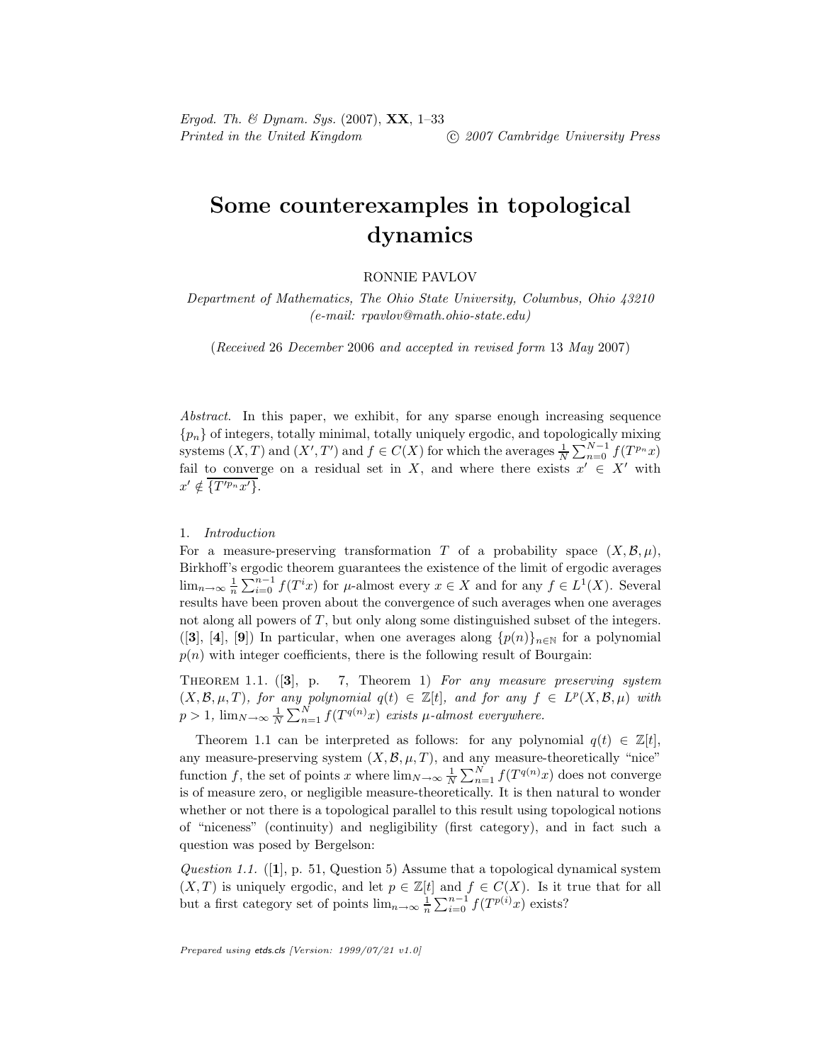# Some counterexamples in topological dynamics

RONNIE PAVLOV

*Department of Mathematics, The Ohio State University, Columbus, Ohio 43210*
*(e-mail: rpavlov@math.ohio-state.edu)*

(*Received* 26 *December* 2006 *and accepted in revised form* 13 *May* 2007)

*Abstract.* In this paper, we exhibit, for any sparse enough increasing sequence $\{p_n\}$ of integers, totally minimal, totally uniquely ergodic, and topologically mixing systems $(X,T)$ and $(X',T')$ and $f \in C(X)$ for which the averages $\frac{1}{N}\sum_{n=0}^{N-1} f(T^{p_n}x)$ fail to converge on a residual set in $X$, and where there exists $x' \in X'$ with $x' \notin \overline{\{T'^{p_n}x'\}}$.

## 1. *Introduction*

For a measure-preserving transformation $T$ of a probability space $(X,\mathcal{B},\mu)$, Birkhoff's ergodic theorem guarantees the existence of the limit of ergodic averages $\lim_{n\to\infty} \frac{1}{n}\sum_{i=0}^{n-1} f(T^i x)$ for $\mu$-almost every $x \in X$ and for any $f \in L^1(X)$. Several results have been proven about the convergence of such averages when one averages not along all powers of $T$, but only along some distinguished subset of the integers. ([**3**], [**4**], [**9**]) In particular, when one averages along $\{p(n)\}_{n\in\mathbb{N}}$ for a polynomial $p(n)$ with integer coefficients, there is the following result of Bourgain:

THEOREM 1.1. ([**3**], p. 7, Theorem 1) *For any measure preserving system $(X,\mathcal{B},\mu,T)$, for any polynomial $q(t) \in \mathbb{Z}[t]$, and for any $f \in L^p(X,\mathcal{B},\mu)$ with $p > 1$, $\lim_{N\to\infty} \frac{1}{N}\sum_{n=1}^{N} f(T^{q(n)}x)$ exists $\mu$-almost everywhere.*

Theorem 1.1 can be interpreted as follows: for any polynomial $q(t) \in \mathbb{Z}[t]$, any measure-preserving system $(X,\mathcal{B},\mu,T)$, and any measure-theoretically "nice" function $f$, the set of points $x$ where $\lim_{N\to\infty} \frac{1}{N}\sum_{n=1}^{N} f(T^{q(n)}x)$ does not converge is of measure zero, or negligible measure-theoretically. It is then natural to wonder whether or not there is a topological parallel to this result using topological notions of "niceness" (continuity) and negligibility (first category), and in fact such a question was posed by Bergelson:

*Question 1.1.* ([**1**], p. 51, Question 5) Assume that a topological dynamical system $(X,T)$ is uniquely ergodic, and let $p \in \mathbb{Z}[t]$ and $f \in C(X)$. Is it true that for all but a first category set of points $\lim_{n\to\infty} \frac{1}{n}\sum_{i=0}^{n-1} f(T^{p(i)}x)$ exists?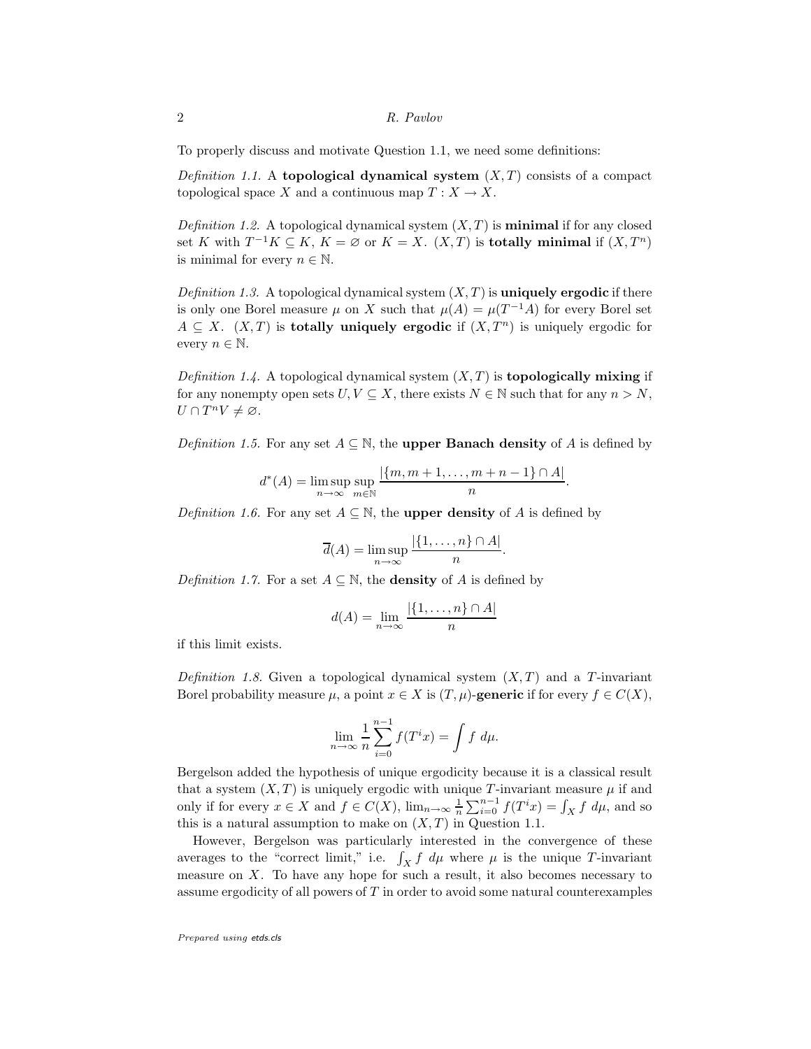To properly discuss and motivate Question 1.1, we need some definitions:

*Definition 1.1.* A **topological dynamical system** $(X,T)$ consists of a compact topological space $X$ and a continuous map $T : X \to X$.

*Definition 1.2.* A topological dynamical system $(X,T)$ is **minimal** if for any closed set $K$ with $T^{-1}K \subseteq K$, $K = \varnothing$ or $K = X$. $(X,T)$ is **totally minimal** if $(X,T^n)$ is minimal for every $n \in \mathbb{N}$.

*Definition 1.3.* A topological dynamical system $(X,T)$ is **uniquely ergodic** if there is only one Borel measure $\mu$ on $X$ such that $\mu(A) = \mu(T^{-1}A)$ for every Borel set $A \subseteq X$. $(X,T)$ is **totally uniquely ergodic** if $(X,T^n)$ is uniquely ergodic for every $n \in \mathbb{N}$.

*Definition 1.4.* A topological dynamical system $(X,T)$ is **topologically mixing** if for any nonempty open sets $U, V \subseteq X$, there exists $N \in \mathbb{N}$ such that for any $n > N$, $U \cap T^n V \neq \varnothing$.

*Definition 1.5.* For any set $A \subseteq \mathbb{N}$, the **upper Banach density** of $A$ is defined by

$$d^*(A) = \limsup_{n\to\infty} \sup_{m\in\mathbb{N}} \frac{|\{m, m+1, \ldots, m+n-1\} \cap A|}{n}.$$

*Definition 1.6.* For any set $A \subseteq \mathbb{N}$, the **upper density** of $A$ is defined by

$$\overline{d}(A) = \limsup_{n\to\infty} \frac{|\{1,\ldots,n\} \cap A|}{n}.$$

*Definition 1.7.* For a set $A \subseteq \mathbb{N}$, the **density** of $A$ is defined by

$$d(A) = \lim_{n\to\infty} \frac{|\{1,\ldots,n\} \cap A|}{n}$$

if this limit exists.

*Definition 1.8.* Given a topological dynamical system $(X,T)$ and a $T$-invariant Borel probability measure $\mu$, a point $x \in X$ is $(T,\mu)$-**generic** if for every $f \in C(X)$,

$$\lim_{n\to\infty} \frac{1}{n} \sum_{i=0}^{n-1} f(T^i x) = \int f \; d\mu.$$

Bergelson added the hypothesis of unique ergodicity because it is a classical result that a system $(X,T)$ is uniquely ergodic with unique $T$-invariant measure $\mu$ if and only if for every $x \in X$ and $f \in C(X)$, $\lim_{n\to\infty} \frac{1}{n}\sum_{i=0}^{n-1} f(T^i x) = \int_X f \; d\mu$, and so this is a natural assumption to make on $(X,T)$ in Question 1.1.

However, Bergelson was particularly interested in the convergence of these averages to the "correct limit," i.e. $\int_X f \; d\mu$ where $\mu$ is the unique $T$-invariant measure on $X$. To have any hope for such a result, it also becomes necessary to assume ergodicity of all powers of $T$ in order to avoid some natural counterexamples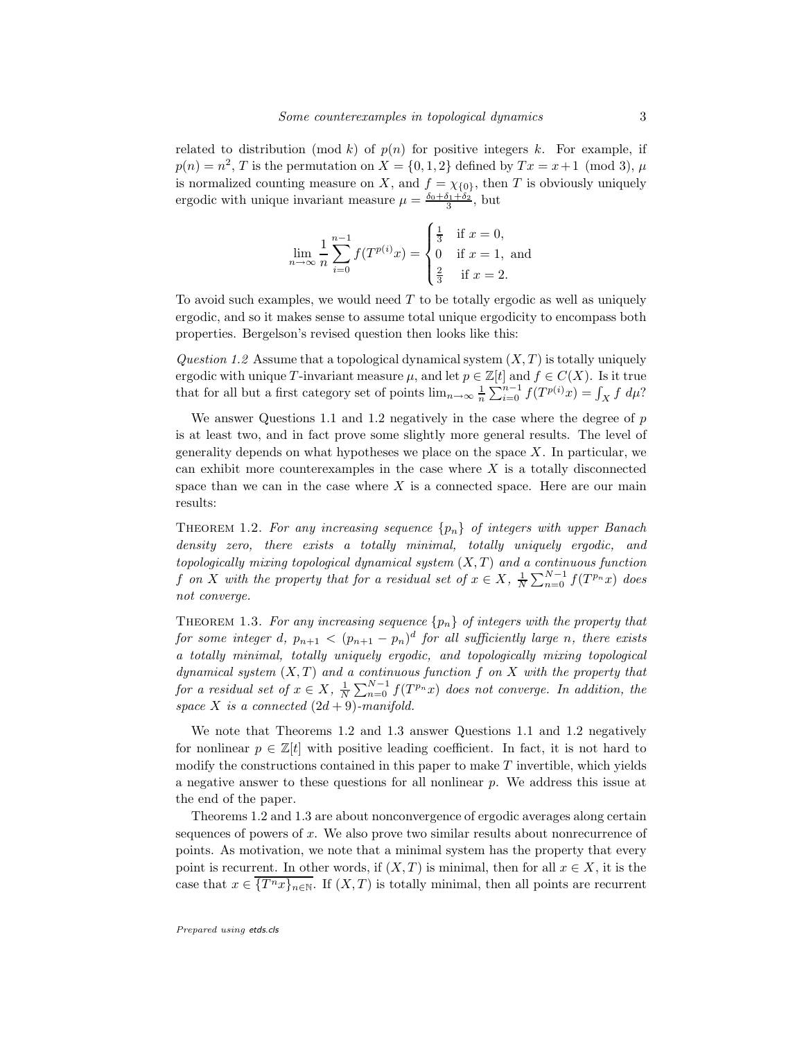related to distribution (mod $k$) of $p(n)$ for positive integers $k$. For example, if $p(n) = n^2$, $T$ is the permutation on $X = \{0, 1, 2\}$ defined by $Tx = x+1 \pmod 3$, $\mu$ is normalized counting measure on $X$, and $f = \chi_{\{0\}}$, then $T$ is obviously uniquely ergodic with unique invariant measure $\mu = \frac{\delta_0+\delta_1+\delta_2}{3}$, but

$$\lim_{n\to\infty} \frac{1}{n} \sum_{i=0}^{n-1} f(T^{p(i)}x) = \begin{cases} \frac{1}{3} & \text{if } x = 0, \\ 0 & \text{if } x = 1, \text{ and} \\ \frac{2}{3} & \text{if } x = 2. \end{cases}$$

To avoid such examples, we would need $T$ to be totally ergodic as well as uniquely ergodic, and so it makes sense to assume total unique ergodicity to encompass both properties. Bergelson's revised question then looks like this:

*Question 1.2* Assume that a topological dynamical system $(X, T)$ is totally uniquely ergodic with unique $T$-invariant measure $\mu$, and let $p \in \mathbb{Z}[t]$ and $f \in C(X)$. Is it true that for all but a first category set of points $\lim_{n\to\infty} \frac{1}{n} \sum_{i=0}^{n-1} f(T^{p(i)}x) = \int_X f \, d\mu$?

We answer Questions 1.1 and 1.2 negatively in the case where the degree of $p$ is at least two, and in fact prove some slightly more general results. The level of generality depends on what hypotheses we place on the space $X$. In particular, we can exhibit more counterexamples in the case where $X$ is a totally disconnected space than we can in the case where $X$ is a connected space. Here are our main results:

THEOREM 1.2. *For any increasing sequence $\{p_n\}$ of integers with upper Banach density zero, there exists a totally minimal, totally uniquely ergodic, and topologically mixing topological dynamical system $(X, T)$ and a continuous function $f$ on $X$ with the property that for a residual set of $x \in X$, $\frac{1}{N} \sum_{n=0}^{N-1} f(T^{p_n}x)$ does not converge.*

THEOREM 1.3. *For any increasing sequence $\{p_n\}$ of integers with the property that for some integer $d$, $p_{n+1} < (p_{n+1} - p_n)^d$ for all sufficiently large $n$, there exists a totally minimal, totally uniquely ergodic, and topologically mixing topological dynamical system $(X, T)$ and a continuous function $f$ on $X$ with the property that for a residual set of $x \in X$, $\frac{1}{N} \sum_{n=0}^{N-1} f(T^{p_n}x)$ does not converge. In addition, the space $X$ is a connected $(2d + 9)$-manifold.*

We note that Theorems 1.2 and 1.3 answer Questions 1.1 and 1.2 negatively for nonlinear $p \in \mathbb{Z}[t]$ with positive leading coefficient. In fact, it is not hard to modify the constructions contained in this paper to make $T$ invertible, which yields a negative answer to these questions for all nonlinear $p$. We address this issue at the end of the paper.

Theorems 1.2 and 1.3 are about nonconvergence of ergodic averages along certain sequences of powers of $x$. We also prove two similar results about nonrecurrence of points. As motivation, we note that a minimal system has the property that every point is recurrent. In other words, if $(X, T)$ is minimal, then for all $x \in X$, it is the case that $x \in \overline{\{T^n x\}_{n\in\mathbb{N}}}$. If $(X, T)$ is totally minimal, then all points are recurrent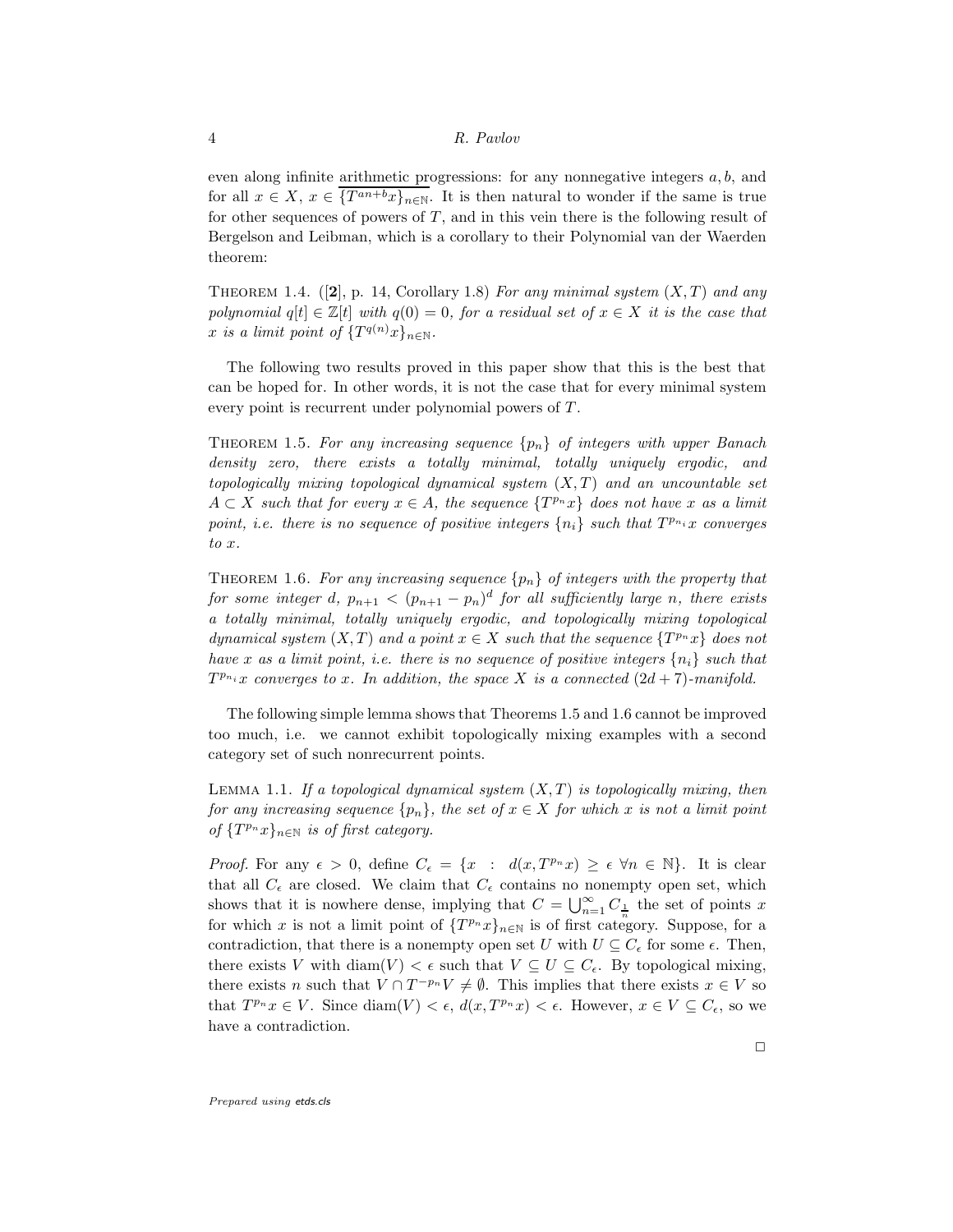even along infinite arithmetic progressions: for any nonnegative integers $a, b$, and for all $x \in X$, $x \in \overline{\{T^{an+b}x\}_{n\in\mathbb{N}}}$. It is then natural to wonder if the same is true for other sequences of powers of $T$, and in this vein there is the following result of Bergelson and Leibman, which is a corollary to their Polynomial van der Waerden theorem:

THEOREM 1.4. ([**2**], p. 14, Corollary 1.8) *For any minimal system $(X, T)$ and any polynomial $q[t] \in \mathbb{Z}[t]$ with $q(0) = 0$, for a residual set of $x \in X$ it is the case that $x$ is a limit point of $\{T^{q(n)}x\}_{n\in\mathbb{N}}$.*

The following two results proved in this paper show that this is the best that can be hoped for. In other words, it is not the case that for every minimal system every point is recurrent under polynomial powers of $T$.

THEOREM 1.5. *For any increasing sequence $\{p_n\}$ of integers with upper Banach density zero, there exists a totally minimal, totally uniquely ergodic, and topologically mixing topological dynamical system $(X, T)$ and an uncountable set $A \subset X$ such that for every $x \in A$, the sequence $\{T^{p_n}x\}$ does not have $x$ as a limit point, i.e. there is no sequence of positive integers $\{n_i\}$ such that $T^{p_{n_i}}x$ converges to $x$.*

THEOREM 1.6. *For any increasing sequence $\{p_n\}$ of integers with the property that for some integer $d$, $p_{n+1} < (p_{n+1} - p_n)^d$ for all sufficiently large $n$, there exists a totally minimal, totally uniquely ergodic, and topologically mixing topological dynamical system $(X, T)$ and a point $x \in X$ such that the sequence $\{T^{p_n}x\}$ does not have $x$ as a limit point, i.e. there is no sequence of positive integers $\{n_i\}$ such that $T^{p_{n_i}}x$ converges to $x$. In addition, the space $X$ is a connected $(2d + 7)$-manifold.*

The following simple lemma shows that Theorems 1.5 and 1.6 cannot be improved too much, i.e. we cannot exhibit topologically mixing examples with a second category set of such nonrecurrent points.

LEMMA 1.1. *If a topological dynamical system $(X, T)$ is topologically mixing, then for any increasing sequence $\{p_n\}$, the set of $x \in X$ for which $x$ is not a limit point of $\{T^{p_n}x\}_{n\in\mathbb{N}}$ is of first category.*

*Proof.* For any $\epsilon > 0$, define $C_\epsilon = \{x \ : \ d(x, T^{p_n}x) \geq \epsilon \ \forall n \in \mathbb{N}\}$. It is clear that all $C_\epsilon$ are closed. We claim that $C_\epsilon$ contains no nonempty open set, which shows that it is nowhere dense, implying that $C = \bigcup_{n=1}^{\infty} C_{\frac{1}{n}}$ the set of points $x$ for which $x$ is not a limit point of $\{T^{p_n}x\}_{n\in\mathbb{N}}$ is of first category. Suppose, for a contradiction, that there is a nonempty open set $U$ with $U \subseteq C_\epsilon$ for some $\epsilon$. Then, there exists $V$ with $\text{diam}(V) < \epsilon$ such that $V \subseteq U \subseteq C_\epsilon$. By topological mixing, there exists $n$ such that $V \cap T^{-p_n}V \neq \emptyset$. This implies that there exists $x \in V$ so that $T^{p_n}x \in V$. Since $\text{diam}(V) < \epsilon$, $d(x, T^{p_n}x) < \epsilon$. However, $x \in V \subseteq C_\epsilon$, so we have a contradiction.

□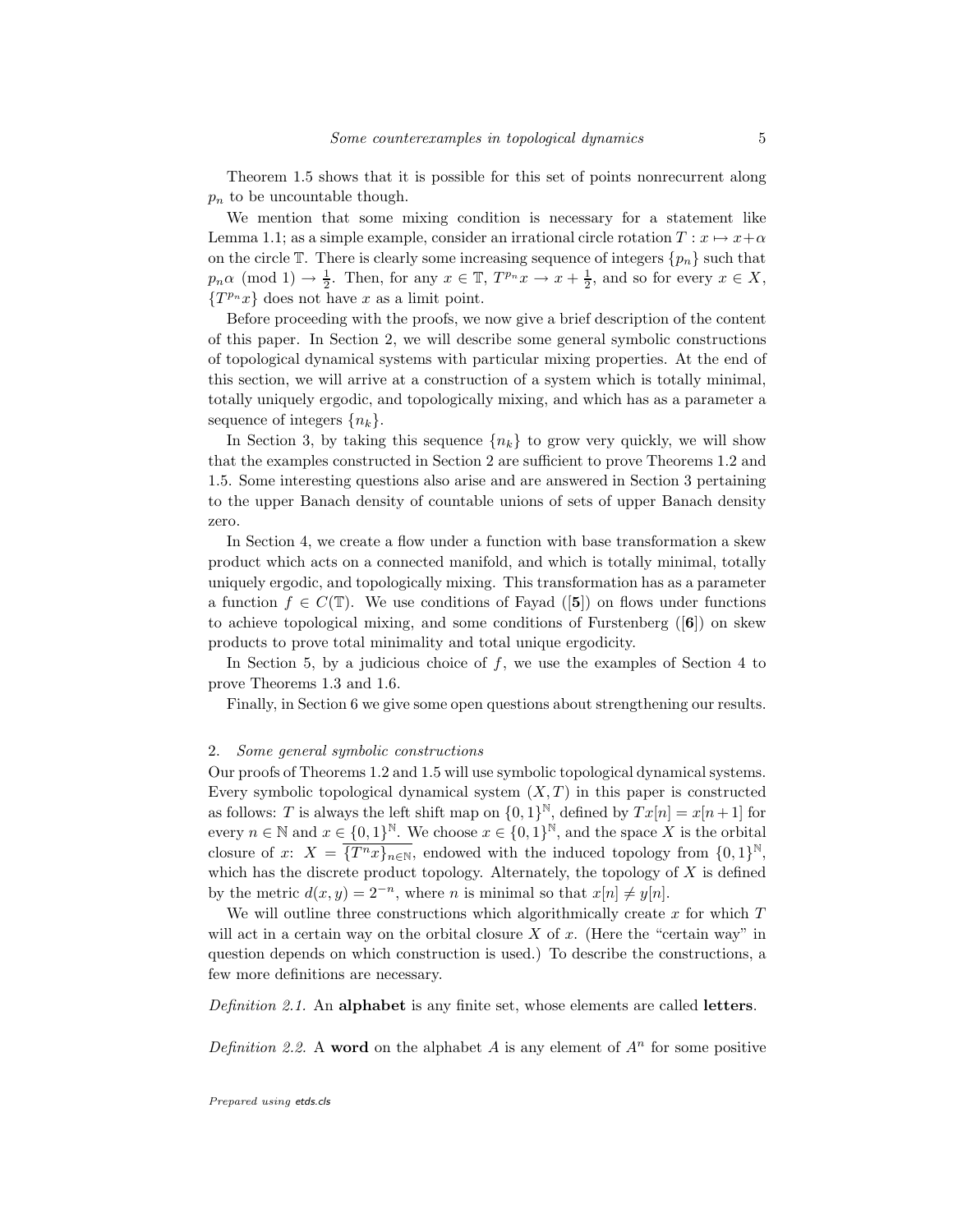Theorem 1.5 shows that it is possible for this set of points nonrecurrent along $p_n$ to be uncountable though.

We mention that some mixing condition is necessary for a statement like Lemma 1.1; as a simple example, consider an irrational circle rotation $T : x \mapsto x+\alpha$ on the circle $\mathbb{T}$. There is clearly some increasing sequence of integers $\{p_n\}$ such that $p_n\alpha \pmod 1 \to \frac{1}{2}$. Then, for any $x \in \mathbb{T}$, $T^{p_n}x \to x + \frac{1}{2}$, and so for every $x \in X$, $\{T^{p_n}x\}$ does not have $x$ as a limit point.

Before proceeding with the proofs, we now give a brief description of the content of this paper. In Section 2, we will describe some general symbolic constructions of topological dynamical systems with particular mixing properties. At the end of this section, we will arrive at a construction of a system which is totally minimal, totally uniquely ergodic, and topologically mixing, and which has as a parameter a sequence of integers $\{n_k\}$.

In Section 3, by taking this sequence $\{n_k\}$ to grow very quickly, we will show that the examples constructed in Section 2 are sufficient to prove Theorems 1.2 and 1.5. Some interesting questions also arise and are answered in Section 3 pertaining to the upper Banach density of countable unions of sets of upper Banach density zero.

In Section 4, we create a flow under a function with base transformation a skew product which acts on a connected manifold, and which is totally minimal, totally uniquely ergodic, and topologically mixing. This transformation has as a parameter a function $f \in C(\mathbb{T})$. We use conditions of Fayad ([**5**]) on flows under functions to achieve topological mixing, and some conditions of Furstenberg ([**6**]) on skew products to prove total minimality and total unique ergodicity.

In Section 5, by a judicious choice of $f$, we use the examples of Section 4 to prove Theorems 1.3 and 1.6.

Finally, in Section 6 we give some open questions about strengthening our results.

## 2. *Some general symbolic constructions*

Our proofs of Theorems 1.2 and 1.5 will use symbolic topological dynamical systems. Every symbolic topological dynamical system $(X, T)$ in this paper is constructed as follows: $T$ is always the left shift map on $\{0,1\}^{\mathbb{N}}$, defined by $Tx[n] = x[n+1]$ for every $n \in \mathbb{N}$ and $x \in \{0,1\}^{\mathbb{N}}$. We choose $x \in \{0,1\}^{\mathbb{N}}$, and the space $X$ is the orbital closure of $x$: $X = \overline{\{T^n x\}_{n\in\mathbb{N}}}$, endowed with the induced topology from $\{0,1\}^{\mathbb{N}}$, which has the discrete product topology. Alternately, the topology of $X$ is defined by the metric $d(x, y) = 2^{-n}$, where $n$ is minimal so that $x[n] \neq y[n]$.

We will outline three constructions which algorithmically create $x$ for which $T$ will act in a certain way on the orbital closure $X$ of $x$. (Here the "certain way" in question depends on which construction is used.) To describe the constructions, a few more definitions are necessary.

*Definition 2.1.* An **alphabet** is any finite set, whose elements are called **letters**.

*Definition 2.2.* A **word** on the alphabet $A$ is any element of $A^n$ for some positive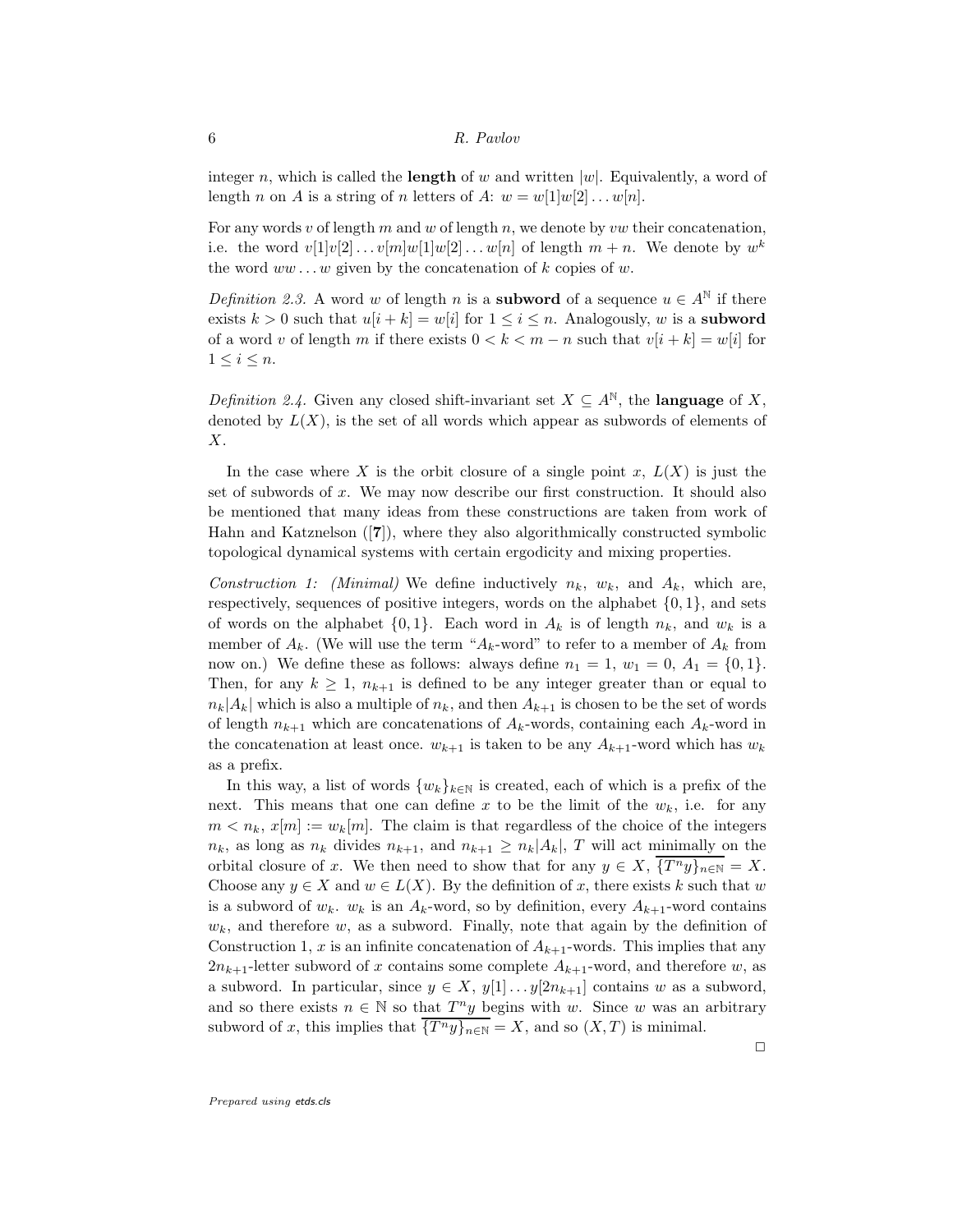integer $n$, which is called the **length** of $w$ and written $|w|$. Equivalently, a word of length $n$ on $A$ is a string of $n$ letters of $A$: $w = w[1]w[2]\ldots w[n]$.

For any words $v$ of length $m$ and $w$ of length $n$, we denote by $vw$ their concatenation, i.e. the word $v[1]v[2]\ldots v[m]w[1]w[2]\ldots w[n]$ of length $m+n$. We denote by $w^k$ the word $ww\ldots w$ given by the concatenation of $k$ copies of $w$.

*Definition 2.3.* A word $w$ of length $n$ is a **subword** of a sequence $u \in A^{\mathbb{N}}$ if there exists $k > 0$ such that $u[i+k] = w[i]$ for $1 \leq i \leq n$. Analogously, $w$ is a **subword** of a word $v$ of length $m$ if there exists $0 < k < m - n$ such that $v[i+k] = w[i]$ for $1 \leq i \leq n$.

*Definition 2.4.* Given any closed shift-invariant set $X \subseteq A^{\mathbb{N}}$, the **language** of $X$, denoted by $L(X)$, is the set of all words which appear as subwords of elements of $X$.

In the case where $X$ is the orbit closure of a single point $x$, $L(X)$ is just the set of subwords of $x$. We may now describe our first construction. It should also be mentioned that many ideas from these constructions are taken from work of Hahn and Katznelson ([**7**]), where they also algorithmically constructed symbolic topological dynamical systems with certain ergodicity and mixing properties.

*Construction 1: (Minimal)* We define inductively $n_k$, $w_k$, and $A_k$, which are, respectively, sequences of positive integers, words on the alphabet $\{0,1\}$, and sets of words on the alphabet $\{0,1\}$. Each word in $A_k$ is of length $n_k$, and $w_k$ is a member of $A_k$. (We will use the term "$A_k$-word" to refer to a member of $A_k$ from now on.) We define these as follows: always define $n_1 = 1$, $w_1 = 0$, $A_1 = \{0,1\}$. Then, for any $k \geq 1$, $n_{k+1}$ is defined to be any integer greater than or equal to $n_k|A_k|$ which is also a multiple of $n_k$, and then $A_{k+1}$ is chosen to be the set of words of length $n_{k+1}$ which are concatenations of $A_k$-words, containing each $A_k$-word in the concatenation at least once. $w_{k+1}$ is taken to be any $A_{k+1}$-word which has $w_k$ as a prefix.

In this way, a list of words $\{w_k\}_{k\in\mathbb{N}}$ is created, each of which is a prefix of the next. This means that one can define $x$ to be the limit of the $w_k$, i.e. for any $m < n_k$, $x[m] := w_k[m]$. The claim is that regardless of the choice of the integers $n_k$, as long as $n_k$ divides $n_{k+1}$, and $n_{k+1} \geq n_k|A_k|$, $T$ will act minimally on the orbital closure of $x$. We then need to show that for any $y \in X$, $\overline{\{T^n y\}_{n\in\mathbb{N}}} = X$. Choose any $y \in X$ and $w \in L(X)$. By the definition of $x$, there exists $k$ such that $w$ is a subword of $w_k$. $w_k$ is an $A_k$-word, so by definition, every $A_{k+1}$-word contains $w_k$, and therefore $w$, as a subword. Finally, note that again by the definition of Construction 1, $x$ is an infinite concatenation of $A_{k+1}$-words. This implies that any $2n_{k+1}$-letter subword of $x$ contains some complete $A_{k+1}$-word, and therefore $w$, as a subword. In particular, since $y \in X$, $y[1]\ldots y[2n_{k+1}]$ contains $w$ as a subword, and so there exists $n \in \mathbb{N}$ so that $T^n y$ begins with $w$. Since $w$ was an arbitrary subword of $x$, this implies that $\overline{\{T^n y\}_{n\in\mathbb{N}}} = X$, and so $(X,T)$ is minimal.

□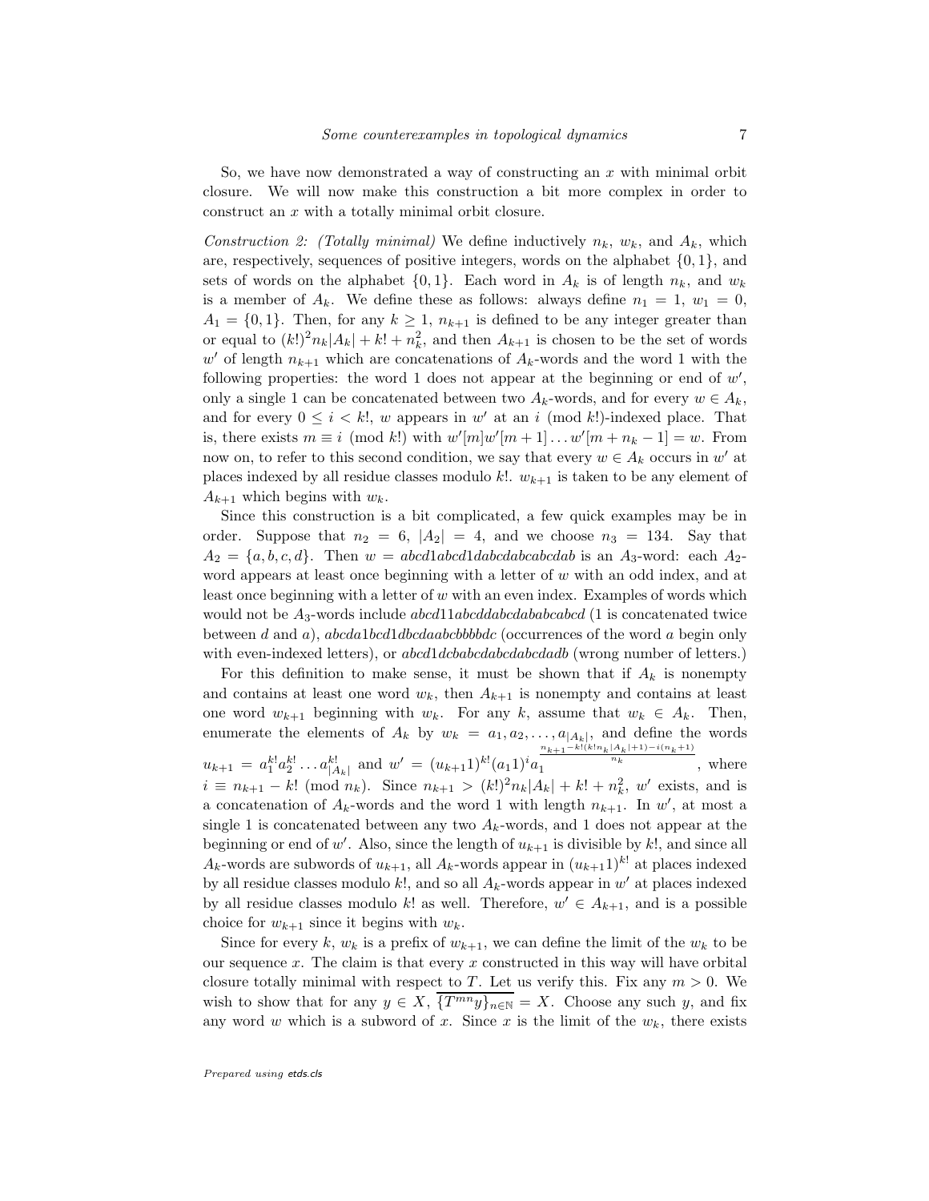So, we have now demonstrated a way of constructing an $x$ with minimal orbit closure. We will now make this construction a bit more complex in order to construct an $x$ with a totally minimal orbit closure.

*Construction 2: (Totally minimal)* We define inductively $n_k$, $w_k$, and $A_k$, which are, respectively, sequences of positive integers, words on the alphabet $\{0, 1\}$, and sets of words on the alphabet $\{0, 1\}$. Each word in $A_k$ is of length $n_k$, and $w_k$ is a member of $A_k$. We define these as follows: always define $n_1 = 1$, $w_1 = 0$, $A_1 = \{0, 1\}$. Then, for any $k \geq 1$, $n_{k+1}$ is defined to be any integer greater than or equal to $(k!)^2 n_k |A_k| + k! + n_k^2$, and then $A_{k+1}$ is chosen to be the set of words $w'$ of length $n_{k+1}$ which are concatenations of $A_k$-words and the word 1 with the following properties: the word 1 does not appear at the beginning or end of $w'$, only a single 1 can be concatenated between two $A_k$-words, and for every $w \in A_k$, and for every $0 \leq i < k!$, $w$ appears in $w'$ at an $i$ (mod $k!$)-indexed place. That is, there exists $m \equiv i$ (mod $k!$) with $w'[m]w'[m+1] \ldots w'[m + n_k - 1] = w$. From now on, to refer to this second condition, we say that every $w \in A_k$ occurs in $w'$ at places indexed by all residue classes modulo $k!$. $w_{k+1}$ is taken to be any element of $A_{k+1}$ which begins with $w_k$.

Since this construction is a bit complicated, a few quick examples may be in order. Suppose that $n_2 = 6$, $|A_2| = 4$, and we choose $n_3 = 134$. Say that $A_2 = \{a, b, c, d\}$. Then $w = abcd1abcd1dabcdabcabcdab$ is an $A_3$-word: each $A_2$-word appears at least once beginning with a letter of $w$ with an odd index, and at least once beginning with a letter of $w$ with an even index. Examples of words which would not be $A_3$-words include $abcd11abcddabcdababcabcd$ (1 is concatenated twice between $d$ and $a$), $abcda1bcd1dbcdaabcbbbbdc$ (occurrences of the word $a$ begin only with even-indexed letters), or $abcd1dcbabcdabcdabcdadb$ (wrong number of letters.)

For this definition to make sense, it must be shown that if $A_k$ is nonempty and contains at least one word $w_k$, then $A_{k+1}$ is nonempty and contains at least one word $w_{k+1}$ beginning with $w_k$. For any $k$, assume that $w_k \in A_k$. Then, enumerate the elements of $A_k$ by $w_k = a_1, a_2, \ldots, a_{|A_k|}$, and define the words $u_{k+1} = a_1^{k!} a_2^{k!} \ldots a_{|A_k|}^{k!}$ and $w' = (u_{k+1}1)^{k!}(a_1 1)^i a_1^{\frac{n_{k+1} - k!(k! n_k |A_k| + 1) - i(n_k + 1)}{n_k}}$, where $i \equiv n_{k+1} - k!$ (mod $n_k$). Since $n_{k+1} > (k!)^2 n_k |A_k| + k! + n_k^2$, $w'$ exists, and is a concatenation of $A_k$-words and the word 1 with length $n_{k+1}$. In $w'$, at most a single 1 is concatenated between any two $A_k$-words, and 1 does not appear at the beginning or end of $w'$. Also, since the length of $u_{k+1}$ is divisible by $k!$, and since all $A_k$-words are subwords of $u_{k+1}$, all $A_k$-words appear in $(u_{k+1}1)^{k!}$ at places indexed by all residue classes modulo $k!$, and so all $A_k$-words appear in $w'$ at places indexed by all residue classes modulo $k!$ as well. Therefore, $w' \in A_{k+1}$, and is a possible choice for $w_{k+1}$ since it begins with $w_k$.

Since for every $k$, $w_k$ is a prefix of $w_{k+1}$, we can define the limit of the $w_k$ to be our sequence $x$. The claim is that every $x$ constructed in this way will have orbital closure totally minimal with respect to $T$. Let us verify this. Fix any $m > 0$. We wish to show that for any $y \in X$, $\overline{\{T^{mn} y\}_{n \in \mathbb{N}}} = X$. Choose any such $y$, and fix any word $w$ which is a subword of $x$. Since $x$ is the limit of the $w_k$, there exists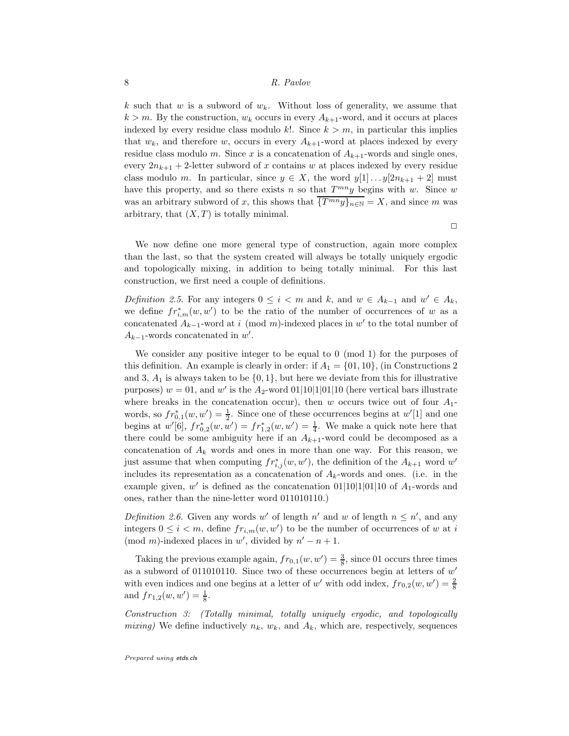$k$ such that $w$ is a subword of $w_k$. Without loss of generality, we assume that $k > m$. By the construction, $w_k$ occurs in every $A_{k+1}$-word, and it occurs at places indexed by every residue class modulo $k!$. Since $k > m$, in particular this implies that $w_k$, and therefore $w$, occurs in every $A_{k+1}$-word at places indexed by every residue class modulo $m$. Since $x$ is a concatenation of $A_{k+1}$-words and single ones, every $2n_{k+1} + 2$-letter subword of $x$ contains $w$ at places indexed by every residue class modulo $m$. In particular, since $y \in X$, the word $y[1] \ldots y[2n_{k+1} + 2]$ must have this property, and so there exists $n$ so that $T^{mn}y$ begins with $w$. Since $w$ was an arbitrary subword of $x$, this shows that $\overline{\{T^{mn}y\}_{n \in \mathbb{N}}} = X$, and since $m$ was arbitrary, that $(X, T)$ is totally minimal.

□

We now define one more general type of construction, again more complex than the last, so that the system created will always be totally uniquely ergodic and topologically mixing, in addition to being totally minimal. For this last construction, we first need a couple of definitions.

*Definition 2.5.* For any integers $0 \leq i < m$ and $k$, and $w \in A_{k-1}$ and $w' \in A_k$, we define $fr^*_{i,m}(w, w')$ to be the ratio of the number of occurrences of $w$ as a concatenated $A_{k-1}$-word at $i \pmod{m}$-indexed places in $w'$ to the total number of $A_{k-1}$-words concatenated in $w'$.

We consider any positive integer to be equal to $0 \pmod 1$ for the purposes of this definition. An example is clearly in order: if $A_1 = \{01, 10\}$, (in Constructions 2 and 3, $A_1$ is always taken to be $\{0, 1\}$, but here we deviate from this for illustrative purposes) $w = 01$, and $w'$ is the $A_2$-word 01|10|1|01|10 (here vertical bars illustrate where breaks in the concatenation occur), then $w$ occurs twice out of four $A_1$-words, so $fr^*_{0,1}(w, w') = \frac{1}{2}$. Since one of these occurrences begins at $w'[1]$ and one begins at $w'[6]$, $fr^*_{0,2}(w, w') = fr^*_{1,2}(w, w') = \frac{1}{4}$. We make a quick note here that there could be some ambiguity here if an $A_{k+1}$-word could be decomposed as a concatenation of $A_k$ words and ones in more than one way. For this reason, we just assume that when computing $fr^*_{i,j}(w, w')$, the definition of the $A_{k+1}$ word $w'$ includes its representation as a concatenation of $A_k$-words and ones. (i.e. in the example given, $w'$ is defined as the concatenation 01|10|1|01|10 of $A_1$-words and ones, rather than the nine-letter word 011010110.)

*Definition 2.6.* Given any words $w'$ of length $n'$ and $w$ of length $n \leq n'$, and any integers $0 \leq i < m$, define $fr_{i,m}(w, w')$ to be the number of occurrences of $w$ at $i \pmod{m}$-indexed places in $w'$, divided by $n' - n + 1$.

Taking the previous example again, $fr_{0,1}(w, w') = \frac{3}{8}$, since 01 occurs three times as a subword of 011010110. Since two of these occurrences begin at letters of $w'$ with even indices and one begins at a letter of $w'$ with odd index, $fr_{0,2}(w, w') = \frac{2}{8}$ and $fr_{1,2}(w, w') = \frac{1}{8}$.

*Construction 3: (Totally minimal, totally uniquely ergodic, and topologically mixing)* We define inductively $n_k$, $w_k$, and $A_k$, which are, respectively, sequences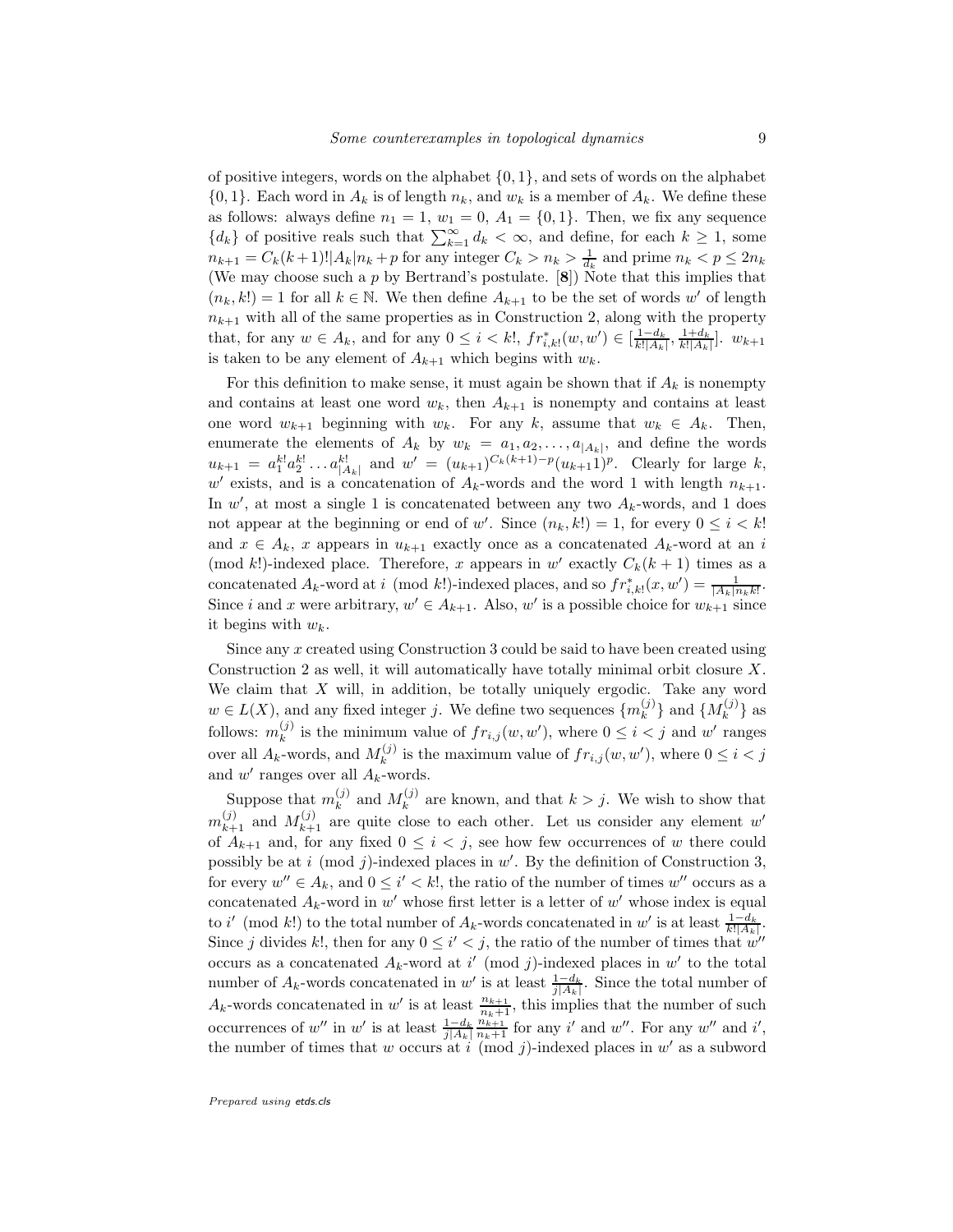of positive integers, words on the alphabet $\{0,1\}$, and sets of words on the alphabet $\{0,1\}$. Each word in $A_k$ is of length $n_k$, and $w_k$ is a member of $A_k$. We define these as follows: always define $n_1 = 1$, $w_1 = 0$, $A_1 = \{0,1\}$. Then, we fix any sequence $\{d_k\}$ of positive reals such that $\sum_{k=1}^{\infty} d_k < \infty$, and define, for each $k \geq 1$, some $n_{k+1} = C_k(k+1)!|A_k|n_k + p$ for any integer $C_k > n_k > \frac{1}{d_k}$ and prime $n_k < p \leq 2n_k$ (We may choose such a $p$ by Bertrand's postulate. [**8**]) Note that this implies that $(n_k, k!) = 1$ for all $k \in \mathbb{N}$. We then define $A_{k+1}$ to be the set of words $w'$ of length $n_{k+1}$ with all of the same properties as in Construction 2, along with the property that, for any $w \in A_k$, and for any $0 \leq i < k!$, $fr^*_{i,k!}(w, w') \in [\frac{1-d_k}{k!|A_k|}, \frac{1+d_k}{k!|A_k|}]$. $w_{k+1}$ is taken to be any element of $A_{k+1}$ which begins with $w_k$.

For this definition to make sense, it must again be shown that if $A_k$ is nonempty and contains at least one word $w_k$, then $A_{k+1}$ is nonempty and contains at least one word $w_{k+1}$ beginning with $w_k$. For any $k$, assume that $w_k \in A_k$. Then, enumerate the elements of $A_k$ by $w_k = a_1, a_2, \ldots, a_{|A_k|}$, and define the words $u_{k+1} = a_1^{k!} a_2^{k!} \ldots a_{|A_k|}^{k!}$ and $w' = (u_{k+1})^{C_k(k+1)-p}(u_{k+1}1)^p$. Clearly for large $k$, $w'$ exists, and is a concatenation of $A_k$-words and the word 1 with length $n_{k+1}$. In $w'$, at most a single 1 is concatenated between any two $A_k$-words, and 1 does not appear at the beginning or end of $w'$. Since $(n_k, k!) = 1$, for every $0 \leq i < k!$ and $x \in A_k$, $x$ appears in $u_{k+1}$ exactly once as a concatenated $A_k$-word at an $i$ (mod $k!$)-indexed place. Therefore, $x$ appears in $w'$ exactly $C_k(k+1)$ times as a concatenated $A_k$-word at $i$ (mod $k!$)-indexed places, and so $fr^*_{i,k!}(x, w') = \frac{1}{|A_k| n_k k!}$. Since $i$ and $x$ were arbitrary, $w' \in A_{k+1}$. Also, $w'$ is a possible choice for $w_{k+1}$ since it begins with $w_k$.

Since any $x$ created using Construction 3 could be said to have been created using Construction 2 as well, it will automatically have totally minimal orbit closure $X$. We claim that $X$ will, in addition, be totally uniquely ergodic. Take any word $w \in L(X)$, and any fixed integer $j$. We define two sequences $\{m_k^{(j)}\}$ and $\{M_k^{(j)}\}$ as follows: $m_k^{(j)}$ is the minimum value of $fr_{i,j}(w, w')$, where $0 \leq i < j$ and $w'$ ranges over all $A_k$-words, and $M_k^{(j)}$ is the maximum value of $fr_{i,j}(w, w')$, where $0 \leq i < j$ and $w'$ ranges over all $A_k$-words.

Suppose that $m_k^{(j)}$ and $M_k^{(j)}$ are known, and that $k > j$. We wish to show that $m_{k+1}^{(j)}$ and $M_{k+1}^{(j)}$ are quite close to each other. Let us consider any element $w'$ of $A_{k+1}$ and, for any fixed $0 \leq i < j$, see how few occurrences of $w$ there could possibly be at $i$ (mod $j$)-indexed places in $w'$. By the definition of Construction 3, for every $w'' \in A_k$, and $0 \leq i' < k!$, the ratio of the number of times $w''$ occurs as a concatenated $A_k$-word in $w'$ whose first letter is a letter of $w'$ whose index is equal to $i'$ (mod $k!$) to the total number of $A_k$-words concatenated in $w'$ is at least $\frac{1-d_k}{k!|A_k|}$. Since $j$ divides $k!$, then for any $0 \leq i' < j$, the ratio of the number of times that $w''$ occurs as a concatenated $A_k$-word at $i'$ (mod $j$)-indexed places in $w'$ to the total number of $A_k$-words concatenated in $w'$ is at least $\frac{1-d_k}{j|A_k|}$. Since the total number of $A_k$-words concatenated in $w'$ is at least $\frac{n_{k+1}}{n_k+1}$, this implies that the number of such occurrences of $w''$ in $w'$ is at least $\frac{1-d_k}{j|A_k|}\frac{n_{k+1}}{n_k+1}$ for any $i'$ and $w''$. For any $w''$ and $i'$, the number of times that $w$ occurs at $i$ (mod $j$)-indexed places in $w'$ as a subword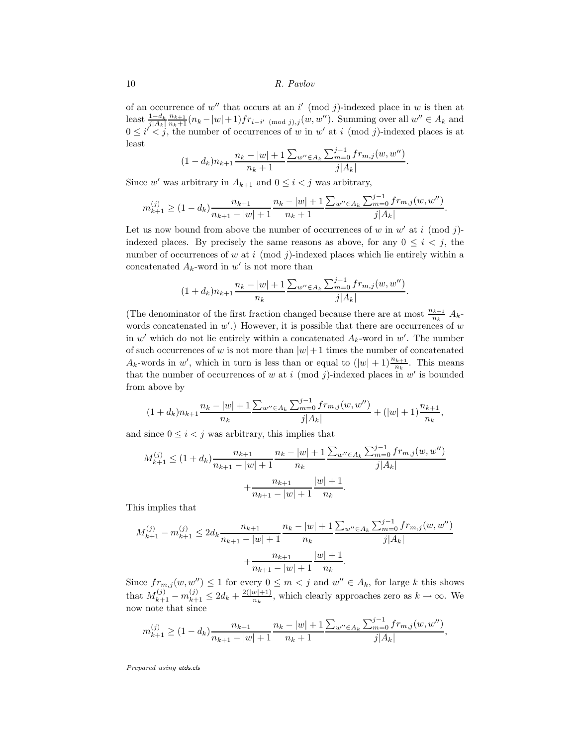of an occurrence of $w''$ that occurs at an $i' \pmod j$-indexed place in $w$ is then at least $\frac{1-d_k}{j|A_k|}\frac{n_{k+1}}{n_k+1}(n_k - |w|+1) fr_{i-i' \pmod j, j}(w, w'')$. Summing over all $w'' \in A_k$ and $0 \leq i' < j$, the number of occurrences of $w$ in $w'$ at $i \pmod j$-indexed places is at least

$$(1-d_k)n_{k+1}\frac{n_k - |w|+1}{n_k+1}\frac{\sum_{w'' \in A_k}\sum_{m=0}^{j-1} fr_{m,j}(w,w'')}{j|A_k|}.$$

Since $w'$ was arbitrary in $A_{k+1}$ and $0 \leq i < j$ was arbitrary,

$$m_{k+1}^{(j)} \geq (1-d_k)\frac{n_{k+1}}{n_{k+1}-|w|+1}\frac{n_k - |w|+1}{n_k+1}\frac{\sum_{w'' \in A_k}\sum_{m=0}^{j-1} fr_{m,j}(w,w'')}{j|A_k|}.$$

Let us now bound from above the number of occurrences of $w$ in $w'$ at $i \pmod j$-indexed places. By precisely the same reasons as above, for any $0 \leq i < j$, the number of occurrences of $w$ at $i \pmod j$-indexed places which lie entirely within a concatenated $A_k$-word in $w'$ is not more than

$$(1+d_k)n_{k+1}\frac{n_k - |w|+1}{n_k}\frac{\sum_{w'' \in A_k}\sum_{m=0}^{j-1} fr_{m,j}(w,w'')}{j|A_k|}.$$

(The denominator of the first fraction changed because there are at most $\frac{n_{k+1}}{n_k}$ $A_k$-words concatenated in $w'$.) However, it is possible that there are occurrences of $w$ in $w'$ which do not lie entirely within a concatenated $A_k$-word in $w'$. The number of such occurrences of $w$ is not more than $|w|+1$ times the number of concatenated $A_k$-words in $w'$, which in turn is less than or equal to $(|w|+1)\frac{n_{k+1}}{n_k}$. This means that the number of occurrences of $w$ at $i \pmod j$-indexed places in $w'$ is bounded from above by

$$(1+d_k)n_{k+1}\frac{n_k - |w|+1}{n_k}\frac{\sum_{w'' \in A_k}\sum_{m=0}^{j-1} fr_{m,j}(w,w'')}{j|A_k|} + (|w|+1)\frac{n_{k+1}}{n_k},$$

and since $0 \leq i < j$ was arbitrary, this implies that

$$M_{k+1}^{(j)} \leq (1+d_k)\frac{n_{k+1}}{n_{k+1}-|w|+1}\frac{n_k - |w|+1}{n_k}\frac{\sum_{w'' \in A_k}\sum_{m=0}^{j-1} fr_{m,j}(w,w'')}{j|A_k|} + \frac{n_{k+1}}{n_{k+1}-|w|+1}\frac{|w|+1}{n_k}.$$

This implies that

$$M_{k+1}^{(j)} - m_{k+1}^{(j)} \leq 2d_k\frac{n_{k+1}}{n_{k+1}-|w|+1}\frac{n_k - |w|+1}{n_k}\frac{\sum_{w'' \in A_k}\sum_{m=0}^{j-1} fr_{m,j}(w,w'')}{j|A_k|} + \frac{n_{k+1}}{n_{k+1}-|w|+1}\frac{|w|+1}{n_k}.$$

Since $fr_{m,j}(w,w'') \leq 1$ for every $0 \leq m < j$ and $w'' \in A_k$, for large $k$ this shows that $M_{k+1}^{(j)} - m_{k+1}^{(j)} \leq 2d_k + \frac{2(|w|+1)}{n_k}$, which clearly approaches zero as $k \to \infty$. We now note that since

$$m_{k+1}^{(j)} \geq (1-d_k)\frac{n_{k+1}}{n_{k+1}-|w|+1}\frac{n_k - |w|+1}{n_k+1}\frac{\sum_{w'' \in A_k}\sum_{m=0}^{j-1} fr_{m,j}(w,w'')}{j|A_k|},$$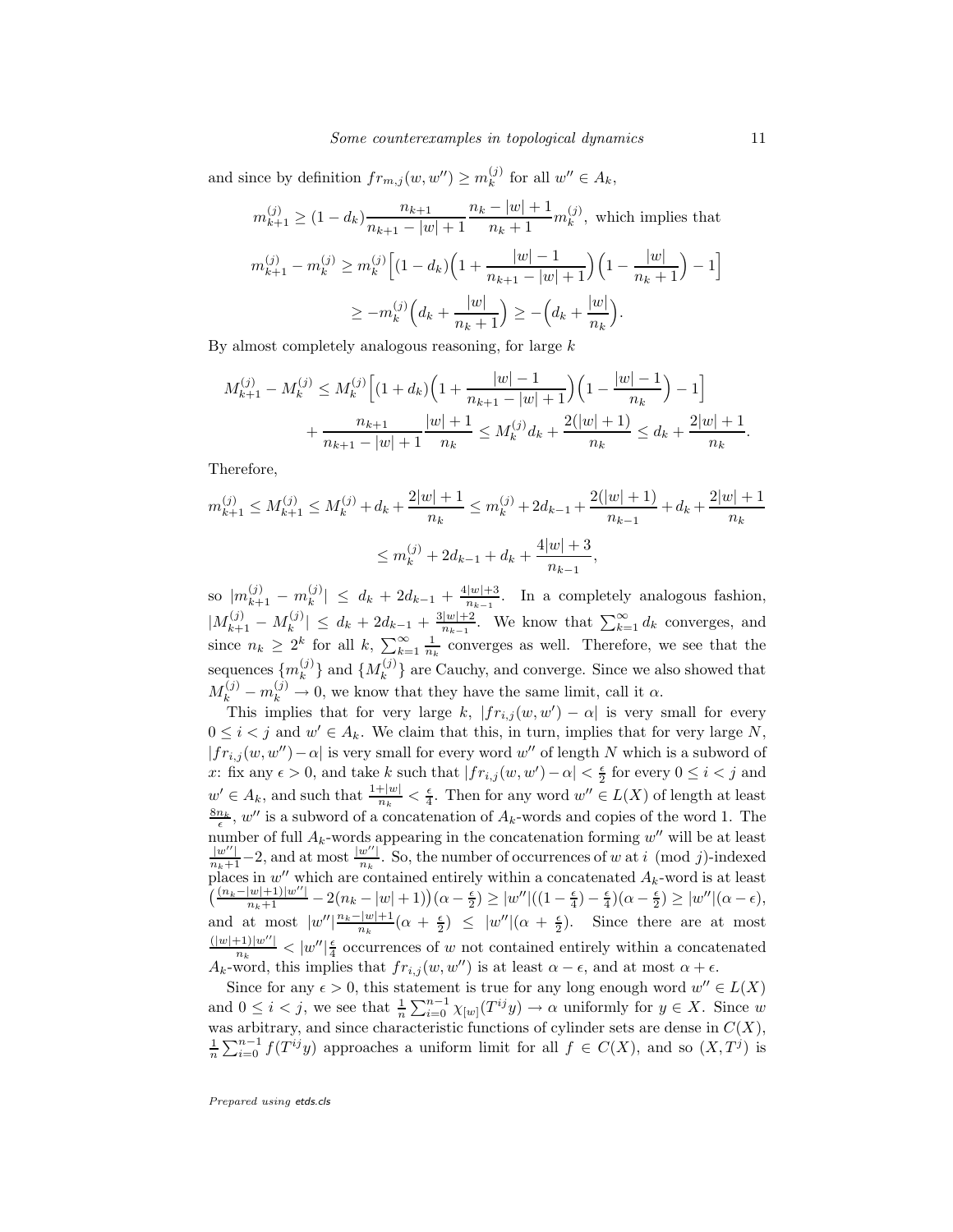and since by definition $fr_{m,j}(w, w'') \geq m_k^{(j)}$ for all $w'' \in A_k$,

$$m_{k+1}^{(j)} \geq (1 - d_k) \frac{n_{k+1}}{n_{k+1} - |w| + 1} \frac{n_k - |w| + 1}{n_k + 1} m_k^{(j)}, \text{ which implies that}$$

$$m_{k+1}^{(j)} - m_k^{(j)} \geq m_k^{(j)} \Big[ (1 - d_k) \Big( 1 + \frac{|w| - 1}{n_{k+1} - |w| + 1} \Big) \Big( 1 - \frac{|w|}{n_k + 1} \Big) - 1 \Big]$$

$$\geq -m_k^{(j)} \Big( d_k + \frac{|w|}{n_k + 1} \Big) \geq -\Big( d_k + \frac{|w|}{n_k} \Big).$$

By almost completely analogous reasoning, for large $k$

$$M_{k+1}^{(j)} - M_k^{(j)} \leq M_k^{(j)} \Big[ (1 + d_k) \Big( 1 + \frac{|w| - 1}{n_{k+1} - |w| + 1} \Big) \Big( 1 - \frac{|w| - 1}{n_k} \Big) - 1 \Big]$$

$$+ \frac{n_{k+1}}{n_{k+1} - |w| + 1} \frac{|w| + 1}{n_k} \leq M_k^{(j)} d_k + \frac{2(|w| + 1)}{n_k} \leq d_k + \frac{2|w| + 1}{n_k}.$$

Therefore,

$$m_{k+1}^{(j)} \leq M_{k+1}^{(j)} \leq M_k^{(j)} + d_k + \frac{2|w| + 1}{n_k} \leq m_k^{(j)} + 2d_{k-1} + \frac{2(|w| + 1)}{n_{k-1}} + d_k + \frac{2|w| + 1}{n_k}$$

$$\leq m_k^{(j)} + 2d_{k-1} + d_k + \frac{4|w| + 3}{n_{k-1}},$$

so $|m_{k+1}^{(j)} - m_k^{(j)}| \leq d_k + 2d_{k-1} + \frac{4|w|+3}{n_{k-1}}$. In a completely analogous fashion, $|M_{k+1}^{(j)} - M_k^{(j)}| \leq d_k + 2d_{k-1} + \frac{3|w|+2}{n_{k-1}}$. We know that $\sum_{k=1}^{\infty} d_k$ converges, and since $n_k \geq 2^k$ for all $k$, $\sum_{k=1}^{\infty} \frac{1}{n_k}$ converges as well. Therefore, we see that the sequences $\{m_k^{(j)}\}$ and $\{M_k^{(j)}\}$ are Cauchy, and converge. Since we also showed that $M_k^{(j)} - m_k^{(j)} \to 0$, we know that they have the same limit, call it $\alpha$.

This implies that for very large $k$, $|fr_{i,j}(w, w') - \alpha|$ is very small for every $0 \leq i < j$ and $w' \in A_k$. We claim that this, in turn, implies that for very large $N$, $|fr_{i,j}(w, w'') - \alpha|$ is very small for every word $w''$ of length $N$ which is a subword of $x$: fix any $\epsilon > 0$, and take $k$ such that $|fr_{i,j}(w, w') - \alpha| < \frac{\epsilon}{2}$ for every $0 \leq i < j$ and $w' \in A_k$, and such that $\frac{1+|w|}{n_k} < \frac{\epsilon}{4}$. Then for any word $w'' \in L(X)$ of length at least $\frac{8n_k}{\epsilon}$, $w''$ is a subword of a concatenation of $A_k$-words and copies of the word 1. The number of full $A_k$-words appearing in the concatenation forming $w''$ will be at least $\frac{|w''|}{n_k+1} - 2$, and at most $\frac{|w''|}{n_k}$. So, the number of occurrences of $w$ at $i \pmod j$-indexed places in $w''$ which are contained entirely within a concatenated $A_k$-word is at least $\big( \frac{(n_k - |w|+1)|w''|}{n_k+1} - 2(n_k - |w| + 1) \big)(\alpha - \frac{\epsilon}{2}) \geq |w''|((1 - \frac{\epsilon}{4}) - \frac{\epsilon}{4})(\alpha - \frac{\epsilon}{2}) \geq |w''|(\alpha - \epsilon)$, and at most $|w''| \frac{n_k - |w| + 1}{n_k} (\alpha + \frac{\epsilon}{2}) \leq |w''|(\alpha + \frac{\epsilon}{2})$. Since there are at most $\frac{(|w|+1)|w''|}{n_k} < |w''| \frac{\epsilon}{4}$ occurrences of $w$ not contained entirely within a concatenated $A_k$-word, this implies that $fr_{i,j}(w, w'')$ is at least $\alpha - \epsilon$, and at most $\alpha + \epsilon$.

Since for any $\epsilon > 0$, this statement is true for any long enough word $w'' \in L(X)$ and $0 \leq i < j$, we see that $\frac{1}{n} \sum_{i=0}^{n-1} \chi_{[w]}(T^{ij} y) \to \alpha$ uniformly for $y \in X$. Since $w$ was arbitrary, and since characteristic functions of cylinder sets are dense in $C(X)$, $\frac{1}{n} \sum_{i=0}^{n-1} f(T^{ij} y)$ approaches a uniform limit for all $f \in C(X)$, and so $(X, T^j)$ is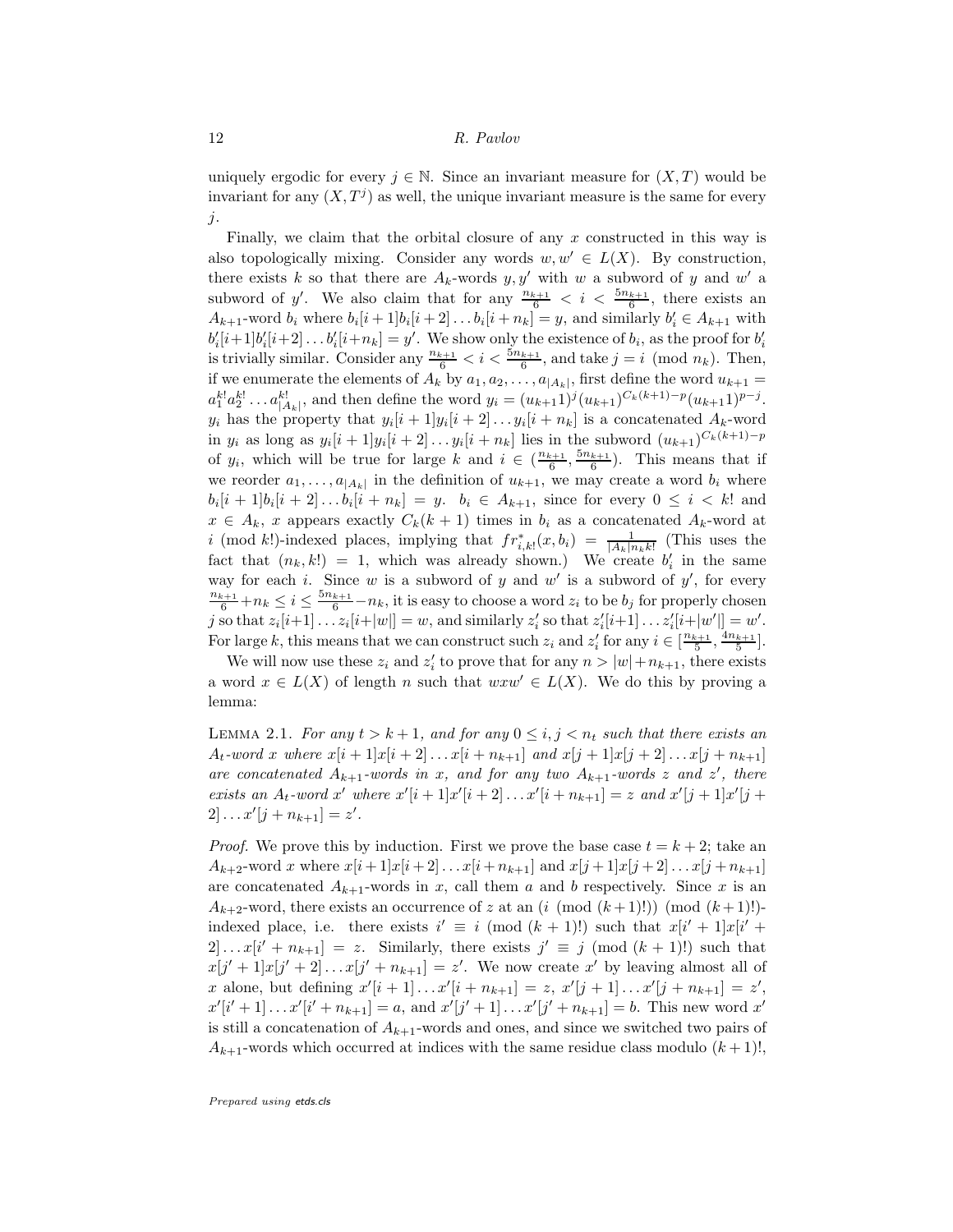uniquely ergodic for every $j \in \mathbb{N}$. Since an invariant measure for $(X, T)$ would be invariant for any $(X, T^j)$ as well, the unique invariant measure is the same for every $j$.

Finally, we claim that the orbital closure of any $x$ constructed in this way is also topologically mixing. Consider any words $w, w' \in L(X)$. By construction, there exists $k$ so that there are $A_k$-words $y, y'$ with $w$ a subword of $y$ and $w'$ a subword of $y'$. We also claim that for any $\frac{n_{k+1}}{6} < i < \frac{5n_{k+1}}{6}$, there exists an $A_{k+1}$-word $b_i$ where $b_i[i+1]b_i[i+2]\dots b_i[i+n_k] = y$, and similarly $b'_i \in A_{k+1}$ with $b'_i[i+1]b'_i[i+2]\dots b'_i[i+n_k] = y'$. We show only the existence of $b_i$, as the proof for $b'_i$ is trivially similar. Consider any $\frac{n_{k+1}}{6} < i < \frac{5n_{k+1}}{6}$, and take $j = i \pmod{n_k}$. Then, if we enumerate the elements of $A_k$ by $a_1, a_2, \dots, a_{|A_k|}$, first define the word $u_{k+1} = a_1^{k!} a_2^{k!} \dots a_{|A_k|}^{k!}$, and then define the word $y_i = (u_{k+1}1)^j (u_{k+1})^{C_k(k+1)-p} (u_{k+1}1)^{p-j}$. $y_i$ has the property that $y_i[i+1]y_i[i+2]\dots y_i[i+n_k]$ is a concatenated $A_k$-word in $y_i$ as long as $y_i[i+1]y_i[i+2]\dots y_i[i+n_k]$ lies in the subword $(u_{k+1})^{C_k(k+1)-p}$ of $y_i$, which will be true for large $k$ and $i \in (\frac{n_{k+1}}{6}, \frac{5n_{k+1}}{6})$. This means that if we reorder $a_1, \dots, a_{|A_k|}$ in the definition of $u_{k+1}$, we may create a word $b_i$ where $b_i[i+1]b_i[i+2]\dots b_i[i+n_k] = y$. $b_i \in A_{k+1}$, since for every $0 \leq i < k!$ and $x \in A_k$, $x$ appears exactly $C_k(k+1)$ times in $b_i$ as a concatenated $A_k$-word at $i \pmod{k!}$-indexed places, implying that $fr^*_{i,k!}(x, b_i) = \frac{1}{|A_k| n_k k!}$ (This uses the fact that $(n_k, k!) = 1$, which was already shown.) We create $b'_i$ in the same way for each $i$. Since $w$ is a subword of $y$ and $w'$ is a subword of $y'$, for every $\frac{n_{k+1}}{6} + n_k \leq i \leq \frac{5n_{k+1}}{6} - n_k$, it is easy to choose a word $z_i$ to be $b_j$ for properly chosen $j$ so that $z_i[i+1]\dots z_i[i+|w|] = w$, and similarly $z'_i$ so that $z'_i[i+1]\dots z'_i[i+|w'|] = w'$. For large $k$, this means that we can construct such $z_i$ and $z'_i$ for any $i \in [\frac{n_{k+1}}{5}, \frac{4n_{k+1}}{5}]$.

We will now use these $z_i$ and $z'_i$ to prove that for any $n > |w| + n_{k+1}$, there exists a word $x \in L(X)$ of length $n$ such that $wxw' \in L(X)$. We do this by proving a lemma:

Lemma 2.1. *For any $t > k+1$, and for any $0 \leq i, j < n_t$ such that there exists an $A_t$-word $x$ where $x[i+1]x[i+2]\dots x[i+n_{k+1}]$ and $x[j+1]x[j+2]\dots x[j+n_{k+1}]$ are concatenated $A_{k+1}$-words in $x$, and for any two $A_{k+1}$-words $z$ and $z'$, there exists an $A_t$-word $x'$ where $x'[i+1]x'[i+2]\dots x'[i+n_{k+1}] = z$ and $x'[j+1]x'[j+2]\dots x'[j+n_{k+1}] = z'$.*

*Proof.* We prove this by induction. First we prove the base case $t = k+2$; take an $A_{k+2}$-word $x$ where $x[i+1]x[i+2]\dots x[i+n_{k+1}]$ and $x[j+1]x[j+2]\dots x[j+n_{k+1}]$ are concatenated $A_{k+1}$-words in $x$, call them $a$ and $b$ respectively. Since $x$ is an $A_{k+2}$-word, there exists an occurrence of $z$ at an $(i \pmod{(k+1)!}) \pmod{(k+1)!}$-indexed place, i.e. there exists $i' \equiv i \pmod{(k+1)!}$ such that $x[i'+1]x[i'+2]\dots x[i'+n_{k+1}] = z$. Similarly, there exists $j' \equiv j \pmod{(k+1)!}$ such that $x[j'+1]x[j'+2]\dots x[j'+n_{k+1}] = z'$. We now create $x'$ by leaving almost all of $x$ alone, but defining $x'[i+1]\dots x'[i+n_{k+1}] = z$, $x'[j+1]\dots x'[j+n_{k+1}] = z'$, $x'[i'+1]\dots x'[i'+n_{k+1}] = a$, and $x'[j'+1]\dots x'[j'+n_{k+1}] = b$. This new word $x'$ is still a concatenation of $A_{k+1}$-words and ones, and since we switched two pairs of $A_{k+1}$-words which occurred at indices with the same residue class modulo $(k+1)!$,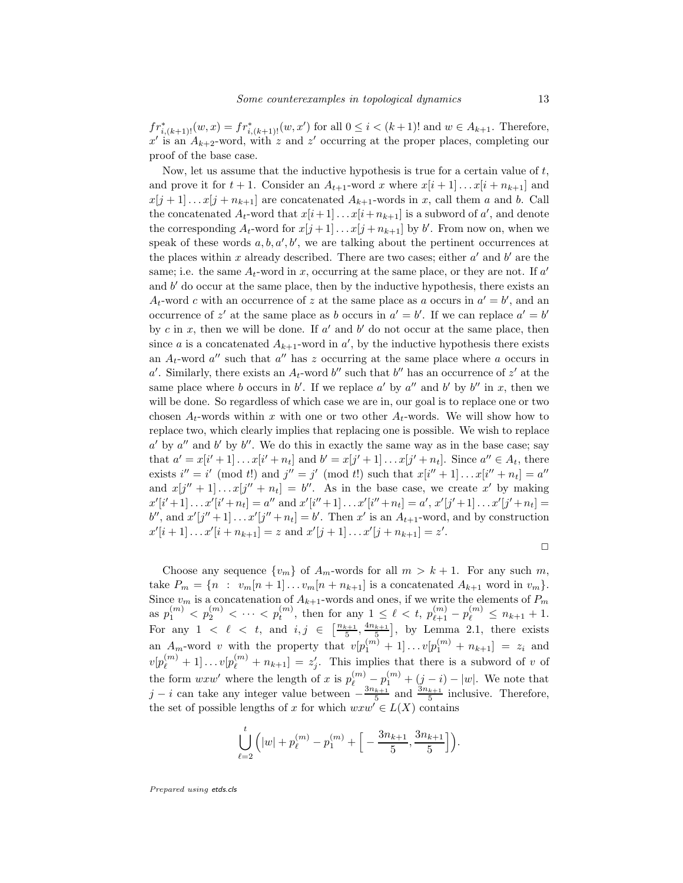$fr^*_{i,(k+1)!}(w,x) = fr^*_{i,(k+1)!}(w,x')$ for all $0 \le i < (k+1)!$ and $w \in A_{k+1}$. Therefore, $x'$ is an $A_{k+2}$-word, with $z$ and $z'$ occurring at the proper places, completing our proof of the base case.

Now, let us assume that the inductive hypothesis is true for a certain value of $t$, and prove it for $t+1$. Consider an $A_{t+1}$-word $x$ where $x[i+1]\dots x[i+n_{k+1}]$ and $x[j+1]\dots x[j+n_{k+1}]$ are concatenated $A_{k+1}$-words in $x$, call them $a$ and $b$. Call the concatenated $A_t$-word that $x[i+1]\dots x[i+n_{k+1}]$ is a subword of $a'$, and denote the corresponding $A_t$-word for $x[j+1]\dots x[j+n_{k+1}]$ by $b'$. From now on, when we speak of these words $a, b, a', b'$, we are talking about the pertinent occurrences at the places within $x$ already described. There are two cases; either $a'$ and $b'$ are the same; i.e. the same $A_t$-word in $x$, occurring at the same place, or they are not. If $a'$ and $b'$ do occur at the same place, then by the inductive hypothesis, there exists an $A_t$-word $c$ with an occurrence of $z$ at the same place as $a$ occurs in $a' = b'$, and an occurrence of $z'$ at the same place as $b$ occurs in $a' = b'$. If we can replace $a' = b'$ by $c$ in $x$, then we will be done. If $a'$ and $b'$ do not occur at the same place, then since $a$ is a concatenated $A_{k+1}$-word in $a'$, by the inductive hypothesis there exists an $A_t$-word $a''$ such that $a''$ has $z$ occurring at the same place where $a$ occurs in $a'$. Similarly, there exists an $A_t$-word $b''$ such that $b''$ has an occurrence of $z'$ at the same place where $b$ occurs in $b'$. If we replace $a'$ by $a''$ and $b'$ by $b''$ in $x$, then we will be done. So regardless of which case we are in, our goal is to replace one or two chosen $A_t$-words within $x$ with one or two other $A_t$-words. We will show how to replace two, which clearly implies that replacing one is possible. We wish to replace $a'$ by $a''$ and $b'$ by $b''$. We do this in exactly the same way as in the base case; say that $a' = x[i'+1]\dots x[i'+n_t]$ and $b' = x[j'+1]\dots x[j'+n_t]$. Since $a'' \in A_t$, there exists $i'' = i' \pmod{t!}$ and $j'' = j' \pmod{t!}$ such that $x[i''+1]\dots x[i''+n_t] = a''$ and $x[j''+1]\dots x[j''+n_t] = b''$. As in the base case, we create $x'$ by making $x'[i'+1]\dots x'[i'+n_t] = a''$ and $x'[i''+1]\dots x'[i''+n_t] = a'$, $x'[j'+1]\dots x'[j'+n_t] = b''$, and $x'[j''+1]\dots x'[j''+n_t] = b'$. Then $x'$ is an $A_{t+1}$-word, and by construction $x'[i+1]\dots x'[i+n_{k+1}] = z$ and $x'[j+1]\dots x'[j+n_{k+1}] = z'$.

□

Choose any sequence $\{v_m\}$ of $A_m$-words for all $m > k+1$. For any such $m$, take $P_m = \{n \ : \ v_m[n+1]\dots v_m[n+n_{k+1}]$ is a concatenated $A_{k+1}$ word in $v_m\}$. Since $v_m$ is a concatenation of $A_{k+1}$-words and ones, if we write the elements of $P_m$ as $p_1^{(m)} < p_2^{(m)} < \dots < p_t^{(m)}$, then for any $1 \le \ell < t$, $p_{\ell+1}^{(m)} - p_\ell^{(m)} \le n_{k+1} + 1$. For any $1 < \ell < t$, and $i, j \in \left[\frac{n_{k+1}}{5}, \frac{4n_{k+1}}{5}\right]$, by Lemma 2.1, there exists an $A_m$-word $v$ with the property that $v[p_1^{(m)}+1]\dots v[p_1^{(m)}+n_{k+1}] = z_i$ and $v[p_\ell^{(m)}+1]\dots v[p_\ell^{(m)}+n_{k+1}] = z'_j$. This implies that there is a subword of $v$ of the form $wxw'$ where the length of $x$ is $p_\ell^{(m)} - p_1^{(m)} + (j-i) - |w|$. We note that $j - i$ can take any integer value between $-\frac{3n_{k+1}}{5}$ and $\frac{3n_{k+1}}{5}$ inclusive. Therefore, the set of possible lengths of $x$ for which $wxw' \in L(X)$ contains

$$\bigcup_{\ell=2}^{t} \Big( |w| + p_\ell^{(m)} - p_1^{(m)} + \Big[ -\frac{3n_{k+1}}{5}, \frac{3n_{k+1}}{5} \Big] \Big).$$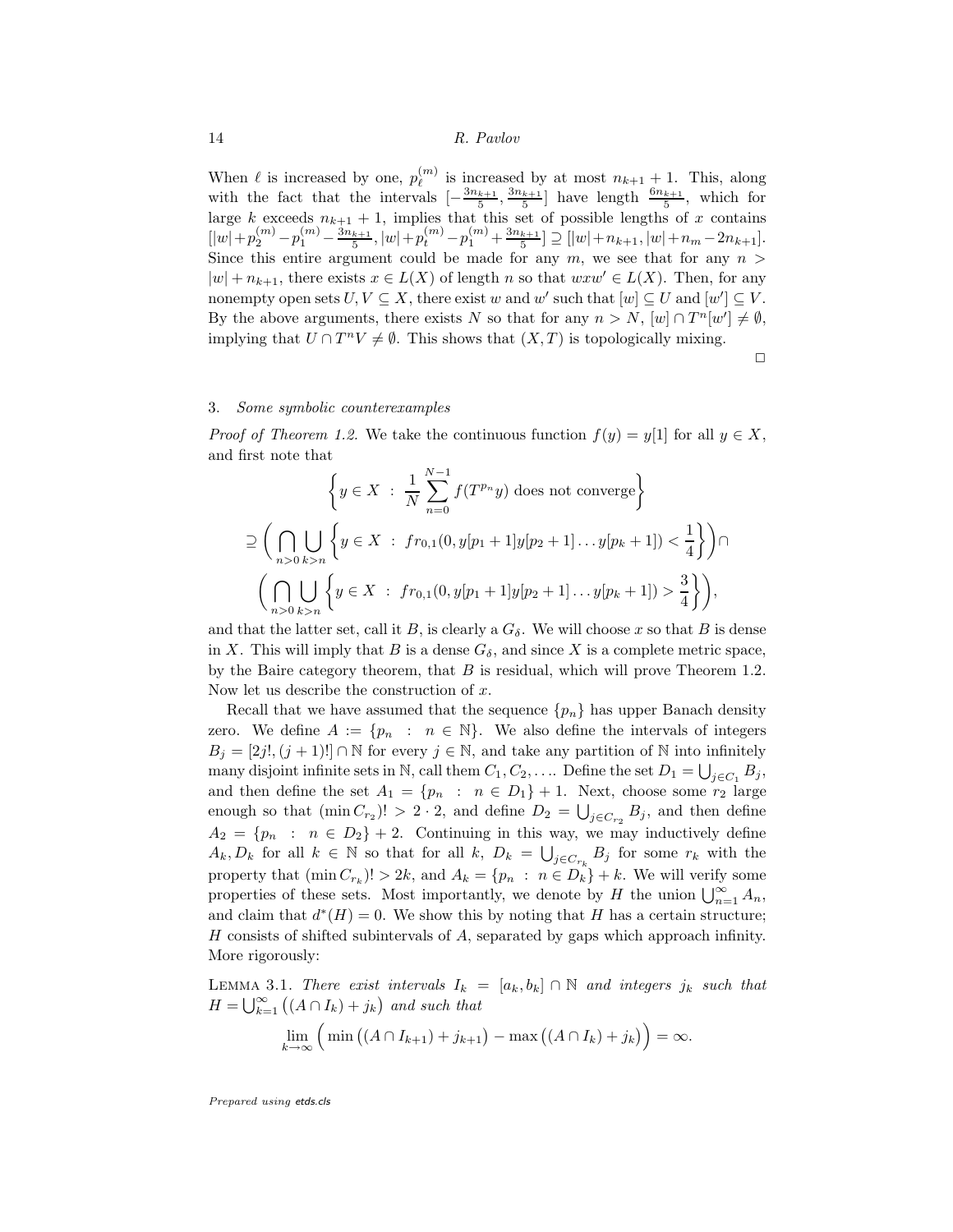When $\ell$ is increased by one, $p_\ell^{(m)}$ is increased by at most $n_{k+1}+1$. This, along with the fact that the intervals $[-\frac{3n_{k+1}}{5}, \frac{3n_{k+1}}{5}]$ have length $\frac{6n_{k+1}}{5}$, which for large $k$ exceeds $n_{k+1}+1$, implies that this set of possible lengths of $x$ contains $[|w|+p_2^{(m)}-p_1^{(m)}-\frac{3n_{k+1}}{5}, |w|+p_t^{(m)}-p_1^{(m)}+\frac{3n_{k+1}}{5}] \supseteq [|w|+n_{k+1}, |w|+n_m-2n_{k+1}]$. Since this entire argument could be made for any $m$, we see that for any $n > |w|+n_{k+1}$, there exists $x \in L(X)$ of length $n$ so that $wxw' \in L(X)$. Then, for any nonempty open sets $U, V \subseteq X$, there exist $w$ and $w'$ such that $[w] \subseteq U$ and $[w'] \subseteq V$. By the above arguments, there exists $N$ so that for any $n > N$, $[w] \cap T^n[w'] \neq \emptyset$, implying that $U \cap T^n V \neq \emptyset$. This shows that $(X,T)$ is topologically mixing.

□

## 3. *Some symbolic counterexamples*

*Proof of Theorem 1.2.* We take the continuous function $f(y) = y[1]$ for all $y \in X$, and first note that

$$\left\{ y \in X \ : \ \frac{1}{N}\sum_{n=0}^{N-1} f(T^{p_n}y) \text{ does not converge} \right\}$$

$$\supseteq \left( \bigcap_{n>0} \bigcup_{k>n} \left\{ y \in X \ : \ fr_{0,1}(0, y[p_1+1]y[p_2+1]\dots y[p_k+1]) < \frac{1}{4} \right\} \right) \cap$$

$$\left( \bigcap_{n>0} \bigcup_{k>n} \left\{ y \in X \ : \ fr_{0,1}(0, y[p_1+1]y[p_2+1]\dots y[p_k+1]) > \frac{3}{4} \right\} \right),$$

and that the latter set, call it $B$, is clearly a $G_\delta$. We will choose $x$ so that $B$ is dense in $X$. This will imply that $B$ is a dense $G_\delta$, and since $X$ is a complete metric space, by the Baire category theorem, that $B$ is residual, which will prove Theorem 1.2. Now let us describe the construction of $x$.

Recall that we have assumed that the sequence $\{p_n\}$ has upper Banach density zero. We define $A := \{p_n \ : \ n \in \mathbb{N}\}$. We also define the intervals of integers $B_j = [2j!, (j+1)!] \cap \mathbb{N}$ for every $j \in \mathbb{N}$, and take any partition of $\mathbb{N}$ into infinitely many disjoint infinite sets in $\mathbb{N}$, call them $C_1, C_2, \dots$. Define the set $D_1 = \bigcup_{j \in C_1} B_j$, and then define the set $A_1 = \{p_n \ : \ n \in D_1\} + 1$. Next, choose some $r_2$ large enough so that $(\min C_{r_2})! > 2 \cdot 2$, and define $D_2 = \bigcup_{j \in C_{r_2}} B_j$, and then define $A_2 = \{p_n \ : \ n \in D_2\} + 2$. Continuing in this way, we may inductively define $A_k, D_k$ for all $k \in \mathbb{N}$ so that for all $k$, $D_k = \bigcup_{j \in C_{r_k}} B_j$ for some $r_k$ with the property that $(\min C_{r_k})! > 2k$, and $A_k = \{p_n \ : \ n \in D_k\} + k$. We will verify some properties of these sets. Most importantly, we denote by $H$ the union $\bigcup_{n=1}^\infty A_n$, and claim that $d^*(H) = 0$. We show this by noting that $H$ has a certain structure; $H$ consists of shifted subintervals of $A$, separated by gaps which approach infinity. More rigorously:

LEMMA 3.1. *There exist intervals $I_k = [a_k, b_k] \cap \mathbb{N}$ and integers $j_k$ such that $H = \bigcup_{k=1}^\infty \big((A \cap I_k) + j_k\big)$ and such that*

$$\lim_{k\to\infty} \Big( \min\big((A \cap I_{k+1}) + j_{k+1}\big) - \max\big((A \cap I_k) + j_k\big) \Big) = \infty.$$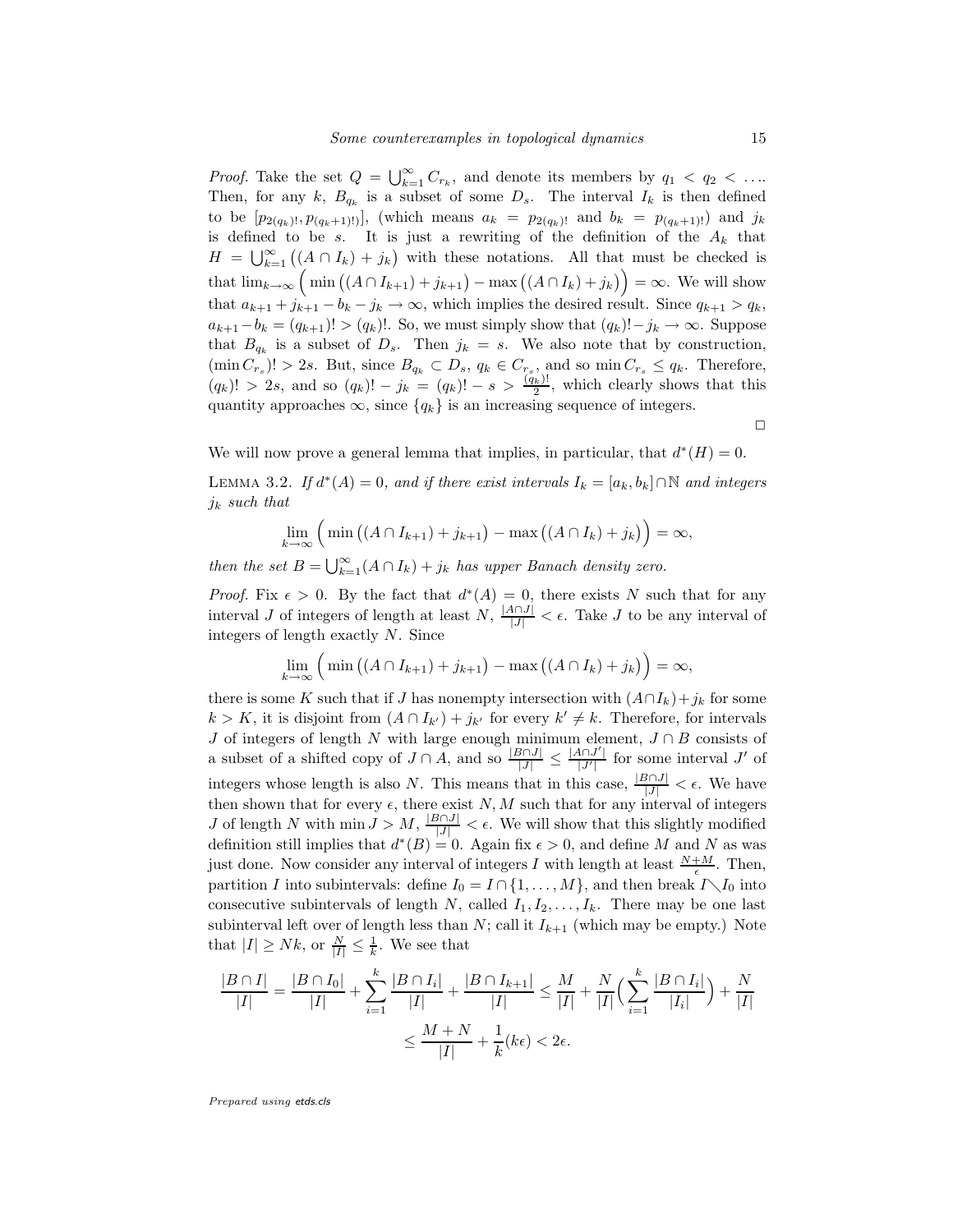*Proof.* Take the set $Q = \bigcup_{k=1}^{\infty} C_{r_k}$, and denote its members by $q_1 < q_2 < \ldots$. Then, for any $k$, $B_{q_k}$ is a subset of some $D_s$. The interval $I_k$ is then defined to be $[p_{2(q_k)!}, p_{(q_k+1)!}]$, (which means $a_k = p_{2(q_k)!}$ and $b_k = p_{(q_k+1)!}$) and $j_k$ is defined to be $s$. It is just a rewriting of the definition of the $A_k$ that $H = \bigcup_{k=1}^{\infty} \big((A \cap I_k) + j_k\big)$ with these notations. All that must be checked is that $\lim_{k\to\infty} \Big( \min\big((A \cap I_{k+1}) + j_{k+1}\big) - \max\big((A \cap I_k) + j_k\big)\Big) = \infty$. We will show that $a_{k+1} + j_{k+1} - b_k - j_k \to \infty$, which implies the desired result. Since $q_{k+1} > q_k$, $a_{k+1} - b_k = (q_{k+1})! > (q_k)!$. So, we must simply show that $(q_k)! - j_k \to \infty$. Suppose that $B_{q_k}$ is a subset of $D_s$. Then $j_k = s$. We also note that by construction, $(\min C_{r_s})! > 2s$. But, since $B_{q_k} \subset D_s$, $q_k \in C_{r_s}$, and so $\min C_{r_s} \leq q_k$. Therefore, $(q_k)! > 2s$, and so $(q_k)! - j_k = (q_k)! - s > \frac{(q_k)!}{2}$, which clearly shows that this quantity approaches $\infty$, since $\{q_k\}$ is an increasing sequence of integers.

□

We will now prove a general lemma that implies, in particular, that $d^*(H) = 0$.

LEMMA 3.2. *If $d^*(A) = 0$, and if there exist intervals $I_k = [a_k, b_k] \cap \mathbb{N}$ and integers $j_k$ such that*

$$\lim_{k\to\infty} \Big( \min\big((A \cap I_{k+1}) + j_{k+1}\big) - \max\big((A \cap I_k) + j_k\big)\Big) = \infty,$$

*then the set $B = \bigcup_{k=1}^{\infty}(A \cap I_k) + j_k$ has upper Banach density zero.*

*Proof.* Fix $\epsilon > 0$. By the fact that $d^*(A) = 0$, there exists $N$ such that for any interval $J$ of integers of length at least $N$, $\frac{|A \cap J|}{|J|} < \epsilon$. Take $J$ to be any interval of integers of length exactly $N$. Since

$$\lim_{k\to\infty} \Big( \min\big((A \cap I_{k+1}) + j_{k+1}\big) - \max\big((A \cap I_k) + j_k\big)\Big) = \infty,$$

there is some $K$ such that if $J$ has nonempty intersection with $(A \cap I_k) + j_k$ for some $k > K$, it is disjoint from $(A \cap I_{k'}) + j_{k'}$ for every $k' \neq k$. Therefore, for intervals $J$ of integers of length $N$ with large enough minimum element, $J \cap B$ consists of a subset of a shifted copy of $J \cap A$, and so $\frac{|B \cap J|}{|J|} \leq \frac{|A \cap J'|}{|J'|}$ for some interval $J'$ of integers whose length is also $N$. This means that in this case, $\frac{|B \cap J|}{|J|} < \epsilon$. We have then shown that for every $\epsilon$, there exist $N, M$ such that for any interval of integers $J$ of length $N$ with $\min J > M$, $\frac{|B \cap J|}{|J|} < \epsilon$. We will show that this slightly modified definition still implies that $d^*(B) = 0$. Again fix $\epsilon > 0$, and define $M$ and $N$ as was just done. Now consider any interval of integers $I$ with length at least $\frac{N+M}{\epsilon}$. Then, partition $I$ into subintervals: define $I_0 = I \cap \{1, \ldots, M\}$, and then break $I \setminus I_0$ into consecutive subintervals of length $N$, called $I_1, I_2, \ldots, I_k$. There may be one last subinterval left over of length less than $N$; call it $I_{k+1}$ (which may be empty.) Note that $|I| \geq Nk$, or $\frac{N}{|I|} \leq \frac{1}{k}$. We see that

$$\frac{|B \cap I|}{|I|} = \frac{|B \cap I_0|}{|I|} + \sum_{i=1}^{k} \frac{|B \cap I_i|}{|I|} + \frac{|B \cap I_{k+1}|}{|I|} \leq \frac{M}{|I|} + \frac{N}{|I|}\Big(\sum_{i=1}^{k} \frac{|B \cap I_i|}{|I_i|}\Big) + \frac{N}{|I|}$$

$$\leq \frac{M+N}{|I|} + \frac{1}{k}(k\epsilon) < 2\epsilon.$$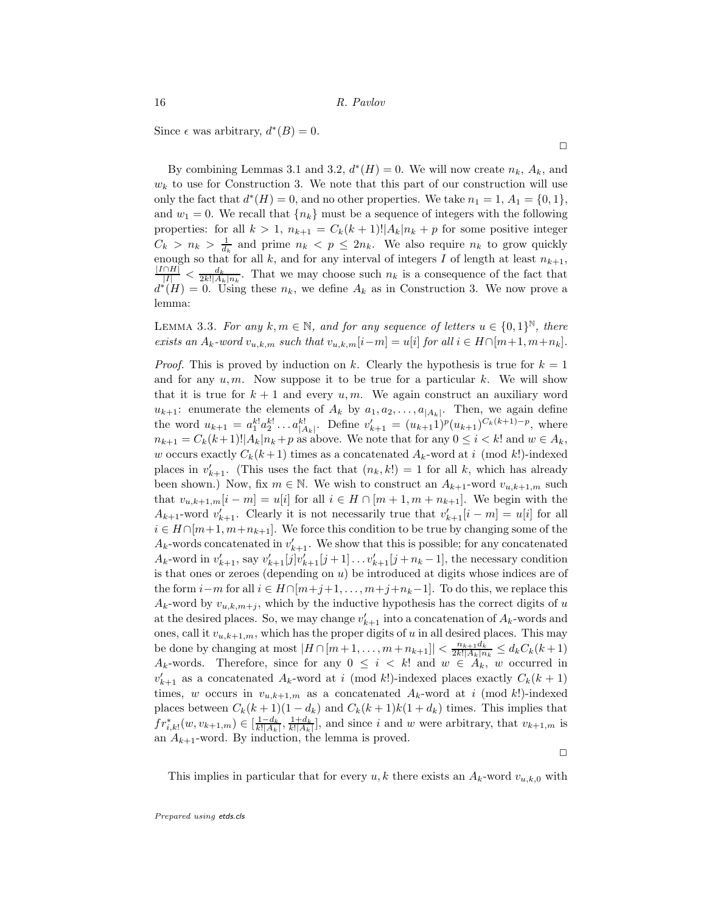Since $\epsilon$ was arbitrary, $d^*(B) = 0$.

$\square$

By combining Lemmas 3.1 and 3.2, $d^*(H) = 0$. We will now create $n_k$, $A_k$, and $w_k$ to use for Construction 3. We note that this part of our construction will use only the fact that $d^*(H) = 0$, and no other properties. We take $n_1 = 1$, $A_1 = \{0, 1\}$, and $w_1 = 0$. We recall that $\{n_k\}$ must be a sequence of integers with the following properties: for all $k > 1$, $n_{k+1} = C_k(k+1)!|A_k|n_k + p$ for some positive integer $C_k > n_k > \frac{1}{d_k}$ and prime $n_k < p \leq 2n_k$. We also require $n_k$ to grow quickly enough so that for all $k$, and for any interval of integers $I$ of length at least $n_{k+1}$, $\frac{|I \cap H|}{|I|} < \frac{d_k}{2k!|A_k|n_k}$. That we may choose such $n_k$ is a consequence of the fact that $d^*(H) = 0$. Using these $n_k$, we define $A_k$ as in Construction 3. We now prove a lemma:

LEMMA 3.3. *For any $k, m \in \mathbb{N}$, and for any sequence of letters $u \in \{0, 1\}^{\mathbb{N}}$, there exists an $A_k$-word $v_{u,k,m}$ such that $v_{u,k,m}[i-m] = u[i]$ for all $i \in H \cap [m+1, m+n_k]$.*

*Proof.* This is proved by induction on $k$. Clearly the hypothesis is true for $k = 1$ and for any $u, m$. Now suppose it to be true for a particular $k$. We will show that it is true for $k+1$ and every $u, m$. We again construct an auxiliary word $u_{k+1}$: enumerate the elements of $A_k$ by $a_1, a_2, \ldots, a_{|A_k|}$. Then, we again define the word $u_{k+1} = a_1^{k!} a_2^{k!} \ldots a_{|A_k|}^{k!}$. Define $v'_{k+1} = (u_{k+1}1)^p (u_{k+1})^{C_k(k+1)-p}$, where $n_{k+1} = C_k(k+1)!|A_k|n_k + p$ as above. We note that for any $0 \leq i < k!$ and $w \in A_k$, $w$ occurs exactly $C_k(k+1)$ times as a concatenated $A_k$-word at $i \pmod{k!}$-indexed places in $v'_{k+1}$. (This uses the fact that $(n_k, k!) = 1$ for all $k$, which has already been shown.) Now, fix $m \in \mathbb{N}$. We wish to construct an $A_{k+1}$-word $v_{u,k+1,m}$ such that $v_{u,k+1,m}[i-m] = u[i]$ for all $i \in H \cap [m+1, m+n_{k+1}]$. We begin with the $A_{k+1}$-word $v'_{k+1}$. Clearly it is not necessarily true that $v'_{k+1}[i-m] = u[i]$ for all $i \in H \cap [m+1, m+n_{k+1}]$. We force this condition to be true by changing some of the $A_k$-words concatenated in $v'_{k+1}$. We show that this is possible; for any concatenated $A_k$-word in $v'_{k+1}$, say $v'_{k+1}[j]v'_{k+1}[j+1] \ldots v'_{k+1}[j+n_k-1]$, the necessary condition is that ones or zeroes (depending on $u$) be introduced at digits whose indices are of the form $i-m$ for all $i \in H \cap [m+j+1, \ldots, m+j+n_k-1]$. To do this, we replace this $A_k$-word by $v_{u,k,m+j}$, which by the inductive hypothesis has the correct digits of $u$ at the desired places. So, we may change $v'_{k+1}$ into a concatenation of $A_k$-words and ones, call it $v_{u,k+1,m}$, which has the proper digits of $u$ in all desired places. This may be done by changing at most $|H \cap [m+1, \ldots, m+n_{k+1}]| < \frac{n_{k+1}d_k}{2k!|A_k|n_k} \leq d_k C_k(k+1)$ $A_k$-words. Therefore, since for any $0 \leq i < k!$ and $w \in A_k$, $w$ occurred in $v'_{k+1}$ as a concatenated $A_k$-word at $i \pmod{k!}$-indexed places exactly $C_k(k+1)$ times, $w$ occurs in $v_{u,k+1,m}$ as a concatenated $A_k$-word at $i \pmod{k!}$-indexed places between $C_k(k+1)(1-d_k)$ and $C_k(k+1)k(1+d_k)$ times. This implies that $fr^*_{i,k!}(w, v_{k+1,m}) \in [\frac{1-d_k}{k!|A_k|}, \frac{1+d_k}{k!|A_k|}]$, and since $i$ and $w$ were arbitrary, that $v_{k+1,m}$ is an $A_{k+1}$-word. By induction, the lemma is proved.

$\square$

This implies in particular that for every $u, k$ there exists an $A_k$-word $v_{u,k,0}$ with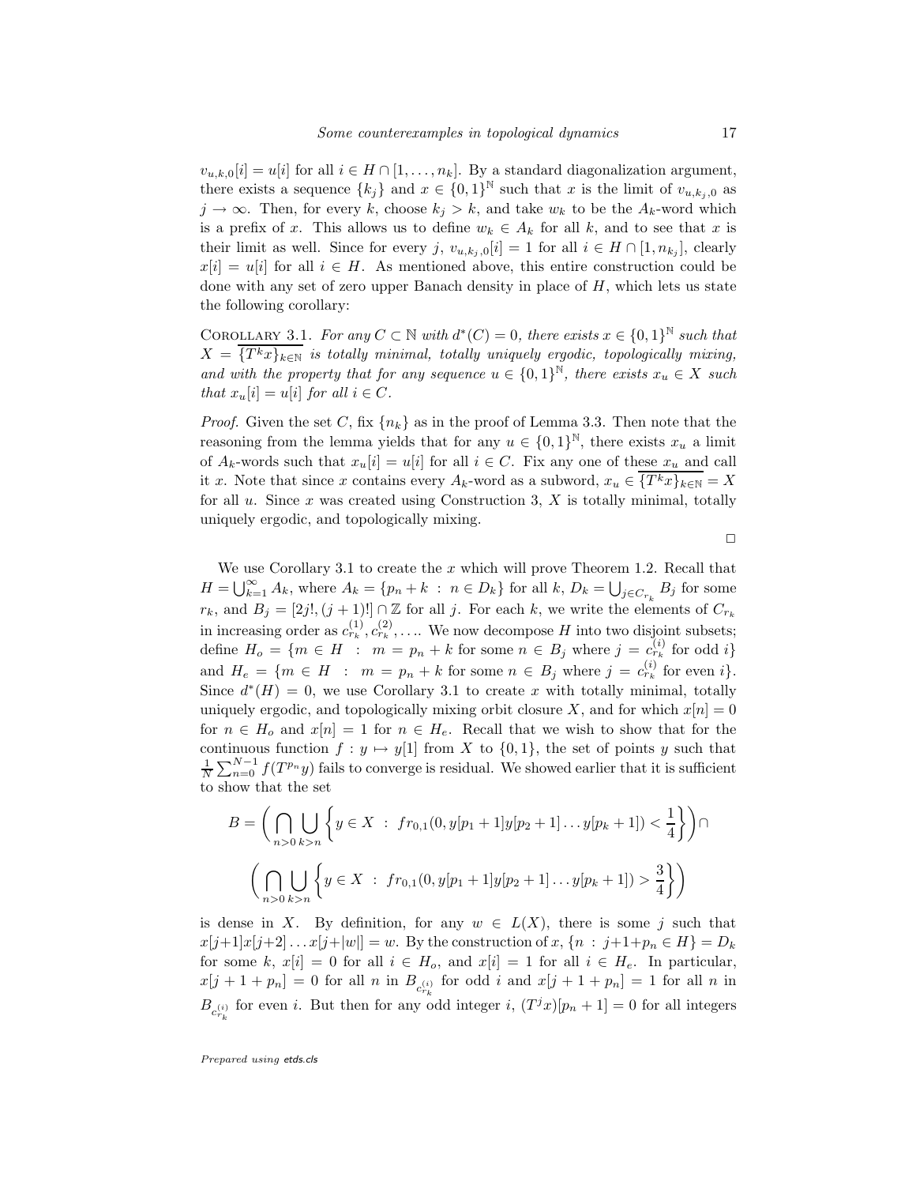$v_{u,k,0}[i] = u[i]$ for all $i \in H \cap [1, \dots, n_k]$. By a standard diagonalization argument, there exists a sequence $\{k_j\}$ and $x \in \{0,1\}^{\mathbb{N}}$ such that $x$ is the limit of $v_{u,k_j,0}$ as $j \to \infty$. Then, for every $k$, choose $k_j > k$, and take $w_k$ to be the $A_k$-word which is a prefix of $x$. This allows us to define $w_k \in A_k$ for all $k$, and to see that $x$ is their limit as well. Since for every $j$, $v_{u,k_j,0}[i] = 1$ for all $i \in H \cap [1, n_{k_j}]$, clearly $x[i] = u[i]$ for all $i \in H$. As mentioned above, this entire construction could be done with any set of zero upper Banach density in place of $H$, which lets us state the following corollary:

Corollary 3.1. *For any $C \subset \mathbb{N}$ with $d^*(C) = 0$, there exists $x \in \{0,1\}^{\mathbb{N}}$ such that $X = \overline{\{T^k x\}_{k \in \mathbb{N}}}$ is totally minimal, totally uniquely ergodic, topologically mixing, and with the property that for any sequence $u \in \{0,1\}^{\mathbb{N}}$, there exists $x_u \in X$ such that $x_u[i] = u[i]$ for all $i \in C$.*

*Proof.* Given the set $C$, fix $\{n_k\}$ as in the proof of Lemma 3.3. Then note that the reasoning from the lemma yields that for any $u \in \{0,1\}^{\mathbb{N}}$, there exists $x_u$ a limit of $A_k$-words such that $x_u[i] = u[i]$ for all $i \in C$. Fix any one of these $x_u$ and call it $x$. Note that since $x$ contains every $A_k$-word as a subword, $x_u \in \overline{\{T^k x\}_{k \in \mathbb{N}}} = X$ for all $u$. Since $x$ was created using Construction 3, $X$ is totally minimal, totally uniquely ergodic, and topologically mixing.

□

We use Corollary 3.1 to create the $x$ which will prove Theorem 1.2. Recall that $H = \bigcup_{k=1}^{\infty} A_k$, where $A_k = \{p_n + k \ : \ n \in D_k\}$ for all $k$, $D_k = \bigcup_{j \in C_{r_k}} B_j$ for some $r_k$, and $B_j = [2j!, (j+1)!] \cap \mathbb{Z}$ for all $j$. For each $k$, we write the elements of $C_{r_k}$ in increasing order as $c_{r_k}^{(1)}, c_{r_k}^{(2)}, \dots$. We now decompose $H$ into two disjoint subsets; define $H_o = \{m \in H \ : \ m = p_n + k \text{ for some } n \in B_j \text{ where } j = c_{r_k}^{(i)} \text{ for odd } i\}$ and $H_e = \{m \in H \ : \ m = p_n + k \text{ for some } n \in B_j \text{ where } j = c_{r_k}^{(i)} \text{ for even } i\}$. Since $d^*(H) = 0$, we use Corollary 3.1 to create $x$ with totally minimal, totally uniquely ergodic, and topologically mixing orbit closure $X$, and for which $x[n] = 0$ for $n \in H_o$ and $x[n] = 1$ for $n \in H_e$. Recall that we wish to show that for the continuous function $f : y \mapsto y[1]$ from $X$ to $\{0,1\}$, the set of points $y$ such that $\frac{1}{N}\sum_{n=0}^{N-1} f(T^{p_n} y)$ fails to converge is residual. We showed earlier that it is sufficient to show that the set

$$B = \left( \bigcap_{n>0} \bigcup_{k>n} \left\{ y \in X \ : \ fr_{0,1}(0, y[p_1+1]y[p_2+1]\dots y[p_k+1]) < \frac{1}{4} \right\} \right) \cap$$

$$\left( \bigcap_{n>0} \bigcup_{k>n} \left\{ y \in X \ : \ fr_{0,1}(0, y[p_1+1]y[p_2+1]\dots y[p_k+1]) > \frac{3}{4} \right\} \right)$$

is dense in $X$. By definition, for any $w \in L(X)$, there is some $j$ such that $x[j+1]x[j+2]\dots x[j+|w|] = w$. By the construction of $x$, $\{n \ : \ j+1+p_n \in H\} = D_k$ for some $k$, $x[i] = 0$ for all $i \in H_o$, and $x[i] = 1$ for all $i \in H_e$. In particular, $x[j+1+p_n] = 0$ for all $n$ in $B_{c_{r_k}^{(i)}}$ for odd $i$ and $x[j+1+p_n] = 1$ for all $n$ in $B_{c_{r_k}^{(i)}}$ for even $i$. But then for any odd integer $i$, $(T^j x)[p_n + 1] = 0$ for all integers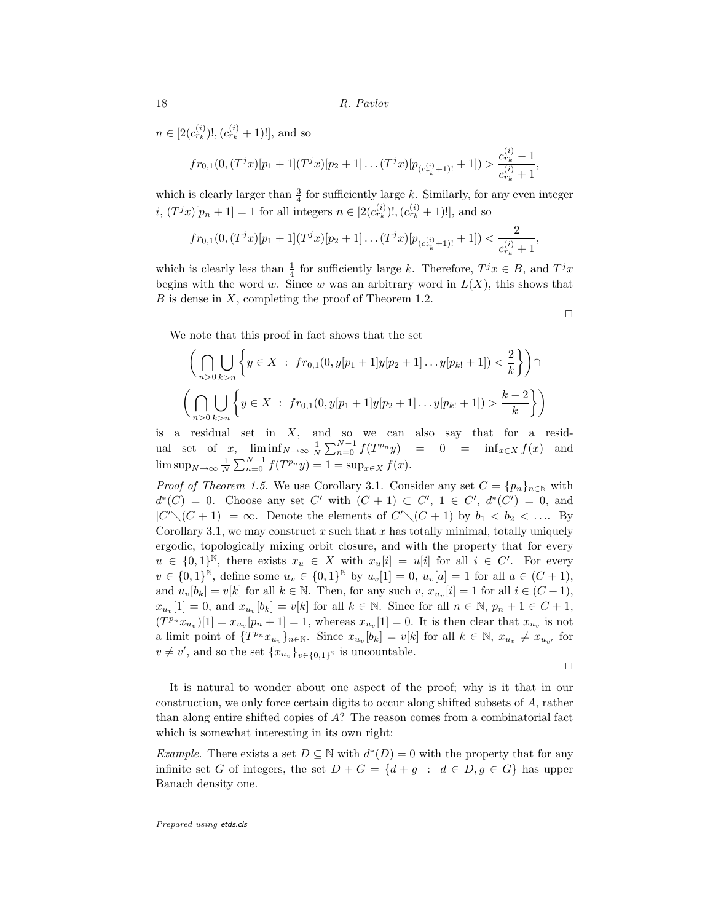$n \in [2(c^{(i)}_{r_k})!, (c^{(i)}_{r_k}+1)!]$, and so

$$fr_{0,1}(0, (T^j x)[p_1+1](T^j x)[p_2+1]\dots(T^j x)[p_{(c^{(i)}_{r_k}+1)!}+1]) > \frac{c^{(i)}_{r_k}-1}{c^{(i)}_{r_k}+1},$$

which is clearly larger than $\frac{3}{4}$ for sufficiently large $k$. Similarly, for any even integer $i$, $(T^j x)[p_n+1] = 1$ for all integers $n \in [2(c^{(i)}_{r_k})!, (c^{(i)}_{r_k}+1)!]$, and so

$$fr_{0,1}(0, (T^j x)[p_1+1](T^j x)[p_2+1]\dots(T^j x)[p_{(c^{(i)}_{r_k}+1)!}+1]) < \frac{2}{c^{(i)}_{r_k}+1},$$

which is clearly less than $\frac{1}{4}$ for sufficiently large $k$. Therefore, $T^j x \in B$, and $T^j x$ begins with the word $w$. Since $w$ was an arbitrary word in $L(X)$, this shows that $B$ is dense in $X$, completing the proof of Theorem 1.2.

□

We note that this proof in fact shows that the set

$$\left(\bigcap_{n>0}\bigcup_{k>n}\left\{y \in X \ : \ fr_{0,1}(0, y[p_1+1]y[p_2+1]\dots y[p_{k!}+1]) < \frac{2}{k}\right\}\right)\cap$$

$$\left(\bigcap_{n>0}\bigcup_{k>n}\left\{y \in X \ : \ fr_{0,1}(0, y[p_1+1]y[p_2+1]\dots y[p_{k!}+1]) > \frac{k-2}{k}\right\}\right)$$

is a residual set in $X$, and so we can also say that for a residual set of $x$, $\liminf_{N\to\infty}\frac{1}{N}\sum_{n=0}^{N-1} f(T^{p_n}y) = 0 = \inf_{x\in X} f(x)$ and $\limsup_{N\to\infty}\frac{1}{N}\sum_{n=0}^{N-1} f(T^{p_n}y) = 1 = \sup_{x\in X} f(x)$.

*Proof of Theorem 1.5.* We use Corollary 3.1. Consider any set $C = \{p_n\}_{n\in\mathbb{N}}$ with $d^*(C) = 0$. Choose any set $C'$ with $(C+1) \subset C'$, $1 \in C'$, $d^*(C') = 0$, and $|C' \setminus (C+1)| = \infty$. Denote the elements of $C' \setminus (C+1)$ by $b_1 < b_2 < \dots$. By Corollary 3.1, we may construct $x$ such that $x$ has totally minimal, totally uniquely ergodic, topologically mixing orbit closure, and with the property that for every $u \in \{0,1\}^{\mathbb{N}}$, there exists $x_u \in X$ with $x_u[i] = u[i]$ for all $i \in C'$. For every $v \in \{0,1\}^{\mathbb{N}}$, define some $u_v \in \{0,1\}^{\mathbb{N}}$ by $u_v[1] = 0$, $u_v[a] = 1$ for all $a \in (C+1)$, and $u_v[b_k] = v[k]$ for all $k \in \mathbb{N}$. Then, for any such $v$, $x_{u_v}[i] = 1$ for all $i \in (C+1)$, $x_{u_v}[1] = 0$, and $x_{u_v}[b_k] = v[k]$ for all $k \in \mathbb{N}$. Since for all $n \in \mathbb{N}$, $p_n + 1 \in C+1$, $(T^{p_n}x_{u_v})[1] = x_{u_v}[p_n+1] = 1$, whereas $x_{u_v}[1] = 0$. It is then clear that $x_{u_v}$ is not a limit point of $\{T^{p_n}x_{u_v}\}_{n\in\mathbb{N}}$. Since $x_{u_v}[b_k] = v[k]$ for all $k \in \mathbb{N}$, $x_{u_v} \neq x_{u_{v'}}$ for $v \neq v'$, and so the set $\{x_{u_v}\}_{v\in\{0,1\}^{\mathbb{N}}}$ is uncountable.

□

It is natural to wonder about one aspect of the proof; why is it that in our construction, we only force certain digits to occur along shifted subsets of $A$, rather than along entire shifted copies of $A$? The reason comes from a combinatorial fact which is somewhat interesting in its own right:

*Example.* There exists a set $D \subseteq \mathbb{N}$ with $d^*(D) = 0$ with the property that for any infinite set $G$ of integers, the set $D + G = \{d + g \ : \ d \in D, g \in G\}$ has upper Banach density one.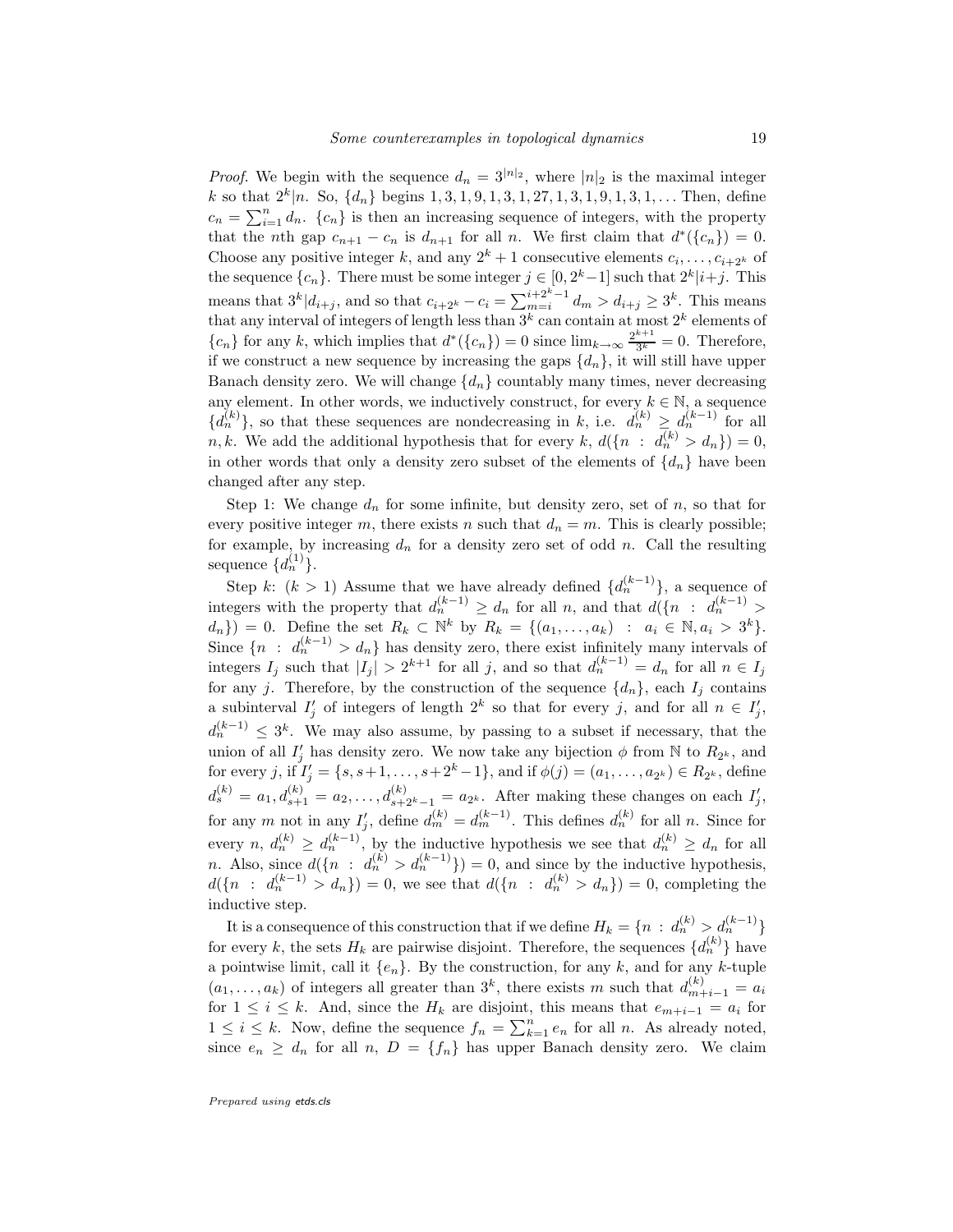*Proof.* We begin with the sequence $d_n = 3^{|n|_2}$, where $|n|_2$ is the maximal integer $k$ so that $2^k|n$. So, $\{d_n\}$ begins $1, 3, 1, 9, 1, 3, 1, 27, 1, 3, 1, 9, 1, 3, 1, \ldots$ Then, define $c_n = \sum_{i=1}^{n} d_n$. $\{c_n\}$ is then an increasing sequence of integers, with the property that the $n$th gap $c_{n+1} - c_n$ is $d_{n+1}$ for all $n$. We first claim that $d^*(\{c_n\}) = 0$. Choose any positive integer $k$, and any $2^k + 1$ consecutive elements $c_i, \ldots, c_{i+2^k}$ of the sequence $\{c_n\}$. There must be some integer $j \in [0, 2^k - 1]$ such that $2^k | i+j$. This means that $3^k | d_{i+j}$, and so that $c_{i+2^k} - c_i = \sum_{m=i}^{i+2^k-1} d_m > d_{i+j} \geq 3^k$. This means that any interval of integers of length less than $3^k$ can contain at most $2^k$ elements of $\{c_n\}$ for any $k$, which implies that $d^*(\{c_n\}) = 0$ since $\lim_{k\to\infty} \frac{2^{k+1}}{3^k} = 0$. Therefore, if we construct a new sequence by increasing the gaps $\{d_n\}$, it will still have upper Banach density zero. We will change $\{d_n\}$ countably many times, never decreasing any element. In other words, we inductively construct, for every $k \in \mathbb{N}$, a sequence $\{d_n^{(k)}\}$, so that these sequences are nondecreasing in $k$, i.e. $d_n^{(k)} \geq d_n^{(k-1)}$ for all $n, k$. We add the additional hypothesis that for every $k$, $d(\{n \ : \ d_n^{(k)} > d_n\}) = 0$, in other words that only a density zero subset of the elements of $\{d_n\}$ have been changed after any step.

Step 1: We change $d_n$ for some infinite, but density zero, set of $n$, so that for every positive integer $m$, there exists $n$ such that $d_n = m$. This is clearly possible; for example, by increasing $d_n$ for a density zero set of odd $n$. Call the resulting sequence $\{d_n^{(1)}\}$.

Step $k$: $(k > 1)$ Assume that we have already defined $\{d_n^{(k-1)}\}$, a sequence of integers with the property that $d_n^{(k-1)} \geq d_n$ for all $n$, and that $d(\{n \ : \ d_n^{(k-1)} > d_n\}) = 0$. Define the set $R_k \subset \mathbb{N}^k$ by $R_k = \{(a_1, \ldots, a_k) \ : \ a_i \in \mathbb{N}, a_i > 3^k\}$. Since $\{n \ : \ d_n^{(k-1)} > d_n\}$ has density zero, there exist infinitely many intervals of integers $I_j$ such that $|I_j| > 2^{k+1}$ for all $j$, and so that $d_n^{(k-1)} = d_n$ for all $n \in I_j$ for any $j$. Therefore, by the construction of the sequence $\{d_n\}$, each $I_j$ contains a subinterval $I'_j$ of integers of length $2^k$ so that for every $j$, and for all $n \in I'_j$, $d_n^{(k-1)} \leq 3^k$. We may also assume, by passing to a subset if necessary, that the union of all $I'_j$ has density zero. We now take any bijection $\phi$ from $\mathbb{N}$ to $R_{2^k}$, and for every $j$, if $I'_j = \{s, s+1, \ldots, s+2^k-1\}$, and if $\phi(j) = (a_1, \ldots, a_{2^k}) \in R_{2^k}$, define $d_s^{(k)} = a_1, d_{s+1}^{(k)} = a_2, \ldots, d_{s+2^k-1}^{(k)} = a_{2^k}$. After making these changes on each $I'_j$, for any $m$ not in any $I'_j$, define $d_m^{(k)} = d_m^{(k-1)}$. This defines $d_n^{(k)}$ for all $n$. Since for every $n$, $d_n^{(k)} \geq d_n^{(k-1)}$, by the inductive hypothesis we see that $d_n^{(k)} \geq d_n$ for all $n$. Also, since $d(\{n \ : \ d_n^{(k)} > d_n^{(k-1)}\}) = 0$, and since by the inductive hypothesis, $d(\{n \ : \ d_n^{(k-1)} > d_n\}) = 0$, we see that $d(\{n \ : \ d_n^{(k)} > d_n\}) = 0$, completing the inductive step.

It is a consequence of this construction that if we define $H_k = \{n \ : \ d_n^{(k)} > d_n^{(k-1)}\}$ for every $k$, the sets $H_k$ are pairwise disjoint. Therefore, the sequences $\{d_n^{(k)}\}$ have a pointwise limit, call it $\{e_n\}$. By the construction, for any $k$, and for any $k$-tuple $(a_1, \ldots, a_k)$ of integers all greater than $3^k$, there exists $m$ such that $d_{m+i-1}^{(k)} = a_i$ for $1 \leq i \leq k$. And, since the $H_k$ are disjoint, this means that $e_{m+i-1} = a_i$ for $1 \leq i \leq k$. Now, define the sequence $f_n = \sum_{k=1}^{n} e_n$ for all $n$. As already noted, since $e_n \geq d_n$ for all $n$, $D = \{f_n\}$ has upper Banach density zero. We claim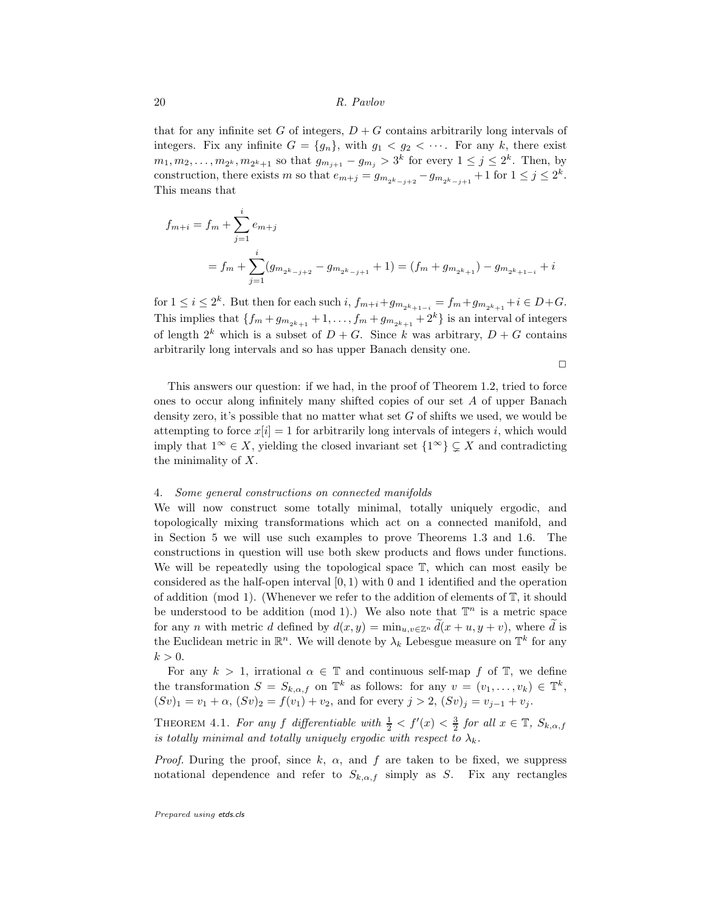that for any infinite set $G$ of integers, $D + G$ contains arbitrarily long intervals of integers. Fix any infinite $G = \{g_n\}$, with $g_1 < g_2 < \cdots$. For any $k$, there exist $m_1, m_2, \ldots, m_{2^k}, m_{2^k+1}$ so that $g_{m_{j+1}} - g_{m_j} > 3^k$ for every $1 \leq j \leq 2^k$. Then, by construction, there exists $m$ so that $e_{m+j} = g_{m_{2^k-j+2}} - g_{m_{2^k-j+1}} + 1$ for $1 \leq j \leq 2^k$. This means that

$$
\begin{aligned}
f_{m+i} &= f_m + \sum_{j=1}^{i} e_{m+j} \\
&= f_m + \sum_{j=1}^{i} (g_{m_{2^k-j+2}} - g_{m_{2^k-j+1}} + 1) = (f_m + g_{m_{2^k+1}}) - g_{m_{2^k+1-i}} + i
\end{aligned}
$$

for $1 \leq i \leq 2^k$. But then for each such $i$, $f_{m+i} + g_{m_{2^k+1-i}} = f_m + g_{m_{2^k+1}} + i \in D + G$. This implies that $\{f_m + g_{m_{2^k+1}} + 1, \ldots, f_m + g_{m_{2^k+1}} + 2^k\}$ is an interval of integers of length $2^k$ which is a subset of $D + G$. Since $k$ was arbitrary, $D + G$ contains arbitrarily long intervals and so has upper Banach density one.

□

This answers our question: if we had, in the proof of Theorem 1.2, tried to force ones to occur along infinitely many shifted copies of our set $A$ of upper Banach density zero, it's possible that no matter what set $G$ of shifts we used, we would be attempting to force $x[i] = 1$ for arbitrarily long intervals of integers $i$, which would imply that $1^\infty \in X$, yielding the closed invariant set $\{1^\infty\} \subsetneq X$ and contradicting the minimality of $X$.

## 4. *Some general constructions on connected manifolds*

We will now construct some totally minimal, totally uniquely ergodic, and topologically mixing transformations which act on a connected manifold, and in Section 5 we will use such examples to prove Theorems 1.3 and 1.6. The constructions in question will use both skew products and flows under functions. We will be repeatedly using the topological space $\mathbb{T}$, which can most easily be considered as the half-open interval $[0, 1)$ with 0 and 1 identified and the operation of addition (mod 1). (Whenever we refer to the addition of elements of $\mathbb{T}$, it should be understood to be addition (mod 1).) We also note that $\mathbb{T}^n$ is a metric space for any $n$ with metric $d$ defined by $d(x, y) = \min_{u,v \in \mathbb{Z}^n} \widetilde{d}(x + u, y + v)$, where $\widetilde{d}$ is the Euclidean metric in $\mathbb{R}^n$. We will denote by $\lambda_k$ Lebesgue measure on $\mathbb{T}^k$ for any $k > 0$.

For any $k > 1$, irrational $\alpha \in \mathbb{T}$ and continuous self-map $f$ of $\mathbb{T}$, we define the transformation $S = S_{k,\alpha,f}$ on $\mathbb{T}^k$ as follows: for any $v = (v_1, \ldots, v_k) \in \mathbb{T}^k$, $(Sv)_1 = v_1 + \alpha$, $(Sv)_2 = f(v_1) + v_2$, and for every $j > 2$, $(Sv)_j = v_{j-1} + v_j$.

**Theorem 4.1.** *For any $f$ differentiable with $\frac{1}{2} < f'(x) < \frac{3}{2}$ for all $x \in \mathbb{T}$, $S_{k,\alpha,f}$ is totally minimal and totally uniquely ergodic with respect to $\lambda_k$.*

*Proof.* During the proof, since $k$, $\alpha$, and $f$ are taken to be fixed, we suppress notational dependence and refer to $S_{k,\alpha,f}$ simply as $S$. Fix any rectangles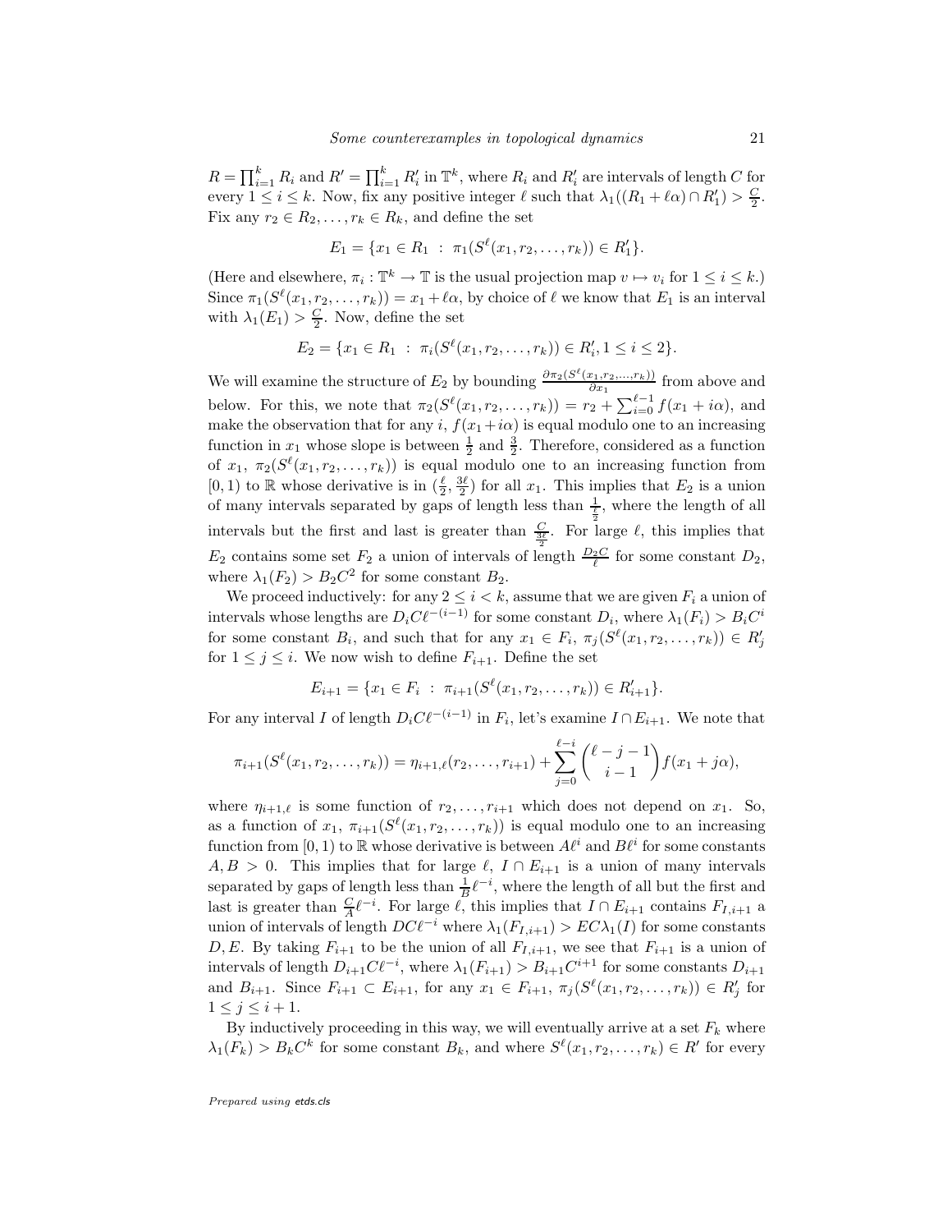$R = \prod_{i=1}^k R_i$ and $R' = \prod_{i=1}^k R'_i$ in $\mathbb{T}^k$, where $R_i$ and $R'_i$ are intervals of length $C$ for every $1 \leq i \leq k$. Now, fix any positive integer $\ell$ such that $\lambda_1((R_1 + \ell\alpha) \cap R'_1) > \frac{C}{2}$. Fix any $r_2 \in R_2, \ldots, r_k \in R_k$, and define the set

$$E_1 = \{x_1 \in R_1 \ : \ \pi_1(S^\ell(x_1, r_2, \ldots, r_k)) \in R'_1\}.$$

(Here and elsewhere, $\pi_i : \mathbb{T}^k \to \mathbb{T}$ is the usual projection map $v \mapsto v_i$ for $1 \leq i \leq k$.) Since $\pi_1(S^\ell(x_1, r_2, \ldots, r_k)) = x_1 + \ell\alpha$, by choice of $\ell$ we know that $E_1$ is an interval with $\lambda_1(E_1) > \frac{C}{2}$. Now, define the set

$$E_2 = \{x_1 \in R_1 \ : \ \pi_i(S^\ell(x_1, r_2, \ldots, r_k)) \in R'_i, 1 \leq i \leq 2\}.$$

We will examine the structure of $E_2$ by bounding $\frac{\partial \pi_2(S^\ell(x_1, r_2, \ldots, r_k))}{\partial x_1}$ from above and below. For this, we note that $\pi_2(S^\ell(x_1, r_2, \ldots, r_k)) = r_2 + \sum_{i=0}^{\ell-1} f(x_1 + i\alpha)$, and make the observation that for any $i$, $f(x_1 + i\alpha)$ is equal modulo one to an increasing function in $x_1$ whose slope is between $\frac{1}{2}$ and $\frac{3}{2}$. Therefore, considered as a function of $x_1$, $\pi_2(S^\ell(x_1, r_2, \ldots, r_k))$ is equal modulo one to an increasing function from $[0, 1)$ to $\mathbb{R}$ whose derivative is in $(\frac{\ell}{2}, \frac{3\ell}{2})$ for all $x_1$. This implies that $E_2$ is a union of many intervals separated by gaps of length less than $\frac{1}{\frac{\ell}{2}}$, where the length of all intervals but the first and last is greater than $\frac{C}{\frac{3\ell}{2}}$. For large $\ell$, this implies that $E_2$ contains some set $F_2$ a union of intervals of length $\frac{D_2 C}{\ell}$ for some constant $D_2$, where $\lambda_1(F_2) > B_2 C^2$ for some constant $B_2$.

We proceed inductively: for any $2 \leq i < k$, assume that we are given $F_i$ a union of intervals whose lengths are $D_i C \ell^{-(i-1)}$ for some constant $D_i$, where $\lambda_1(F_i) > B_i C^i$ for some constant $B_i$, and such that for any $x_1 \in F_i$, $\pi_j(S^\ell(x_1, r_2, \ldots, r_k)) \in R'_j$ for $1 \leq j \leq i$. We now wish to define $F_{i+1}$. Define the set

$$E_{i+1} = \{x_1 \in F_i \ : \ \pi_{i+1}(S^\ell(x_1, r_2, \ldots, r_k)) \in R'_{i+1}\}.$$

For any interval $I$ of length $D_i C \ell^{-(i-1)}$ in $F_i$, let's examine $I \cap E_{i+1}$. We note that

$$\pi_{i+1}(S^\ell(x_1, r_2, \ldots, r_k)) = \eta_{i+1,\ell}(r_2, \ldots, r_{i+1}) + \sum_{j=0}^{\ell-i} \binom{\ell - j - 1}{i - 1} f(x_1 + j\alpha),$$

where $\eta_{i+1,\ell}$ is some function of $r_2, \ldots, r_{i+1}$ which does not depend on $x_1$. So, as a function of $x_1$, $\pi_{i+1}(S^\ell(x_1, r_2, \ldots, r_k))$ is equal modulo one to an increasing function from $[0, 1)$ to $\mathbb{R}$ whose derivative is between $A\ell^i$ and $B\ell^i$ for some constants $A, B > 0$. This implies that for large $\ell$, $I \cap E_{i+1}$ is a union of many intervals separated by gaps of length less than $\frac{1}{B}\ell^{-i}$, where the length of all but the first and last is greater than $\frac{C}{A}\ell^{-i}$. For large $\ell$, this implies that $I \cap E_{i+1}$ contains $F_{I,i+1}$ a union of intervals of length $DC\ell^{-i}$ where $\lambda_1(F_{I,i+1}) > EC\lambda_1(I)$ for some constants $D, E$. By taking $F_{i+1}$ to be the union of all $F_{I,i+1}$, we see that $F_{i+1}$ is a union of intervals of length $D_{i+1} C \ell^{-i}$, where $\lambda_1(F_{i+1}) > B_{i+1} C^{i+1}$ for some constants $D_{i+1}$ and $B_{i+1}$. Since $F_{i+1} \subset E_{i+1}$, for any $x_1 \in F_{i+1}$, $\pi_j(S^\ell(x_1, r_2, \ldots, r_k)) \in R'_j$ for $1 \leq j \leq i + 1$.

By inductively proceeding in this way, we will eventually arrive at a set $F_k$ where $\lambda_1(F_k) > B_k C^k$ for some constant $B_k$, and where $S^\ell(x_1, r_2, \ldots, r_k) \in R'$ for every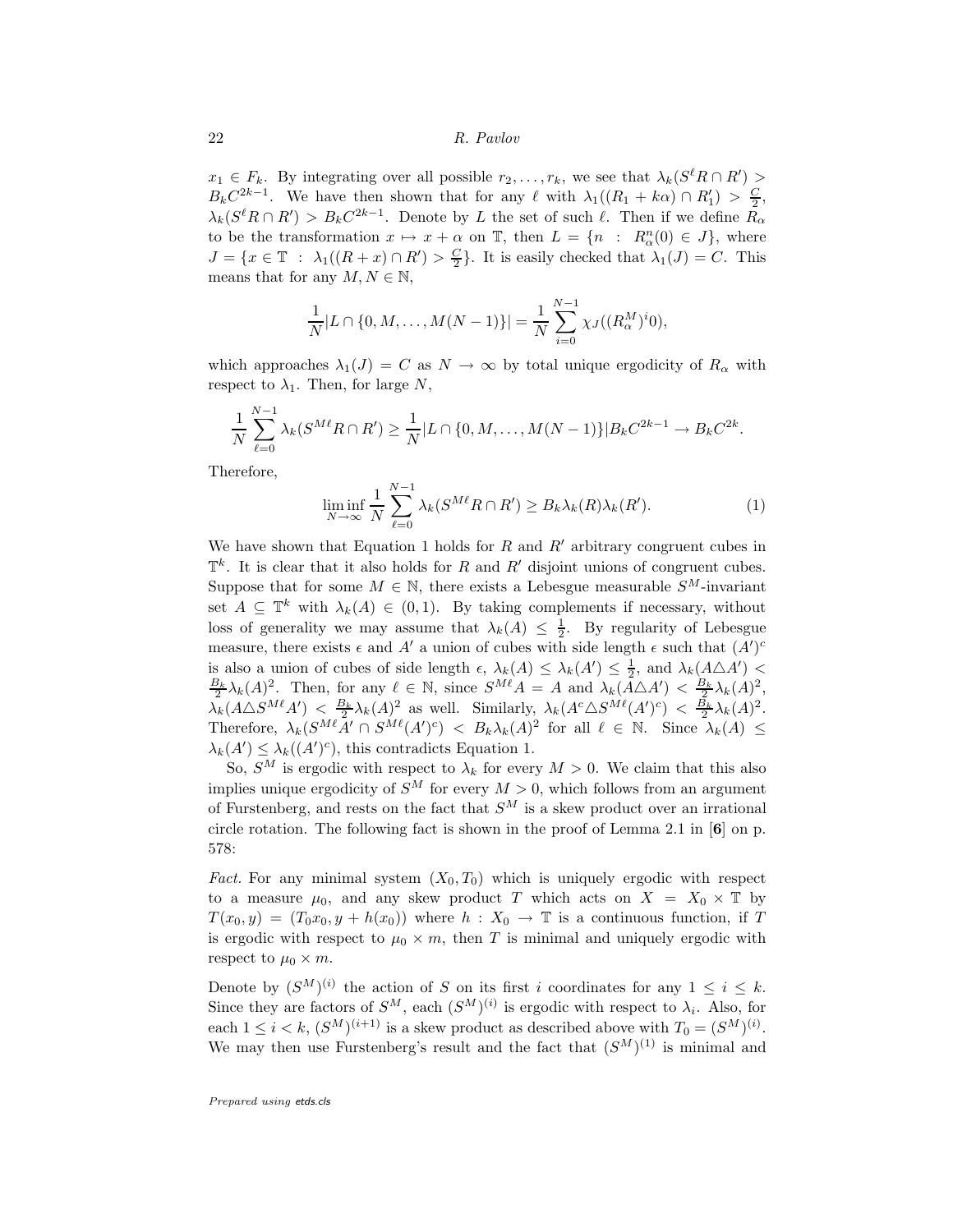$x_1 \in F_k$. By integrating over all possible $r_2, \ldots, r_k$, we see that $\lambda_k(S^\ell R \cap R') > B_k C^{2k-1}$. We have then shown that for any $\ell$ with $\lambda_1((R_1 + k\alpha) \cap R'_1) > \frac{C}{2}$, $\lambda_k(S^\ell R \cap R') > B_k C^{2k-1}$. Denote by $L$ the set of such $\ell$. Then if we define $R_\alpha$ to be the transformation $x \mapsto x + \alpha$ on $\mathbb{T}$, then $L = \{n \ : \ R^n_\alpha(0) \in J\}$, where $J = \{x \in \mathbb{T} \ : \ \lambda_1((R + x) \cap R') > \frac{C}{2}\}$. It is easily checked that $\lambda_1(J) = C$. This means that for any $M, N \in \mathbb{N}$,

$$\frac{1}{N}|L \cap \{0, M, \ldots, M(N-1)\}| = \frac{1}{N}\sum_{i=0}^{N-1} \chi_J((R^M_\alpha)^i 0),$$

which approaches $\lambda_1(J) = C$ as $N \to \infty$ by total unique ergodicity of $R_\alpha$ with respect to $\lambda_1$. Then, for large $N$,

$$\frac{1}{N}\sum_{\ell=0}^{N-1} \lambda_k(S^{M\ell} R \cap R') \geq \frac{1}{N}|L \cap \{0, M, \ldots, M(N-1)\}| B_k C^{2k-1} \to B_k C^{2k}.$$

Therefore,

$$\liminf_{N\to\infty} \frac{1}{N}\sum_{\ell=0}^{N-1} \lambda_k(S^{M\ell} R \cap R') \geq B_k \lambda_k(R)\lambda_k(R'). \tag{1}$$

We have shown that Equation 1 holds for $R$ and $R'$ arbitrary congruent cubes in $\mathbb{T}^k$. It is clear that it also holds for $R$ and $R'$ disjoint unions of congruent cubes. Suppose that for some $M \in \mathbb{N}$, there exists a Lebesgue measurable $S^M$-invariant set $A \subseteq \mathbb{T}^k$ with $\lambda_k(A) \in (0, 1)$. By taking complements if necessary, without loss of generality we may assume that $\lambda_k(A) \leq \frac{1}{2}$. By regularity of Lebesgue measure, there exists $\epsilon$ and $A'$ a union of cubes with side length $\epsilon$ such that $(A')^c$ is also a union of cubes of side length $\epsilon$, $\lambda_k(A) \leq \lambda_k(A') \leq \frac{1}{2}$, and $\lambda_k(A \triangle A') < \frac{B_k}{2}\lambda_k(A)^2$. Then, for any $\ell \in \mathbb{N}$, since $S^{M\ell} A = A$ and $\lambda_k(A \triangle A') < \frac{B_k}{2}\lambda_k(A)^2$, $\lambda_k(A \triangle S^{M\ell} A') < \frac{B_k}{2}\lambda_k(A)^2$ as well. Similarly, $\lambda_k(A^c \triangle S^{M\ell}(A')^c) < \frac{B_k}{2}\lambda_k(A)^2$. Therefore, $\lambda_k(S^{M\ell} A' \cap S^{M\ell}(A')^c) < B_k \lambda_k(A)^2$ for all $\ell \in \mathbb{N}$. Since $\lambda_k(A) \leq \lambda_k(A') \leq \lambda_k((A')^c)$, this contradicts Equation 1.

So, $S^M$ is ergodic with respect to $\lambda_k$ for every $M > 0$. We claim that this also implies unique ergodicity of $S^M$ for every $M > 0$, which follows from an argument of Furstenberg, and rests on the fact that $S^M$ is a skew product over an irrational circle rotation. The following fact is shown in the proof of Lemma 2.1 in [**6**] on p. 578:

*Fact.* For any minimal system $(X_0, T_0)$ which is uniquely ergodic with respect to a measure $\mu_0$, and any skew product $T$ which acts on $X = X_0 \times \mathbb{T}$ by $T(x_0, y) = (T_0 x_0, y + h(x_0))$ where $h : X_0 \to \mathbb{T}$ is a continuous function, if $T$ is ergodic with respect to $\mu_0 \times m$, then $T$ is minimal and uniquely ergodic with respect to $\mu_0 \times m$.

Denote by $(S^M)^{(i)}$ the action of $S$ on its first $i$ coordinates for any $1 \leq i \leq k$. Since they are factors of $S^M$, each $(S^M)^{(i)}$ is ergodic with respect to $\lambda_i$. Also, for each $1 \leq i < k$, $(S^M)^{(i+1)}$ is a skew product as described above with $T_0 = (S^M)^{(i)}$. We may then use Furstenberg's result and the fact that $(S^M)^{(1)}$ is minimal and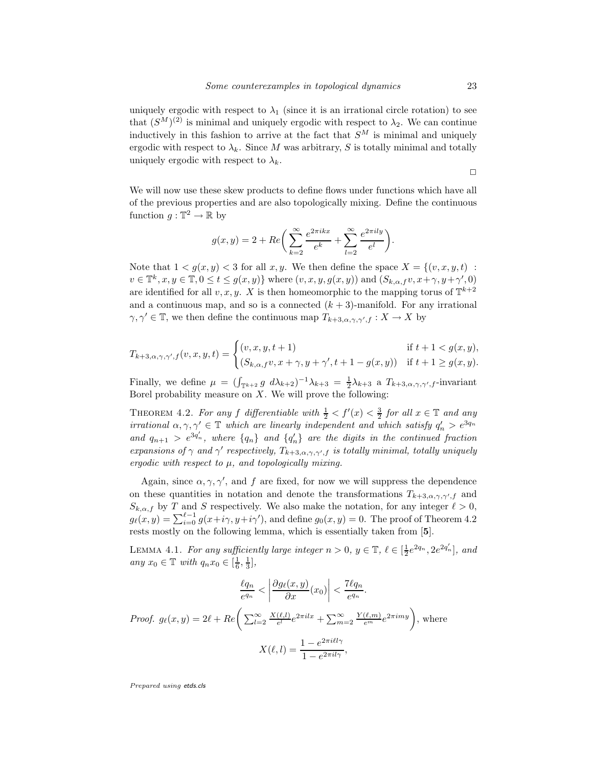uniquely ergodic with respect to $\lambda_1$ (since it is an irrational circle rotation) to see that $(S^M)^{(2)}$ is minimal and uniquely ergodic with respect to $\lambda_2$. We can continue inductively in this fashion to arrive at the fact that $S^M$ is minimal and uniquely ergodic with respect to $\lambda_k$. Since $M$ was arbitrary, $S$ is totally minimal and totally uniquely ergodic with respect to $\lambda_k$.

□

We will now use these skew products to define flows under functions which have all of the previous properties and are also topologically mixing. Define the continuous function $g : \mathbb{T}^2 \to \mathbb{R}$ by

$$g(x, y) = 2 + Re\bigg( \sum_{k=2}^{\infty} \frac{e^{2\pi i k x}}{e^k} + \sum_{l=2}^{\infty} \frac{e^{2\pi i l y}}{e^l} \bigg).$$

Note that $1 < g(x, y) < 3$ for all $x, y$. We then define the space $X = \{(v, x, y, t) : v \in \mathbb{T}^k, x, y \in \mathbb{T}, 0 \leq t \leq g(x, y)\}$ where $(v, x, y, g(x, y))$ and $(S_{k,\alpha,f} v, x+\gamma, y+\gamma', 0)$ are identified for all $v, x, y$. $X$ is then homeomorphic to the mapping torus of $\mathbb{T}^{k+2}$ and a continuous map, and so is a connected $(k + 3)$-manifold. For any irrational $\gamma, \gamma' \in \mathbb{T}$, we then define the continuous map $T_{k+3,\alpha,\gamma,\gamma',f} : X \to X$ by

$$T_{k+3,\alpha,\gamma,\gamma',f}(v, x, y, t) = \begin{cases} (v, x, y, t+1) & \text{if } t+1 < g(x, y), \\ (S_{k,\alpha,f} v, x+\gamma, y+\gamma', t+1-g(x, y)) & \text{if } t+1 \geq g(x, y). \end{cases}$$

Finally, we define $\mu = (\int_{\mathbb{T}^{k+2}} g \; d\lambda_{k+2})^{-1} \lambda_{k+3} = \frac{1}{2}\lambda_{k+3}$ a $T_{k+3,\alpha,\gamma,\gamma',f}$-invariant Borel probability measure on $X$. We will prove the following:

THEOREM 4.2. *For any $f$ differentiable with $\frac{1}{2} < f'(x) < \frac{3}{2}$ for all $x \in \mathbb{T}$ and any irrational $\alpha, \gamma, \gamma' \in \mathbb{T}$ which are linearly independent and which satisfy $q'_n > e^{3q_n}$ and $q_{n+1} > e^{3q'_n}$, where $\{q_n\}$ and $\{q'_n\}$ are the digits in the continued fraction expansions of $\gamma$ and $\gamma'$ respectively, $T_{k+3,\alpha,\gamma,\gamma',f}$ is totally minimal, totally uniquely ergodic with respect to $\mu$, and topologically mixing.*

Again, since $\alpha, \gamma, \gamma'$, and $f$ are fixed, for now we will suppress the dependence on these quantities in notation and denote the transformations $T_{k+3,\alpha,\gamma,\gamma',f}$ and $S_{k,\alpha,f}$ by $T$ and $S$ respectively. We also make the notation, for any integer $\ell > 0$, $g_\ell(x, y) = \sum_{i=0}^{\ell-1} g(x+i\gamma, y+i\gamma')$, and define $g_0(x, y) = 0$. The proof of Theorem 4.2 rests mostly on the following lemma, which is essentially taken from [**5**].

LEMMA 4.1. *For any sufficiently large integer $n > 0$, $y \in \mathbb{T}$, $\ell \in [\frac{1}{2}e^{2q_n}, 2e^{2q'_n}]$, and any $x_0 \in \mathbb{T}$ with $q_n x_0 \in [\frac{1}{6}, \frac{1}{3}]$,*

$$\frac{\ell q_n}{e^{q_n}} < \left| \frac{\partial g_\ell(x, y)}{\partial x}(x_0) \right| < \frac{7\ell q_n}{e^{q_n}}.$$

*Proof.* $g_\ell(x, y) = 2\ell + Re\bigg( \sum_{l=2}^{\infty} \frac{X(\ell,l)}{e^l} e^{2\pi i l x} + \sum_{m=2}^{\infty} \frac{Y(\ell,m)}{e^m} e^{2\pi i m y} \bigg)$, where

$$X(\ell, l) = \frac{1 - e^{2\pi i \ell l \gamma}}{1 - e^{2\pi i l \gamma}},$$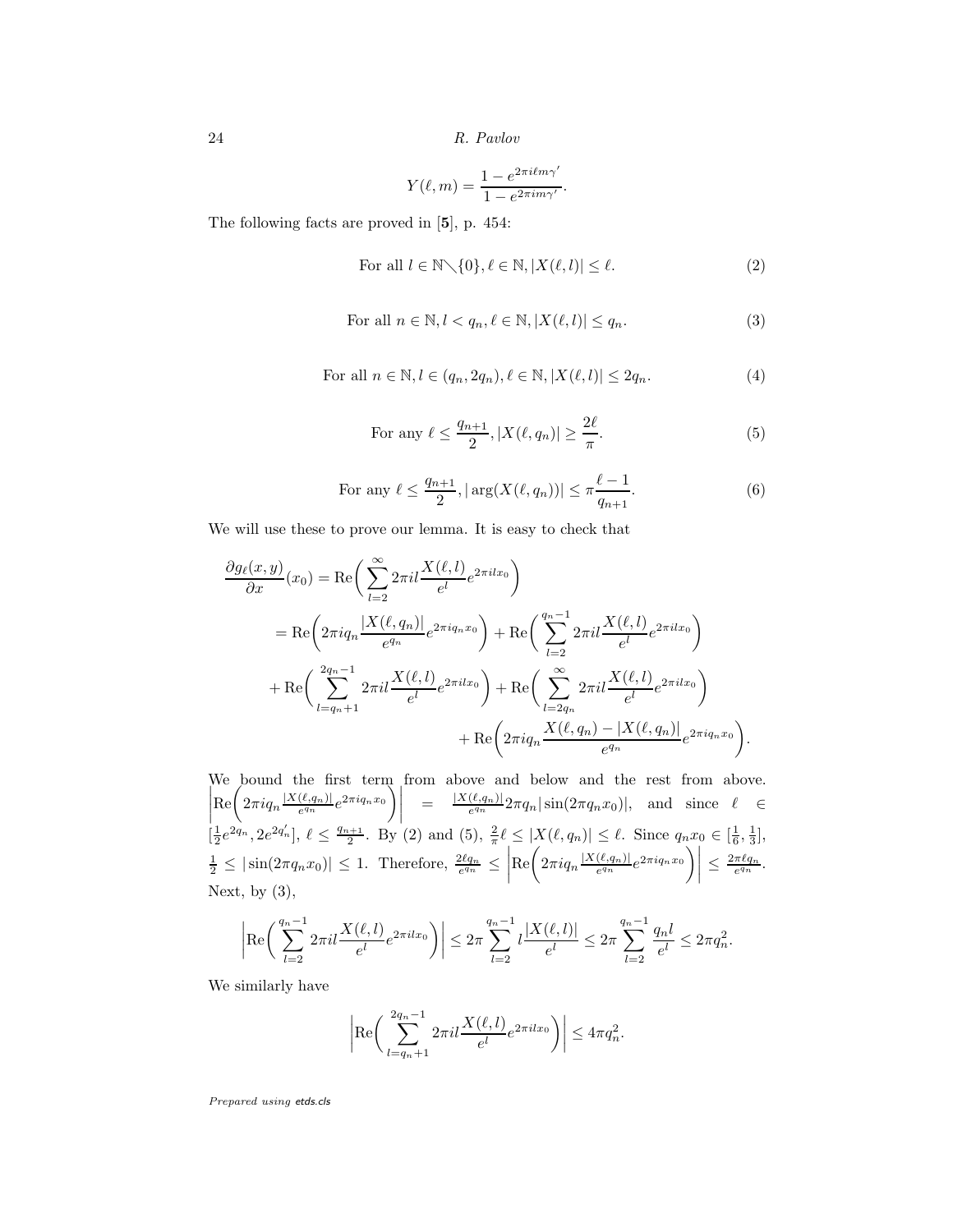$$Y(\ell, m) = \frac{1 - e^{2\pi i \ell m \gamma'}}{1 - e^{2\pi i m \gamma'}}.$$

The following facts are proved in [**5**], p. 454:

$$\text{For all } l \in \mathbb{N} \setminus \{0\}, \ell \in \mathbb{N}, |X(\ell, l)| \le \ell. \tag{2}$$

$$\text{For all } n \in \mathbb{N}, l < q_n, \ell \in \mathbb{N}, |X(\ell, l)| \le q_n. \tag{3}$$

$$\text{For all } n \in \mathbb{N}, l \in (q_n, 2q_n), \ell \in \mathbb{N}, |X(\ell, l)| \le 2q_n. \tag{4}$$

$$\text{For any } \ell \le \frac{q_{n+1}}{2}, |X(\ell, q_n)| \ge \frac{2\ell}{\pi}. \tag{5}$$

$$\text{For any } \ell \le \frac{q_{n+1}}{2}, |\arg(X(\ell, q_n))| \le \pi \frac{\ell - 1}{q_{n+1}}. \tag{6}$$

We will use these to prove our lemma. It is easy to check that

$$\begin{aligned}
\frac{\partial g_\ell(x,y)}{\partial x}(x_0) &= \mathrm{Re}\bigg( \sum_{l=2}^{\infty} 2\pi i l \frac{X(\ell, l)}{e^l} e^{2\pi i l x_0} \bigg) \\
&= \mathrm{Re}\bigg( 2\pi i q_n \frac{|X(\ell, q_n)|}{e^{q_n}} e^{2\pi i q_n x_0} \bigg) + \mathrm{Re}\bigg( \sum_{l=2}^{q_n - 1} 2\pi i l \frac{X(\ell, l)}{e^l} e^{2\pi i l x_0} \bigg) \\
&+ \mathrm{Re}\bigg( \sum_{l=q_n+1}^{2q_n - 1} 2\pi i l \frac{X(\ell, l)}{e^l} e^{2\pi i l x_0} \bigg) + \mathrm{Re}\bigg( \sum_{l=2q_n}^{\infty} 2\pi i l \frac{X(\ell, l)}{e^l} e^{2\pi i l x_0} \bigg) \\
&\qquad + \mathrm{Re}\bigg( 2\pi i q_n \frac{X(\ell, q_n) - |X(\ell, q_n)|}{e^{q_n}} e^{2\pi i q_n x_0} \bigg).
\end{aligned}$$

We bound the first term from above and below and the rest from above. $\left|\mathrm{Re}\bigg( 2\pi i q_n \frac{|X(\ell, q_n)|}{e^{q_n}} e^{2\pi i q_n x_0} \bigg)\right| = \frac{|X(\ell, q_n)|}{e^{q_n}} 2\pi q_n |\sin(2\pi q_n x_0)|$, and since $\ell \in [\frac{1}{2} e^{2q_n}, 2e^{2q_n'}]$, $\ell \le \frac{q_{n+1}}{2}$. By (2) and (5), $\frac{2}{\pi}\ell \le |X(\ell, q_n)| \le \ell$. Since $q_n x_0 \in [\frac{1}{6}, \frac{1}{3}]$, $\frac{1}{2} \le |\sin(2\pi q_n x_0)| \le 1$. Therefore, $\frac{2\ell q_n}{e^{q_n}} \le \left|\mathrm{Re}\bigg( 2\pi i q_n \frac{|X(\ell, q_n)|}{e^{q_n}} e^{2\pi i q_n x_0} \bigg)\right| \le \frac{2\pi \ell q_n}{e^{q_n}}$. Next, by (3),

$$\left| \mathrm{Re}\bigg( \sum_{l=2}^{q_n - 1} 2\pi i l \frac{X(\ell, l)}{e^l} e^{2\pi i l x_0} \bigg) \right| \le 2\pi \sum_{l=2}^{q_n - 1} l \frac{|X(\ell, l)|}{e^l} \le 2\pi \sum_{l=2}^{q_n - 1} \frac{q_n l}{e^l} \le 2\pi q_n^2.$$

We similarly have

$$\left| \mathrm{Re}\bigg( \sum_{l=q_n+1}^{2q_n - 1} 2\pi i l \frac{X(\ell, l)}{e^l} e^{2\pi i l x_0} \bigg) \right| \le 4\pi q_n^2.$$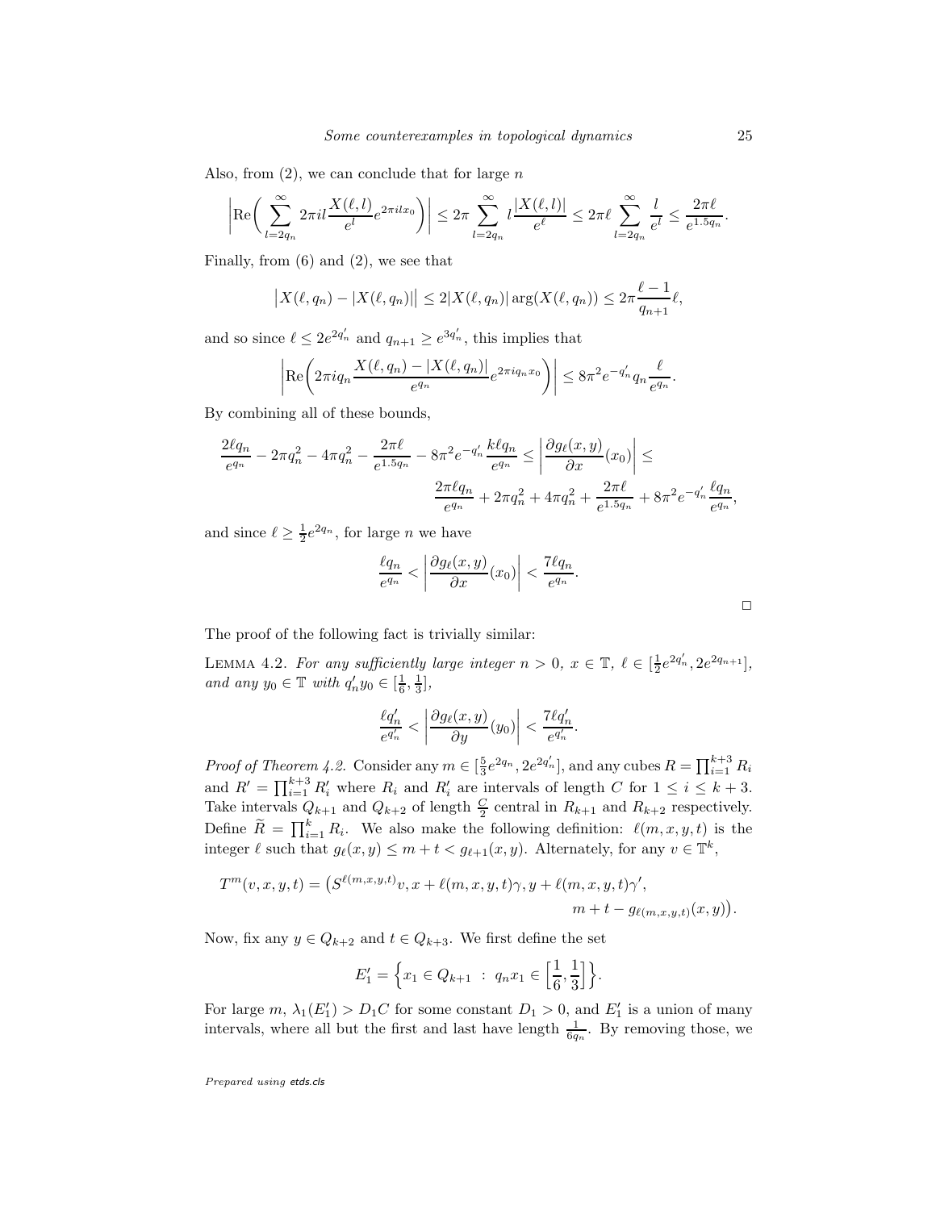Also, from (2), we can conclude that for large $n$

$$\left|\mathrm{Re}\bigg(\sum_{l=2q_n}^{\infty} 2\pi i l \frac{X(\ell,l)}{e^l} e^{2\pi i l x_0}\bigg)\right| \leq 2\pi \sum_{l=2q_n}^{\infty} l\frac{|X(\ell,l)|}{e^{\ell}} \leq 2\pi\ell \sum_{l=2q_n}^{\infty} \frac{l}{e^l} \leq \frac{2\pi\ell}{e^{1.5q_n}}.$$

Finally, from (6) and (2), we see that

$$\big|X(\ell,q_n) - |X(\ell,q_n)|\big| \leq 2|X(\ell,q_n)| \arg(X(\ell,q_n)) \leq 2\pi\frac{\ell-1}{q_{n+1}}\ell,$$

and so since $\ell \leq 2e^{2q_n'}$ and $q_{n+1} \geq e^{3q_n'}$, this implies that

$$\left|\mathrm{Re}\bigg(2\pi i q_n \frac{X(\ell,q_n) - |X(\ell,q_n)|}{e^{q_n}} e^{2\pi i q_n x_0}\bigg)\right| \leq 8\pi^2 e^{-q_n'} q_n \frac{\ell}{e^{q_n}}.$$

By combining all of these bounds,

$$\frac{2\ell q_n}{e^{q_n}} - 2\pi q_n^2 - 4\pi q_n^2 - \frac{2\pi\ell}{e^{1.5q_n}} - 8\pi^2 e^{-q_n'}\frac{k\ell q_n}{e^{q_n}} \leq \left|\frac{\partial g_\ell(x,y)}{\partial x}(x_0)\right| \leq$$
$$\frac{2\pi\ell q_n}{e^{q_n}} + 2\pi q_n^2 + 4\pi q_n^2 + \frac{2\pi\ell}{e^{1.5q_n}} + 8\pi^2 e^{-q_n'}\frac{\ell q_n}{e^{q_n}},$$

and since $\ell \geq \frac{1}{2}e^{2q_n}$, for large $n$ we have

$$\frac{\ell q_n}{e^{q_n}} < \left|\frac{\partial g_\ell(x,y)}{\partial x}(x_0)\right| < \frac{7\ell q_n}{e^{q_n}}.$$

□

The proof of the following fact is trivially similar:

LEMMA 4.2. *For any sufficiently large integer $n > 0$, $x \in \mathbb{T}$, $\ell \in [\frac{1}{2}e^{2q_n'}, 2e^{2q_{n+1}}]$, and any $y_0 \in \mathbb{T}$ with $q_n' y_0 \in [\frac{1}{6}, \frac{1}{3}]$,*

$$\frac{\ell q_n'}{e^{q_n'}} < \left|\frac{\partial g_\ell(x,y)}{\partial y}(y_0)\right| < \frac{7\ell q_n'}{e^{q_n'}}.$$

*Proof of Theorem 4.2.* Consider any $m \in [\frac{5}{3}e^{2q_n}, 2e^{2q_n'}]$, and any cubes $R = \prod_{i=1}^{k+3} R_i$ and $R' = \prod_{i=1}^{k+3} R_i'$ where $R_i$ and $R_i'$ are intervals of length $C$ for $1 \leq i \leq k+3$. Take intervals $Q_{k+1}$ and $Q_{k+2}$ of length $\frac{C}{2}$ central in $R_{k+1}$ and $R_{k+2}$ respectively. Define $\widetilde{R} = \prod_{i=1}^{k} R_i$. We also make the following definition: $\ell(m,x,y,t)$ is the integer $\ell$ such that $g_\ell(x,y) \leq m + t < g_{\ell+1}(x,y)$. Alternately, for any $v \in \mathbb{T}^k$,

$$T^m(v,x,y,t) = \big(S^{\ell(m,x,y,t)}v, x + \ell(m,x,y,t)\gamma, y + \ell(m,x,y,t)\gamma',$$
$$m + t - g_{\ell(m,x,y,t)}(x,y)\big).$$

Now, fix any $y \in Q_{k+2}$ and $t \in Q_{k+3}$. We first define the set

$$E_1' = \Big\{x_1 \in Q_{k+1} \ : \ q_n x_1 \in \Big[\frac{1}{6}, \frac{1}{3}\Big]\Big\}.$$

For large $m$, $\lambda_1(E_1') > D_1 C$ for some constant $D_1 > 0$, and $E_1'$ is a union of many intervals, where all but the first and last have length $\frac{1}{6q_n}$. By removing those, we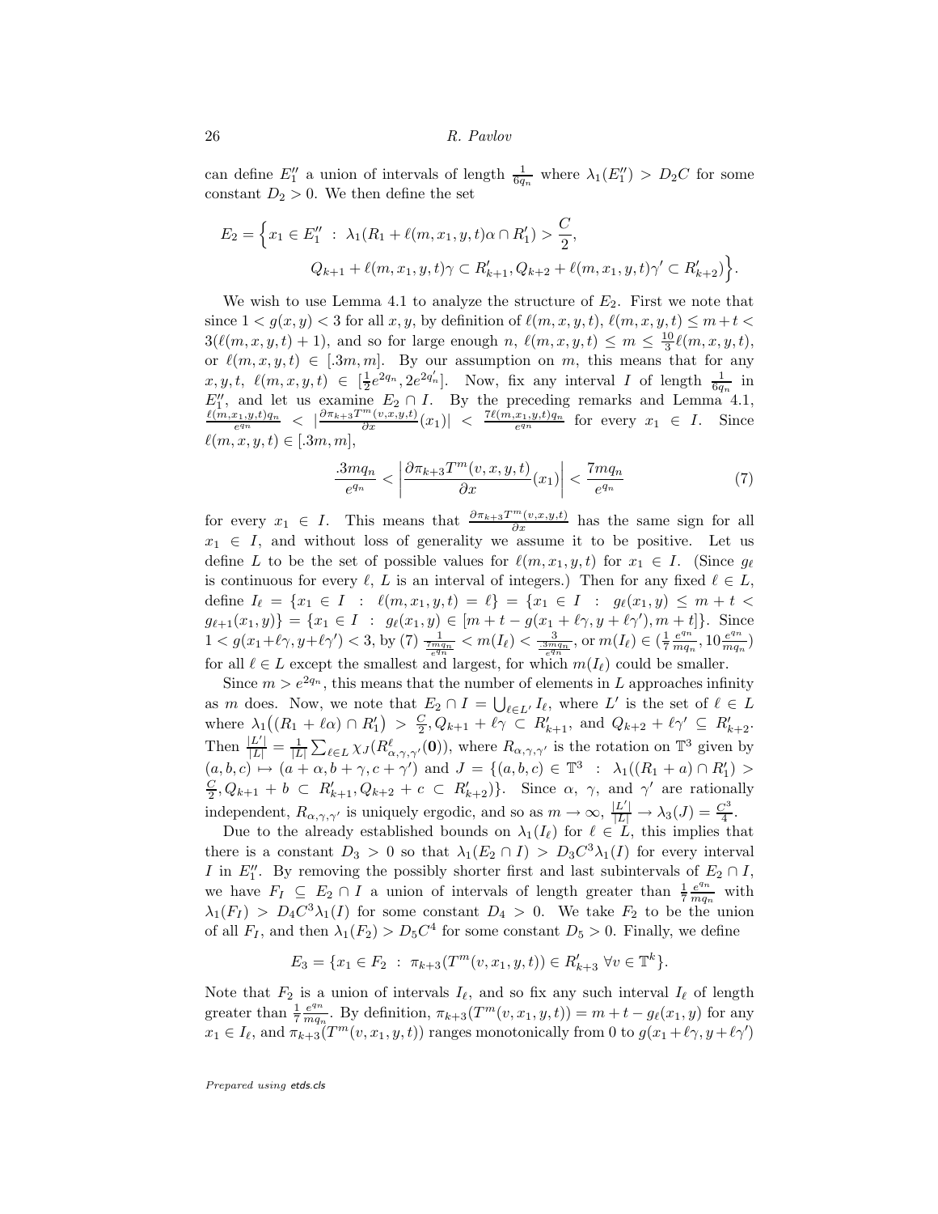can define $E_1''$ a union of intervals of length $\frac{1}{6q_n}$ where $\lambda_1(E_1'') > D_2 C$ for some constant $D_2 > 0$. We then define the set

$$E_2 = \Big\{ x_1 \in E_1'' \ : \ \lambda_1(R_1 + \ell(m, x_1, y, t)\alpha \cap R_1') > \frac{C}{2}, \\ Q_{k+1} + \ell(m, x_1, y, t)\gamma \subset R_{k+1}', Q_{k+2} + \ell(m, x_1, y, t)\gamma' \subset R_{k+2}' \Big\}.$$

We wish to use Lemma 4.1 to analyze the structure of $E_2$. First we note that since $1 < g(x, y) < 3$ for all $x, y$, by definition of $\ell(m, x, y, t)$, $\ell(m, x, y, t) \leq m + t < 3(\ell(m, x, y, t) + 1)$, and so for large enough $n$, $\ell(m, x, y, t) \leq m \leq \frac{10}{3}\ell(m, x, y, t)$, or $\ell(m, x, y, t) \in [.3m, m]$. By our assumption on $m$, this means that for any $x, y, t$, $\ell(m, x, y, t) \in [\frac{1}{2}e^{2q_n}, 2e^{2q_n'}]$. Now, fix any interval $I$ of length $\frac{1}{6q_n}$ in $E_1''$, and let us examine $E_2 \cap I$. By the preceding remarks and Lemma 4.1, $\frac{\ell(m,x_1,y,t)q_n}{e^{q_n}} < |\frac{\partial \pi_{k+3} T^m(v,x,y,t)}{\partial x}(x_1)| < \frac{7\ell(m,x_1,y,t)q_n}{e^{q_n}}$ for every $x_1 \in I$. Since $\ell(m, x, y, t) \in [.3m, m]$,

$$\frac{.3mq_n}{e^{q_n}} < \left| \frac{\partial \pi_{k+3} T^m(v, x, y, t)}{\partial x}(x_1) \right| < \frac{7mq_n}{e^{q_n}} \tag{7}$$

for every $x_1 \in I$. This means that $\frac{\partial \pi_{k+3} T^m(v,x,y,t)}{\partial x}$ has the same sign for all $x_1 \in I$, and without loss of generality we assume it to be positive. Let us define $L$ to be the set of possible values for $\ell(m, x_1, y, t)$ for $x_1 \in I$. (Since $g_\ell$ is continuous for every $\ell$, $L$ is an interval of integers.) Then for any fixed $\ell \in L$, define $I_\ell = \{x_1 \in I \ : \ \ell(m, x_1, y, t) = \ell\} = \{x_1 \in I \ : \ g_\ell(x_1, y) \leq m + t < g_{\ell+1}(x_1, y)\} = \{x_1 \in I \ : \ g_\ell(x_1, y) \in [m + t - g(x_1 + \ell\gamma, y + \ell\gamma'), m + t]\}$. Since $1 < g(x_1 + \ell\gamma, y + \ell\gamma') < 3$, by (7) $\frac{1}{\frac{7mq_n}{e^{q_n}}} < m(I_\ell) < \frac{3}{\frac{.3mq_n}{e^{q_n}}}$, or $m(I_\ell) \in (\frac{1}{7}\frac{e^{q_n}}{mq_n}, 10\frac{e^{q_n}}{mq_n})$ for all $\ell \in L$ except the smallest and largest, for which $m(I_\ell)$ could be smaller.

Since $m > e^{2q_n}$, this means that the number of elements in $L$ approaches infinity as $m$ does. Now, we note that $E_2 \cap I = \bigcup_{\ell \in L'} I_\ell$, where $L'$ is the set of $\ell \in L$ where $\lambda_1\big((R_1 + \ell\alpha) \cap R_1'\big) > \frac{C}{2}, Q_{k+1} + \ell\gamma \subset R_{k+1}'$, and $Q_{k+2} + \ell\gamma' \subseteq R_{k+2}'$. Then $\frac{|L'|}{|L|} = \frac{1}{|L|}\sum_{\ell \in L} \chi_J(R_{\alpha,\gamma,\gamma'}^\ell(\mathbf{0}))$, where $R_{\alpha,\gamma,\gamma'}$ is the rotation on $\mathbb{T}^3$ given by $(a, b, c) \mapsto (a + \alpha, b + \gamma, c + \gamma')$ and $J = \{(a, b, c) \in \mathbb{T}^3 \ : \ \lambda_1((R_1 + a) \cap R_1') > \frac{C}{2}, Q_{k+1} + b \subset R_{k+1}', Q_{k+2} + c \subset R_{k+2}')\}$. Since $\alpha$, $\gamma$, and $\gamma'$ are rationally independent, $R_{\alpha,\gamma,\gamma'}$ is uniquely ergodic, and so as $m \to \infty$, $\frac{|L'|}{|L|} \to \lambda_3(J) = \frac{C^3}{4}$.

Due to the already established bounds on $\lambda_1(I_\ell)$ for $\ell \in L$, this implies that there is a constant $D_3 > 0$ so that $\lambda_1(E_2 \cap I) > D_3 C^3 \lambda_1(I)$ for every interval $I$ in $E_1''$. By removing the possibly shorter first and last subintervals of $E_2 \cap I$, we have $F_I \subseteq E_2 \cap I$ a union of intervals of length greater than $\frac{1}{7}\frac{e^{q_n}}{mq_n}$ with $\lambda_1(F_I) > D_4 C^3 \lambda_1(I)$ for some constant $D_4 > 0$. We take $F_2$ to be the union of all $F_I$, and then $\lambda_1(F_2) > D_5 C^4$ for some constant $D_5 > 0$. Finally, we define

$$E_3 = \{x_1 \in F_2 \ : \ \pi_{k+3}(T^m(v, x_1, y, t)) \in R_{k+3}' \ \forall v \in \mathbb{T}^k\}.$$

Note that $F_2$ is a union of intervals $I_\ell$, and so fix any such interval $I_\ell$ of length greater than $\frac{1}{7}\frac{e^{q_n}}{mq_n}$. By definition, $\pi_{k+3}(T^m(v, x_1, y, t)) = m + t - g_\ell(x_1, y)$ for any $x_1 \in I_\ell$, and $\pi_{k+3}(T^m(v, x_1, y, t))$ ranges monotonically from 0 to $g(x_1 + \ell\gamma, y + \ell\gamma')$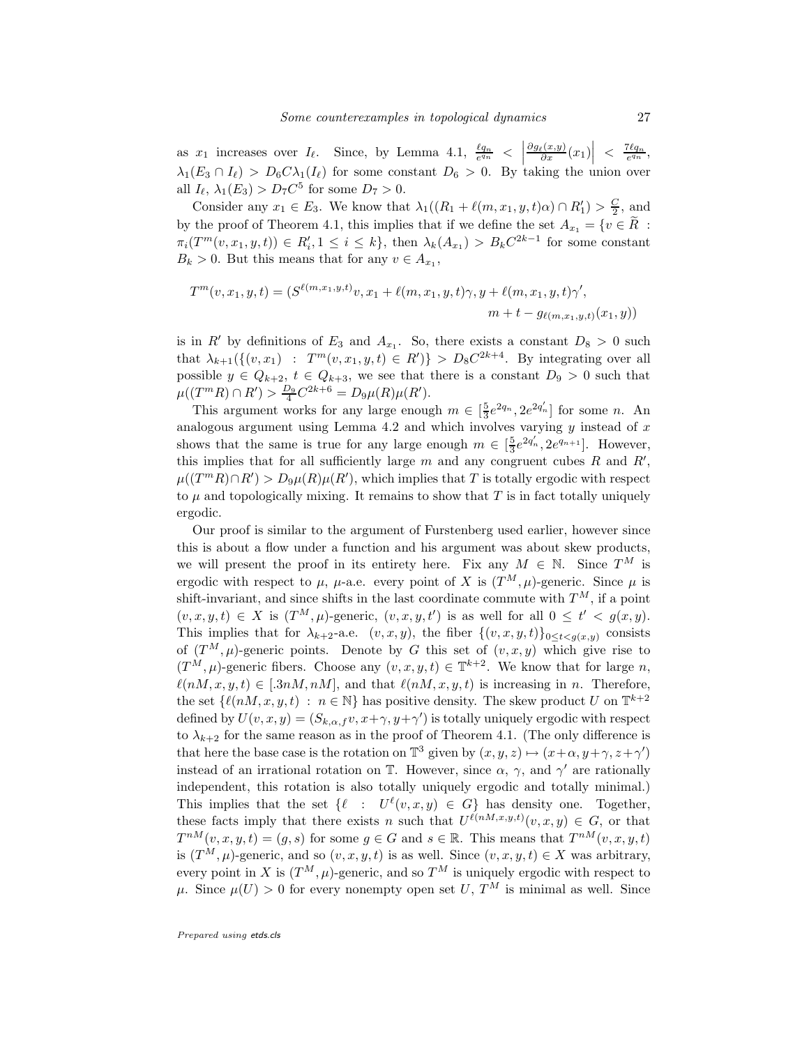as $x_1$ increases over $I_\ell$. Since, by Lemma 4.1, $\frac{\ell q_n}{e^{q_n}} < \left|\frac{\partial g_\ell(x,y)}{\partial x}(x_1)\right| < \frac{7\ell q_n}{e^{q_n}}$, $\lambda_1(E_3 \cap I_\ell) > D_6 C \lambda_1(I_\ell)$ for some constant $D_6 > 0$. By taking the union over all $I_\ell$, $\lambda_1(E_3) > D_7 C^5$ for some $D_7 > 0$.

Consider any $x_1 \in E_3$. We know that $\lambda_1((R_1 + \ell(m, x_1, y, t)\alpha) \cap R_1') > \frac{C}{2}$, and by the proof of Theorem 4.1, this implies that if we define the set $A_{x_1} = \{v \in \widetilde{R} : \pi_i(T^m(v, x_1, y, t)) \in R_i', 1 \leq i \leq k\}$, then $\lambda_k(A_{x_1}) > B_k C^{2k-1}$ for some constant $B_k > 0$. But this means that for any $v \in A_{x_1}$,

$$T^m(v, x_1, y, t) = (S^{\ell(m,x_1,y,t)}v, x_1 + \ell(m, x_1, y, t)\gamma, y + \ell(m, x_1, y, t)\gamma',$$
$$m + t - g_{\ell(m,x_1,y,t)}(x_1, y))$$

is in $R'$ by definitions of $E_3$ and $A_{x_1}$. So, there exists a constant $D_8 > 0$ such that $\lambda_{k+1}(\{(v, x_1) : T^m(v, x_1, y, t) \in R'\}) > D_8 C^{2k+4}$. By integrating over all possible $y \in Q_{k+2}$, $t \in Q_{k+3}$, we see that there is a constant $D_9 > 0$ such that $\mu((T^m R) \cap R') > \frac{D_9}{4} C^{2k+6} = D_9 \mu(R)\mu(R')$.

This argument works for any large enough $m \in [\frac{5}{3}e^{2q_n}, 2e^{2q_n'}]$ for some $n$. An analogous argument using Lemma 4.2 and which involves varying $y$ instead of $x$ shows that the same is true for any large enough $m \in [\frac{5}{3}e^{2q_n'}, 2e^{q_{n+1}}]$. However, this implies that for all sufficiently large $m$ and any congruent cubes $R$ and $R'$, $\mu((T^m R) \cap R') > D_9 \mu(R)\mu(R')$, which implies that $T$ is totally ergodic with respect to $\mu$ and topologically mixing. It remains to show that $T$ is in fact totally uniquely ergodic.

Our proof is similar to the argument of Furstenberg used earlier, however since this is about a flow under a function and his argument was about skew products, we will present the proof in its entirety here. Fix any $M \in \mathbb{N}$. Since $T^M$ is ergodic with respect to $\mu$, $\mu$-a.e. every point of $X$ is $(T^M, \mu)$-generic. Since $\mu$ is shift-invariant, and since shifts in the last coordinate commute with $T^M$, if a point $(v, x, y, t) \in X$ is $(T^M, \mu)$-generic, $(v, x, y, t')$ is as well for all $0 \leq t' < g(x, y)$. This implies that for $\lambda_{k+2}$-a.e. $(v, x, y)$, the fiber $\{(v, x, y, t)\}_{0 \leq t < g(x,y)}$ consists of $(T^M, \mu)$-generic points. Denote by $G$ this set of $(v, x, y)$ which give rise to $(T^M, \mu)$-generic fibers. Choose any $(v, x, y, t) \in \mathbb{T}^{k+2}$. We know that for large $n$, $\ell(nM, x, y, t) \in [.3nM, nM]$, and that $\ell(nM, x, y, t)$ is increasing in $n$. Therefore, the set $\{\ell(nM, x, y, t) : n \in \mathbb{N}\}$ has positive density. The skew product $U$ on $\mathbb{T}^{k+2}$ defined by $U(v, x, y) = (S_{k,\alpha,f}v, x + \gamma, y + \gamma')$ is totally uniquely ergodic with respect to $\lambda_{k+2}$ for the same reason as in the proof of Theorem 4.1. (The only difference is that here the base case is the rotation on $\mathbb{T}^3$ given by $(x, y, z) \mapsto (x + \alpha, y + \gamma, z + \gamma')$ instead of an irrational rotation on $\mathbb{T}$. However, since $\alpha$, $\gamma$, and $\gamma'$ are rationally independent, this rotation is also totally uniquely ergodic and totally minimal.) This implies that the set $\{\ell : U^\ell(v, x, y) \in G\}$ has density one. Together, these facts imply that there exists $n$ such that $U^{\ell(nM,x,y,t)}(v, x, y) \in G$, or that $T^{nM}(v, x, y, t) = (g, s)$ for some $g \in G$ and $s \in \mathbb{R}$. This means that $T^{nM}(v, x, y, t)$ is $(T^M, \mu)$-generic, and so $(v, x, y, t)$ is as well. Since $(v, x, y, t) \in X$ was arbitrary, every point in $X$ is $(T^M, \mu)$-generic, and so $T^M$ is uniquely ergodic with respect to $\mu$. Since $\mu(U) > 0$ for every nonempty open set $U$, $T^M$ is minimal as well. Since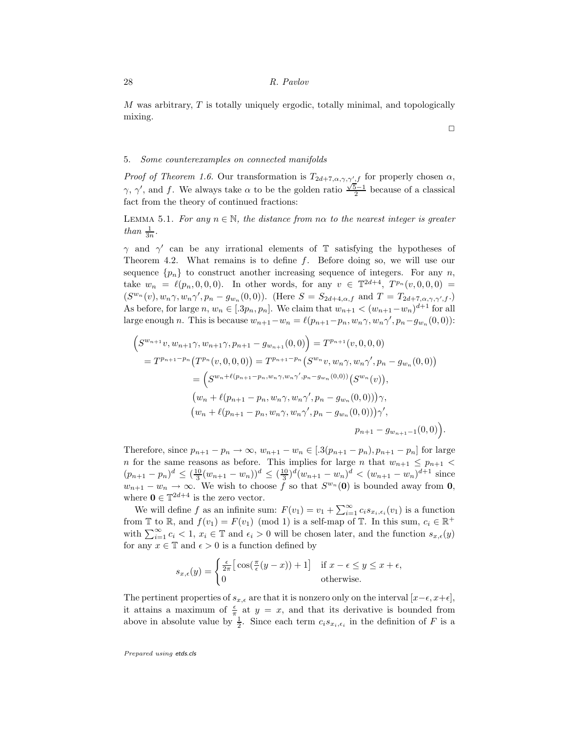$M$ was arbitrary, $T$ is totally uniquely ergodic, totally minimal, and topologically mixing.

□

## 5. *Some counterexamples on connected manifolds*

*Proof of Theorem 1.6.* Our transformation is $T_{2d+7,\alpha,\gamma,\gamma',f}$ for properly chosen $\alpha$, $\gamma$, $\gamma'$, and $f$. We always take $\alpha$ to be the golden ratio $\frac{\sqrt{5}-1}{2}$ because of a classical fact from the theory of continued fractions:

LEMMA 5.1. *For any $n \in \mathbb{N}$, the distance from $n\alpha$ to the nearest integer is greater than $\frac{1}{3n}$.*

$\gamma$ and $\gamma'$ can be any irrational elements of $\mathbb{T}$ satisfying the hypotheses of Theorem 4.2. What remains is to define $f$. Before doing so, we will use our sequence $\{p_n\}$ to construct another increasing sequence of integers. For any $n$, take $w_n = \ell(p_n, 0, 0, 0)$. In other words, for any $v \in \mathbb{T}^{2d+4}$, $T^{p_n}(v, 0, 0, 0) = (S^{w_n}(v), w_n\gamma, w_n\gamma', p_n - g_{w_n}(0, 0))$. (Here $S = S_{2d+4,\alpha,f}$ and $T = T_{2d+7,\alpha,\gamma,\gamma',f}$.) As before, for large $n$, $w_n \in [.3p_n, p_n]$. We claim that $w_{n+1} < (w_{n+1} - w_n)^{d+1}$ for all large enough $n$. This is because $w_{n+1} - w_n = \ell(p_{n+1} - p_n, w_n\gamma, w_n\gamma', p_n - g_{w_n}(0, 0))$:

$$\begin{aligned}
\Big(S^{w_{n+1}}v, w_{n+1}\gamma, w_{n+1}\gamma, p_{n+1} - g_{w_{n+1}}(0,0)\Big) &= T^{p_{n+1}}(v, 0, 0, 0) \\
= T^{p_{n+1}-p_n}\big(T^{p_n}(v,0,0,0)\big) &= T^{p_{n+1}-p_n}\big(S^{w_n}v, w_n\gamma, w_n\gamma', p_n - g_{w_n}(0,0)\big) \\
&= \Big(S^{w_n+\ell(p_{n+1}-p_n, w_n\gamma, w_n\gamma', p_n - g_{w_n}(0,0))}\big(S^{w_n}(v)\big), \\
&\quad \big(w_n + \ell(p_{n+1} - p_n, w_n\gamma, w_n\gamma', p_n - g_{w_n}(0,0))\big)\gamma, \\
&\quad \big(w_n + \ell(p_{n+1} - p_n, w_n\gamma, w_n\gamma', p_n - g_{w_n}(0,0))\big)\gamma', \\
&\qquad p_{n+1} - g_{w_{n+1}-1}(0,0)\Big).
\end{aligned}$$

Therefore, since $p_{n+1} - p_n \to \infty$, $w_{n+1} - w_n \in [.3(p_{n+1} - p_n), p_{n+1} - p_n]$ for large $n$ for the same reasons as before. This implies for large $n$ that $w_{n+1} \le p_{n+1} < (p_{n+1} - p_n)^d \le (\frac{10}{3}(w_{n+1} - w_n))^d \le (\frac{10}{3})^d(w_{n+1} - w_n)^d < (w_{n+1} - w_n)^{d+1}$ since $w_{n+1} - w_n \to \infty$. We wish to choose $f$ so that $S^{w_n}(\mathbf{0})$ is bounded away from $\mathbf{0}$, where $\mathbf{0} \in \mathbb{T}^{2d+4}$ is the zero vector.

We will define $f$ as an infinite sum: $F(v_1) = v_1 + \sum_{i=1}^{\infty} c_i s_{x_i,\epsilon_i}(v_1)$ is a function from $\mathbb{T}$ to $\mathbb{R}$, and $f(v_1) = F(v_1) \pmod 1$ is a self-map of $\mathbb{T}$. In this sum, $c_i \in \mathbb{R}^+$ with $\sum_{i=1}^{\infty} c_i < 1$, $x_i \in \mathbb{T}$ and $\epsilon_i > 0$ will be chosen later, and the function $s_{x,\epsilon}(y)$ for any $x \in \mathbb{T}$ and $\epsilon > 0$ is a function defined by

$$s_{x,\epsilon}(y) = \begin{cases} \frac{\epsilon}{2\pi}\big[\cos(\frac{\pi}{\epsilon}(y - x)) + 1\big] & \text{if } x - \epsilon \le y \le x + \epsilon, \\ 0 & \text{otherwise.} \end{cases}$$

The pertinent properties of $s_{x,\epsilon}$ are that it is nonzero only on the interval $[x-\epsilon, x+\epsilon]$, it attains a maximum of $\frac{\epsilon}{\pi}$ at $y = x$, and that its derivative is bounded from above in absolute value by $\frac{1}{2}$. Since each term $c_i s_{x_i,\epsilon_i}$ in the definition of $F$ is a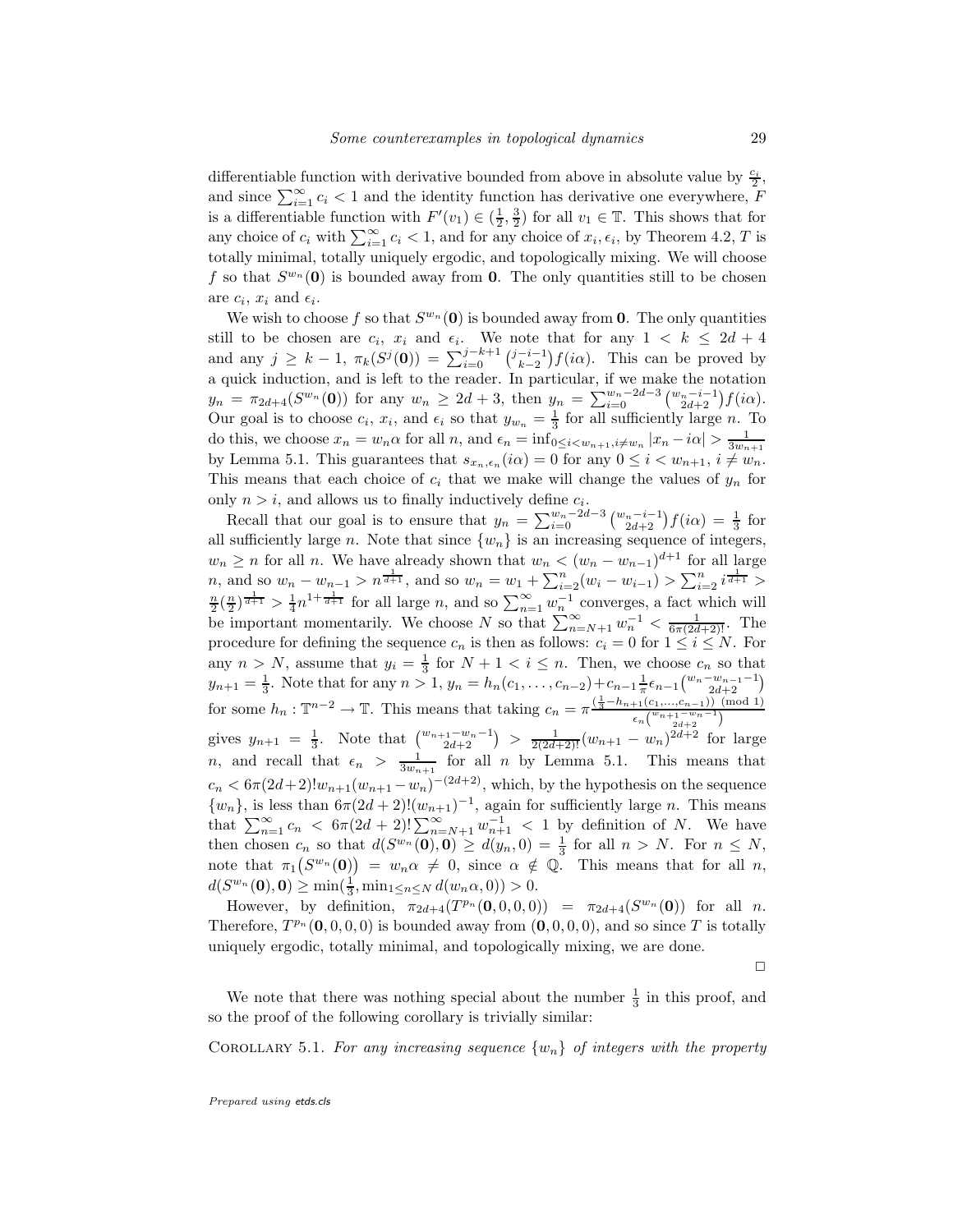differentiable function with derivative bounded from above in absolute value by $\frac{c_i}{2}$, and since $\sum_{i=1}^{\infty} c_i < 1$ and the identity function has derivative one everywhere, $F$ is a differentiable function with $F'(v_1) \in (\frac{1}{2}, \frac{3}{2})$ for all $v_1 \in \mathbb{T}$. This shows that for any choice of $c_i$ with $\sum_{i=1}^{\infty} c_i < 1$, and for any choice of $x_i, \epsilon_i$, by Theorem 4.2, $T$ is totally minimal, totally uniquely ergodic, and topologically mixing. We will choose $f$ so that $S^{w_n}(\mathbf{0})$ is bounded away from $\mathbf{0}$. The only quantities still to be chosen are $c_i$, $x_i$ and $\epsilon_i$.

We wish to choose $f$ so that $S^{w_n}(\mathbf{0})$ is bounded away from $\mathbf{0}$. The only quantities still to be chosen are $c_i$, $x_i$ and $\epsilon_i$. We note that for any $1 < k \leq 2d+4$ and any $j \geq k-1$, $\pi_k(S^j(\mathbf{0})) = \sum_{i=0}^{j-k+1} \binom{j-i-1}{k-2} f(i\alpha)$. This can be proved by a quick induction, and is left to the reader. In particular, if we make the notation $y_n = \pi_{2d+4}(S^{w_n}(\mathbf{0}))$ for any $w_n \geq 2d+3$, then $y_n = \sum_{i=0}^{w_n-2d-3} \binom{w_n-i-1}{2d+2} f(i\alpha)$. Our goal is to choose $c_i$, $x_i$, and $\epsilon_i$ so that $y_{w_n} = \frac{1}{3}$ for all sufficiently large $n$. To do this, we choose $x_n = w_n\alpha$ for all $n$, and $\epsilon_n = \inf_{0 \leq i < w_{n+1}, i \neq w_n} |x_n - i\alpha| > \frac{1}{3w_{n+1}}$ by Lemma 5.1. This guarantees that $s_{x_n,\epsilon_n}(i\alpha) = 0$ for any $0 \leq i < w_{n+1}$, $i \neq w_n$. This means that each choice of $c_i$ that we make will change the values of $y_n$ for only $n > i$, and allows us to finally inductively define $c_i$.

Recall that our goal is to ensure that $y_n = \sum_{i=0}^{w_n-2d-3} \binom{w_n-i-1}{2d+2} f(i\alpha) = \frac{1}{3}$ for all sufficiently large $n$. Note that since $\{w_n\}$ is an increasing sequence of integers, $w_n \geq n$ for all $n$. We have already shown that $w_n < (w_n - w_{n-1})^{d+1}$ for all large $n$, and so $w_n - w_{n-1} > n^{\frac{1}{d+1}}$, and so $w_n = w_1 + \sum_{i=2}^{n}(w_i - w_{i-1}) > \sum_{i=2}^{n} i^{\frac{1}{d+1}} > \frac{n}{2}(\frac{n}{2})^{\frac{1}{d+1}} > \frac{1}{4}n^{1+\frac{1}{d+1}}$ for all large $n$, and so $\sum_{n=1}^{\infty} w_n^{-1}$ converges, a fact which will be important momentarily. We choose $N$ so that $\sum_{n=N+1}^{\infty} w_n^{-1} < \frac{1}{6\pi(2d+2)!}$. The procedure for defining the sequence $c_n$ is then as follows: $c_i = 0$ for $1 \leq i \leq N$. For any $n > N$, assume that $y_i = \frac{1}{3}$ for $N+1 < i \leq n$. Then, we choose $c_n$ so that $y_{n+1} = \frac{1}{3}$. Note that for any $n > 1$, $y_n = h_n(c_1, \ldots, c_{n-2}) + c_{n-1}\frac{1}{\pi}\epsilon_{n-1}\binom{w_n - w_{n-1}-1}{2d+2}$ for some $h_n : \mathbb{T}^{n-2} \to \mathbb{T}$. This means that taking $c_n = \pi\frac{(\frac{1}{3} - h_{n+1}(c_1,\ldots,c_{n-1})) \pmod 1}{\epsilon_n\binom{w_{n+1}-w_n-1}{2d+2}}$ gives $y_{n+1} = \frac{1}{3}$. Note that $\binom{w_{n+1}-w_n-1}{2d+2} > \frac{1}{2(2d+2)!}(w_{n+1} - w_n)^{2d+2}$ for large $n$, and recall that $\epsilon_n > \frac{1}{3w_{n+1}}$ for all $n$ by Lemma 5.1. This means that $c_n < 6\pi(2d+2)!w_{n+1}(w_{n+1} - w_n)^{-(2d+2)}$, which, by the hypothesis on the sequence $\{w_n\}$, is less than $6\pi(2d+2)!(w_{n+1})^{-1}$, again for sufficiently large $n$. This means that $\sum_{n=1}^{\infty} c_n < 6\pi(2d+2)!\sum_{n=N+1}^{\infty} w_{n+1}^{-1} < 1$ by definition of $N$. We have then chosen $c_n$ so that $d(S^{w_n}(\mathbf{0}), \mathbf{0}) \geq d(y_n, 0) = \frac{1}{3}$ for all $n > N$. For $n \leq N$, note that $\pi_1(S^{w_n}(\mathbf{0})) = w_n\alpha \neq 0$, since $\alpha \notin \mathbb{Q}$. This means that for all $n$, $d(S^{w_n}(\mathbf{0}), \mathbf{0}) \geq \min(\frac{1}{3}, \min_{1 \leq n \leq N} d(w_n\alpha, 0)) > 0$.

However, by definition, $\pi_{2d+4}(T^{p_n}(\mathbf{0}, 0, 0, 0)) = \pi_{2d+4}(S^{w_n}(\mathbf{0}))$ for all $n$. Therefore, $T^{p_n}(\mathbf{0}, 0, 0, 0)$ is bounded away from $(\mathbf{0}, 0, 0, 0)$, and so since $T$ is totally uniquely ergodic, totally minimal, and topologically mixing, we are done.

$\square$

We note that there was nothing special about the number $\frac{1}{3}$ in this proof, and so the proof of the following corollary is trivially similar:

Corollary 5.1. *For any increasing sequence $\{w_n\}$ of integers with the property*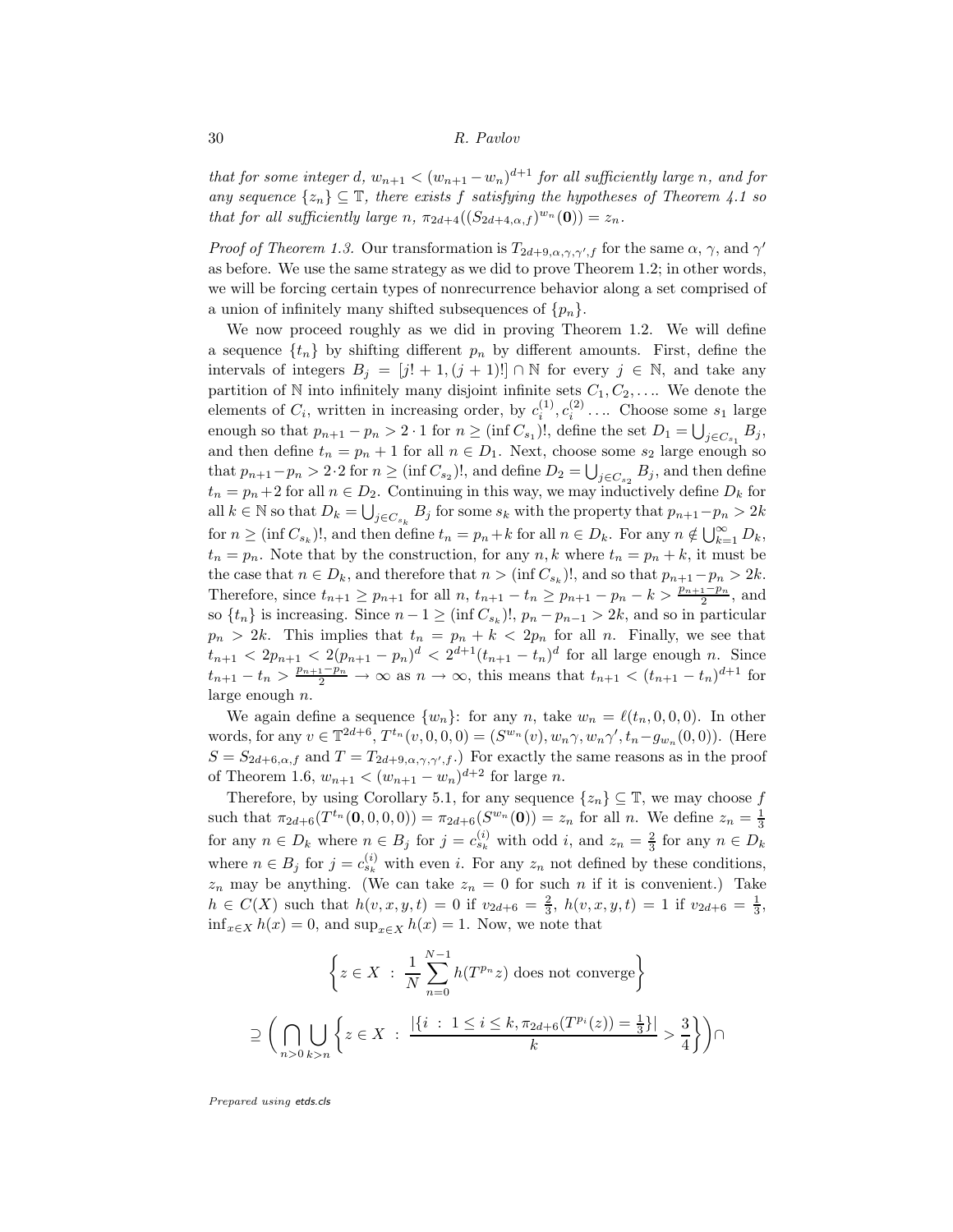*that for some integer $d$, $w_{n+1} < (w_{n+1} - w_n)^{d+1}$ for all sufficiently large $n$, and for any sequence $\{z_n\} \subseteq \mathbb{T}$, there exists $f$ satisfying the hypotheses of Theorem 4.1 so that for all sufficiently large $n$, $\pi_{2d+4}((S_{2d+4,\alpha,f})^{w_n}(\mathbf{0})) = z_n$.*

*Proof of Theorem 1.3.* Our transformation is $T_{2d+9,\alpha,\gamma,\gamma',f}$ for the same $\alpha$, $\gamma$, and $\gamma'$ as before. We use the same strategy as we did to prove Theorem 1.2; in other words, we will be forcing certain types of nonrecurrence behavior along a set comprised of a union of infinitely many shifted subsequences of $\{p_n\}$.

We now proceed roughly as we did in proving Theorem 1.2. We will define a sequence $\{t_n\}$ by shifting different $p_n$ by different amounts. First, define the intervals of integers $B_j = [j! + 1, (j+1)!] \cap \mathbb{N}$ for every $j \in \mathbb{N}$, and take any partition of $\mathbb{N}$ into infinitely many disjoint infinite sets $C_1, C_2, \ldots$. We denote the elements of $C_i$, written in increasing order, by $c_i^{(1)}, c_i^{(2)} \ldots$. Choose some $s_1$ large enough so that $p_{n+1} - p_n > 2 \cdot 1$ for $n \geq (\inf C_{s_1})!$, define the set $D_1 = \bigcup_{j \in C_{s_1}} B_j$, and then define $t_n = p_n + 1$ for all $n \in D_1$. Next, choose some $s_2$ large enough so that $p_{n+1} - p_n > 2 \cdot 2$ for $n \geq (\inf C_{s_2})!$, and define $D_2 = \bigcup_{j \in C_{s_2}} B_j$, and then define $t_n = p_n + 2$ for all $n \in D_2$. Continuing in this way, we may inductively define $D_k$ for all $k \in \mathbb{N}$ so that $D_k = \bigcup_{j \in C_{s_k}} B_j$ for some $s_k$ with the property that $p_{n+1} - p_n > 2k$ for $n \geq (\inf C_{s_k})!$, and then define $t_n = p_n + k$ for all $n \in D_k$. For any $n \notin \bigcup_{k=1}^{\infty} D_k$, $t_n = p_n$. Note that by the construction, for any $n, k$ where $t_n = p_n + k$, it must be the case that $n \in D_k$, and therefore that $n > (\inf C_{s_k})!$, and so that $p_{n+1} - p_n > 2k$. Therefore, since $t_{n+1} \geq p_{n+1}$ for all $n$, $t_{n+1} - t_n \geq p_{n+1} - p_n - k > \frac{p_{n+1} - p_n}{2}$, and so $\{t_n\}$ is increasing. Since $n - 1 \geq (\inf C_{s_k})!$, $p_n - p_{n-1} > 2k$, and so in particular $p_n > 2k$. This implies that $t_n = p_n + k < 2p_n$ for all $n$. Finally, we see that $t_{n+1} < 2p_{n+1} < 2(p_{n+1} - p_n)^d < 2^{d+1}(t_{n+1} - t_n)^d$ for all large enough $n$. Since $t_{n+1} - t_n > \frac{p_{n+1} - p_n}{2} \to \infty$ as $n \to \infty$, this means that $t_{n+1} < (t_{n+1} - t_n)^{d+1}$ for large enough $n$.

We again define a sequence $\{w_n\}$: for any $n$, take $w_n = \ell(t_n, 0, 0, 0)$. In other words, for any $v \in \mathbb{T}^{2d+6}$, $T^{t_n}(v, 0, 0, 0) = (S^{w_n}(v), w_n\gamma, w_n\gamma', t_n - g_{w_n}(0, 0))$. (Here $S = S_{2d+6,\alpha,f}$ and $T = T_{2d+9,\alpha,\gamma,\gamma',f}$.) For exactly the same reasons as in the proof of Theorem 1.6, $w_{n+1} < (w_{n+1} - w_n)^{d+2}$ for large $n$.

Therefore, by using Corollary 5.1, for any sequence $\{z_n\} \subseteq \mathbb{T}$, we may choose $f$ such that $\pi_{2d+6}(T^{t_n}(\mathbf{0}, 0, 0, 0)) = \pi_{2d+6}(S^{w_n}(\mathbf{0})) = z_n$ for all $n$. We define $z_n = \frac{1}{3}$ for any $n \in D_k$ where $n \in B_j$ for $j = c_{s_k}^{(i)}$ with odd $i$, and $z_n = \frac{2}{3}$ for any $n \in D_k$ where $n \in B_j$ for $j = c_{s_k}^{(i)}$ with even $i$. For any $z_n$ not defined by these conditions, $z_n$ may be anything. (We can take $z_n = 0$ for such $n$ if it is convenient.) Take $h \in C(X)$ such that $h(v, x, y, t) = 0$ if $v_{2d+6} = \frac{2}{3}$, $h(v, x, y, t) = 1$ if $v_{2d+6} = \frac{1}{3}$, $\inf_{x \in X} h(x) = 0$, and $\sup_{x \in X} h(x) = 1$. Now, we note that

$$\left\{ z \in X \ : \ \frac{1}{N} \sum_{n=0}^{N-1} h(T^{p_n} z) \text{ does not converge} \right\}$$

$$\supseteq \left( \bigcap_{n>0} \bigcup_{k>n} \left\{ z \in X \ : \ \frac{|\{i \ : \ 1 \leq i \leq k, \pi_{2d+6}(T^{p_i}(z)) = \frac{1}{3}\}|}{k} > \frac{3}{4} \right\} \right) \cap$$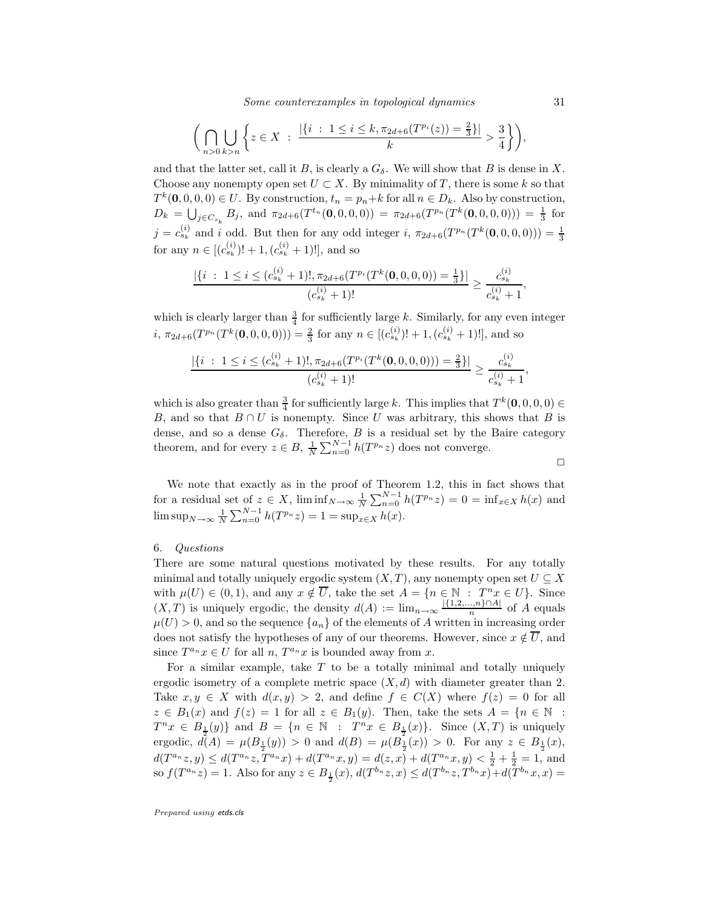$$\Big( \bigcap_{n>0} \bigcup_{k>n} \Big\{ z \in X \; : \; \frac{|\{i \; : \; 1 \le i \le k, \pi_{2d+6}(T^{p_i}(z)) = \frac{2}{3}\}|}{k} > \frac{3}{4} \Big\} \Big),$$

and that the latter set, call it $B$, is clearly a $G_\delta$. We will show that $B$ is dense in $X$. Choose any nonempty open set $U \subset X$. By minimality of $T$, there is some $k$ so that $T^k(\mathbf{0}, 0, 0, 0) \in U$. By construction, $t_n = p_n + k$ for all $n \in D_k$. Also by construction, $D_k = \bigcup_{j \in C_{s_k}} B_j$, and $\pi_{2d+6}(T^{t_n}(\mathbf{0}, 0, 0, 0)) = \pi_{2d+6}(T^{p_n}(T^k(\mathbf{0}, 0, 0, 0))) = \frac{1}{3}$ for $j = c_{s_k}^{(i)}$ and $i$ odd. But then for any odd integer $i$, $\pi_{2d+6}(T^{p_n}(T^k(\mathbf{0}, 0, 0, 0))) = \frac{1}{3}$ for any $n \in [(c_{s_k}^{(i)})! + 1, (c_{s_k}^{(i)} + 1)!]$, and so

$$\frac{|\{i \; : \; 1 \le i \le (c_{s_k}^{(i)} + 1)!, \pi_{2d+6}(T^{p_i}(T^k(\mathbf{0}, 0, 0, 0)) = \frac{1}{3}\}|}{(c_{s_k}^{(i)} + 1)!} \ge \frac{c_{s_k}^{(i)}}{c_{s_k}^{(i)} + 1},$$

which is clearly larger than $\frac{3}{4}$ for sufficiently large $k$. Similarly, for any even integer $i$, $\pi_{2d+6}(T^{p_n}(T^k(\mathbf{0}, 0, 0, 0))) = \frac{2}{3}$ for any $n \in [(c_{s_k}^{(i)})! + 1, (c_{s_k}^{(i)} + 1)!]$, and so

$$\frac{|\{i \; : \; 1 \le i \le (c_{s_k}^{(i)} + 1)!, \pi_{2d+6}(T^{p_i}(T^k(\mathbf{0}, 0, 0, 0))) = \frac{2}{3}\}|}{(c_{s_k}^{(i)} + 1)!} \ge \frac{c_{s_k}^{(i)}}{c_{s_k}^{(i)} + 1},$$

which is also greater than $\frac{3}{4}$ for sufficiently large $k$. This implies that $T^k(\mathbf{0}, 0, 0, 0) \in B$, and so that $B \cap U$ is nonempty. Since $U$ was arbitrary, this shows that $B$ is dense, and so a dense $G_\delta$. Therefore, $B$ is a residual set by the Baire category theorem, and for every $z \in B$, $\frac{1}{N} \sum_{n=0}^{N-1} h(T^{p_n} z)$ does not converge.

□

We note that exactly as in the proof of Theorem 1.2, this in fact shows that for a residual set of $z \in X$, $\liminf_{N \to \infty} \frac{1}{N} \sum_{n=0}^{N-1} h(T^{p_n} z) = 0 = \inf_{x \in X} h(x)$ and $\limsup_{N \to \infty} \frac{1}{N} \sum_{n=0}^{N-1} h(T^{p_n} z) = 1 = \sup_{x \in X} h(x)$.

## 6. *Questions*

There are some natural questions motivated by these results. For any totally minimal and totally uniquely ergodic system $(X, T)$, any nonempty open set $U \subseteq X$ with $\mu(U) \in (0, 1)$, and any $x \notin \overline{U}$, take the set $A = \{n \in \mathbb{N} \; : \; T^n x \in U\}$. Since $(X, T)$ is uniquely ergodic, the density $d(A) := \lim_{n \to \infty} \frac{|\{1, 2, \ldots, n\} \cap A|}{n}$ of $A$ equals $\mu(U) > 0$, and so the sequence $\{a_n\}$ of the elements of $A$ written in increasing order does not satisfy the hypotheses of any of our theorems. However, since $x \notin \overline{U}$, and since $T^{a_n} x \in U$ for all $n$, $T^{a_n} x$ is bounded away from $x$.

For a similar example, take $T$ to be a totally minimal and totally uniquely ergodic isometry of a complete metric space $(X, d)$ with diameter greater than 2. Take $x, y \in X$ with $d(x, y) > 2$, and define $f \in C(X)$ where $f(z) = 0$ for all $z \in B_1(x)$ and $f(z) = 1$ for all $z \in B_1(y)$. Then, take the sets $A = \{n \in \mathbb{N} \; : \; T^n x \in B_{\frac{1}{2}}(y)\}$ and $B = \{n \in \mathbb{N} \; : \; T^n x \in B_{\frac{1}{2}}(x)\}$. Since $(X, T)$ is uniquely ergodic, $d(A) = \mu(B_{\frac{1}{2}}(y)) > 0$ and $d(B) = \mu(B_{\frac{1}{2}}(x)) > 0$. For any $z \in B_{\frac{1}{2}}(x)$, $d(T^{a_n} z, y) \le d(T^{a_n} z, T^{a_n} x) + d(T^{a_n} x, y) = d(z, x) + d(T^{a_n} x, y) < \frac{1}{2} + \frac{1}{2} = 1$, and so $f(T^{a_n} z) = 1$. Also for any $z \in B_{\frac{1}{2}}(x)$, $d(T^{b_n} z, x) \le d(T^{b_n} z, T^{b_n} x) + d(T^{b_n} x, x) =$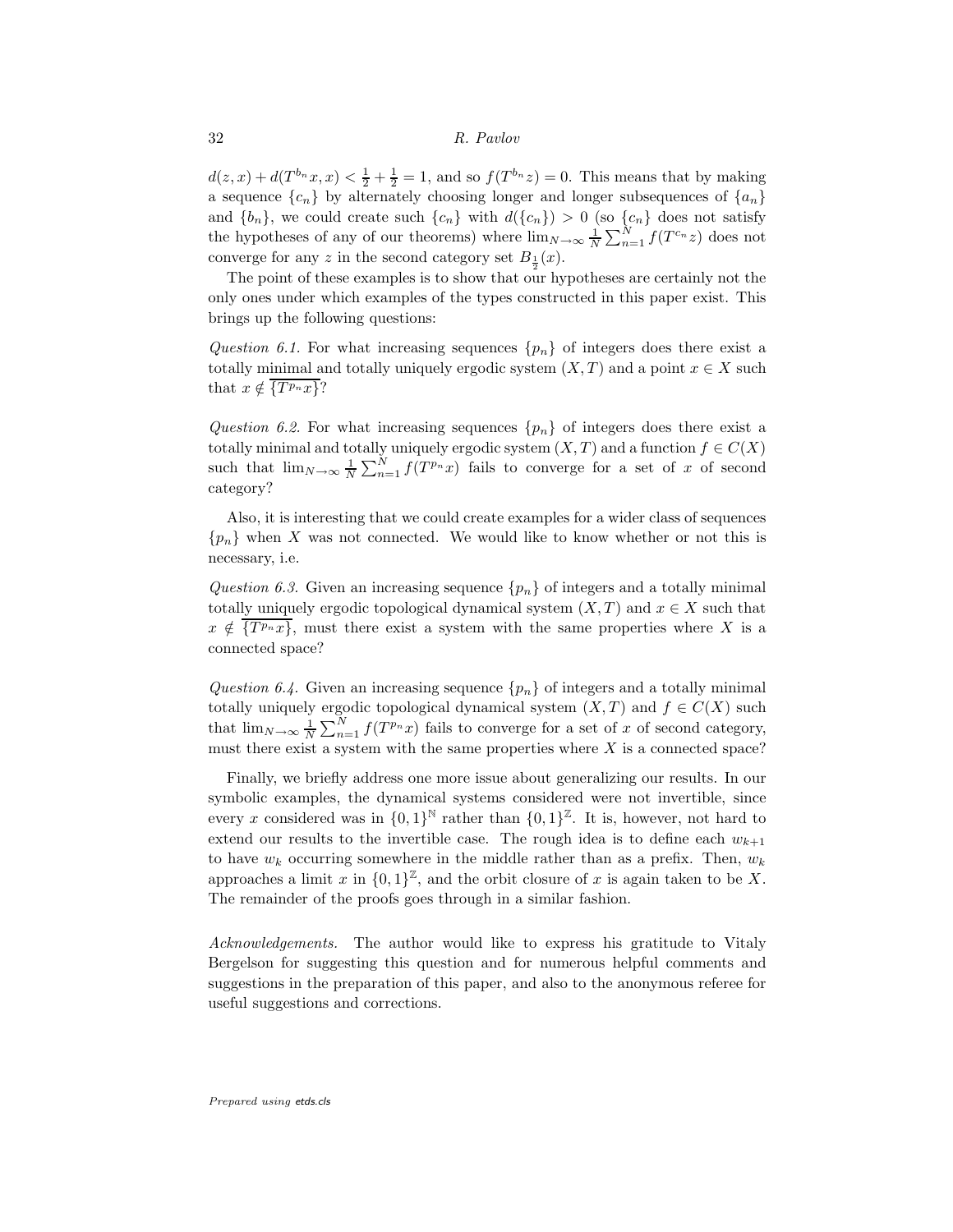$d(z, x) + d(T^{b_n} x, x) < \frac{1}{2} + \frac{1}{2} = 1$, and so $f(T^{b_n} z) = 0$. This means that by making a sequence $\{c_n\}$ by alternately choosing longer and longer subsequences of $\{a_n\}$ and $\{b_n\}$, we could create such $\{c_n\}$ with $d(\{c_n\}) > 0$ (so $\{c_n\}$ does not satisfy the hypotheses of any of our theorems) where $\lim_{N\to\infty} \frac{1}{N} \sum_{n=1}^{N} f(T^{c_n} z)$ does not converge for any $z$ in the second category set $B_{\frac{1}{2}}(x)$.

The point of these examples is to show that our hypotheses are certainly not the only ones under which examples of the types constructed in this paper exist. This brings up the following questions:

*Question 6.1.* For what increasing sequences $\{p_n\}$ of integers does there exist a totally minimal and totally uniquely ergodic system $(X, T)$ and a point $x \in X$ such that $x \notin \overline{\{T^{p_n} x\}}$?

*Question 6.2.* For what increasing sequences $\{p_n\}$ of integers does there exist a totally minimal and totally uniquely ergodic system $(X, T)$ and a function $f \in C(X)$ such that $\lim_{N\to\infty} \frac{1}{N} \sum_{n=1}^{N} f(T^{p_n} x)$ fails to converge for a set of $x$ of second category?

Also, it is interesting that we could create examples for a wider class of sequences $\{p_n\}$ when $X$ was not connected. We would like to know whether or not this is necessary, i.e.

*Question 6.3.* Given an increasing sequence $\{p_n\}$ of integers and a totally minimal totally uniquely ergodic topological dynamical system $(X, T)$ and $x \in X$ such that $x \notin \overline{\{T^{p_n} x\}}$, must there exist a system with the same properties where $X$ is a connected space?

*Question 6.4.* Given an increasing sequence $\{p_n\}$ of integers and a totally minimal totally uniquely ergodic topological dynamical system $(X, T)$ and $f \in C(X)$ such that $\lim_{N\to\infty} \frac{1}{N} \sum_{n=1}^{N} f(T^{p_n} x)$ fails to converge for a set of $x$ of second category, must there exist a system with the same properties where $X$ is a connected space?

Finally, we briefly address one more issue about generalizing our results. In our symbolic examples, the dynamical systems considered were not invertible, since every $x$ considered was in $\{0,1\}^{\mathbb{N}}$ rather than $\{0,1\}^{\mathbb{Z}}$. It is, however, not hard to extend our results to the invertible case. The rough idea is to define each $w_{k+1}$ to have $w_k$ occurring somewhere in the middle rather than as a prefix. Then, $w_k$ approaches a limit $x$ in $\{0,1\}^{\mathbb{Z}}$, and the orbit closure of $x$ is again taken to be $X$. The remainder of the proofs goes through in a similar fashion.

*Acknowledgements.* The author would like to express his gratitude to Vitaly Bergelson for suggesting this question and for numerous helpful comments and suggestions in the preparation of this paper, and also to the anonymous referee for useful suggestions and corrections.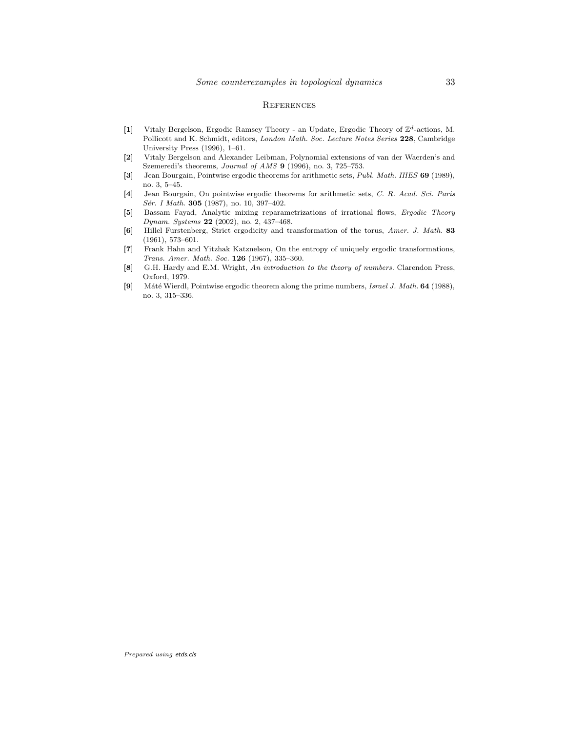## References

[1] Vitaly Bergelson, Ergodic Ramsey Theory - an Update, Ergodic Theory of $\mathbb{Z}^d$-actions, M. Pollicott and K. Schmidt, editors, *London Math. Soc. Lecture Notes Series* **228**, Cambridge University Press (1996), 1–61.

[2] Vitaly Bergelson and Alexander Leibman, Polynomial extensions of van der Waerden's and Szemeredi's theorems, *Journal of AMS* **9** (1996), no. 3, 725–753.

[3] Jean Bourgain, Pointwise ergodic theorems for arithmetic sets, *Publ. Math. IHES* **69** (1989), no. 3, 5–45.

[4] Jean Bourgain, On pointwise ergodic theorems for arithmetic sets, *C. R. Acad. Sci. Paris Sér. I Math.* **305** (1987), no. 10, 397–402.

[5] Bassam Fayad, Analytic mixing reparametrizations of irrational flows, *Ergodic Theory Dynam. Systems* **22** (2002), no. 2, 437–468.

[6] Hillel Furstenberg, Strict ergodicity and transformation of the torus, *Amer. J. Math.* **83** (1961), 573–601.

[7] Frank Hahn and Yitzhak Katznelson, On the entropy of uniquely ergodic transformations, *Trans. Amer. Math. Soc.* **126** (1967), 335–360.

[8] G.H. Hardy and E.M. Wright, *An introduction to the theory of numbers.* Clarendon Press, Oxford, 1979.

[9] Máté Wierdl, Pointwise ergodic theorem along the prime numbers, *Israel J. Math.* **64** (1988), no. 3, 315–336.